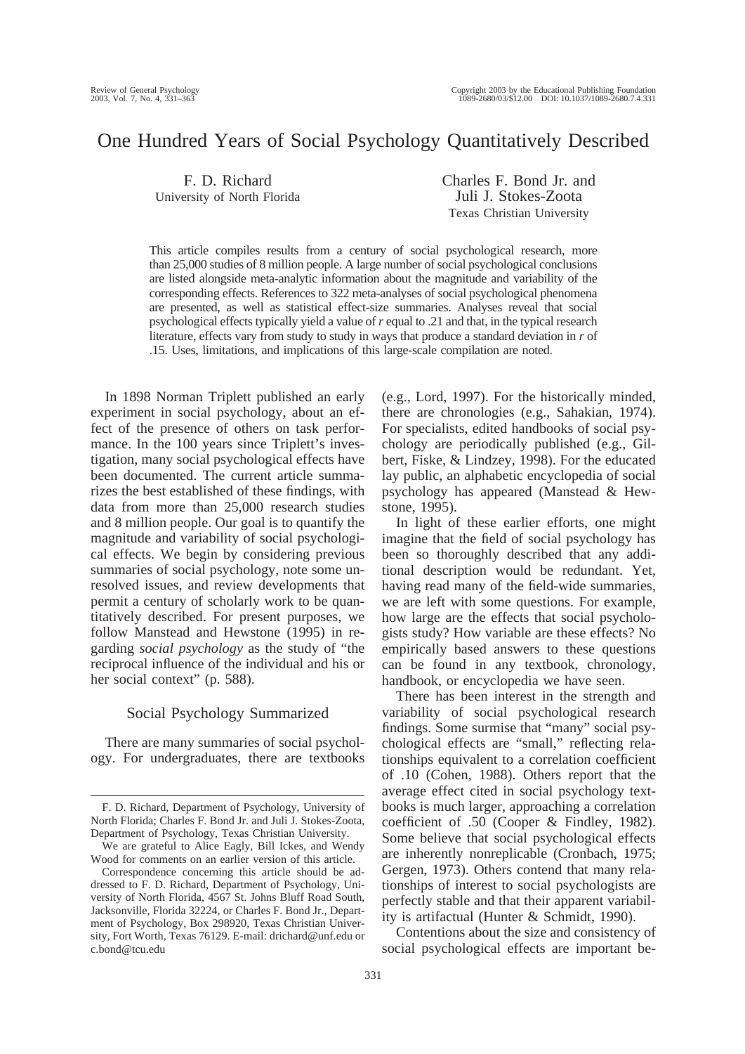# One Hundred Years of Social Psychology Quantitatively Described

F. D. Richard
University of North Florida

Charles F. Bond Jr. and Juli J. Stokes-Zoota
Texas Christian University

This article compiles results from a century of social psychological research, more than 25,000 studies of 8 million people. A large number of social psychological conclusions are listed alongside meta-analytic information about the magnitude and variability of the corresponding effects. References to 322 meta-analyses of social psychological phenomena are presented, as well as statistical effect-size summaries. Analyses reveal that social psychological effects typically yield a value of $r$ equal to .21 and that, in the typical research literature, effects vary from study to study in ways that produce a standard deviation in $r$ of .15. Uses, limitations, and implications of this large-scale compilation are noted.

In 1898 Norman Triplett published an early experiment in social psychology, about an effect of the presence of others on task performance. In the 100 years since Triplett's investigation, many social psychological effects have been documented. The current article summarizes the best established of these findings, with data from more than 25,000 research studies and 8 million people. Our goal is to quantify the magnitude and variability of social psychological effects. We begin by considering previous summaries of social psychology, note some unresolved issues, and review developments that permit a century of scholarly work to be quantitatively described. For present purposes, we follow Manstead and Hewstone (1995) in regarding *social psychology* as the study of "the reciprocal influence of the individual and his or her social context" (p. 588).

## Social Psychology Summarized

There are many summaries of social psychology. For undergraduates, there are textbooks (e.g., Lord, 1997). For the historically minded, there are chronologies (e.g., Sahakian, 1974). For specialists, edited handbooks of social psychology are periodically published (e.g., Gilbert, Fiske, & Lindzey, 1998). For the educated lay public, an alphabetic encyclopedia of social psychology has appeared (Manstead & Hewstone, 1995).

In light of these earlier efforts, one might imagine that the field of social psychology has been so thoroughly described that any additional description would be redundant. Yet, having read many of the field-wide summaries, we are left with some questions. For example, how large are the effects that social psychologists study? How variable are these effects? No empirically based answers to these questions can be found in any textbook, chronology, handbook, or encyclopedia we have seen.

There has been interest in the strength and variability of social psychological research findings. Some surmise that "many" social psychological effects are "small," reflecting relationships equivalent to a correlation coefficient of .10 (Cohen, 1988). Others report that the average effect cited in social psychology textbooks is much larger, approaching a correlation coefficient of .50 (Cooper & Findley, 1982). Some believe that social psychological effects are inherently nonreplicable (Cronbach, 1975; Gergen, 1973). Others contend that many relationships of interest to social psychologists are perfectly stable and that their apparent variability is artifactual (Hunter & Schmidt, 1990).

Contentions about the size and consistency of social psychological effects are important be-

---

F. D. Richard, Department of Psychology, University of North Florida; Charles F. Bond Jr. and Juli J. Stokes-Zoota, Department of Psychology, Texas Christian University.

We are grateful to Alice Eagly, Bill Ickes, and Wendy Wood for comments on an earlier version of this article.

Correspondence concerning this article should be addressed to F. D. Richard, Department of Psychology, University of North Florida, 4567 St. Johns Bluff Road South, Jacksonville, Florida 32224, or Charles F. Bond Jr., Department of Psychology, Texas Christian University, Box 298920, Fort Worth, Texas 76129. E-mail: drichard@unf.edu or c.bond@tcu.edu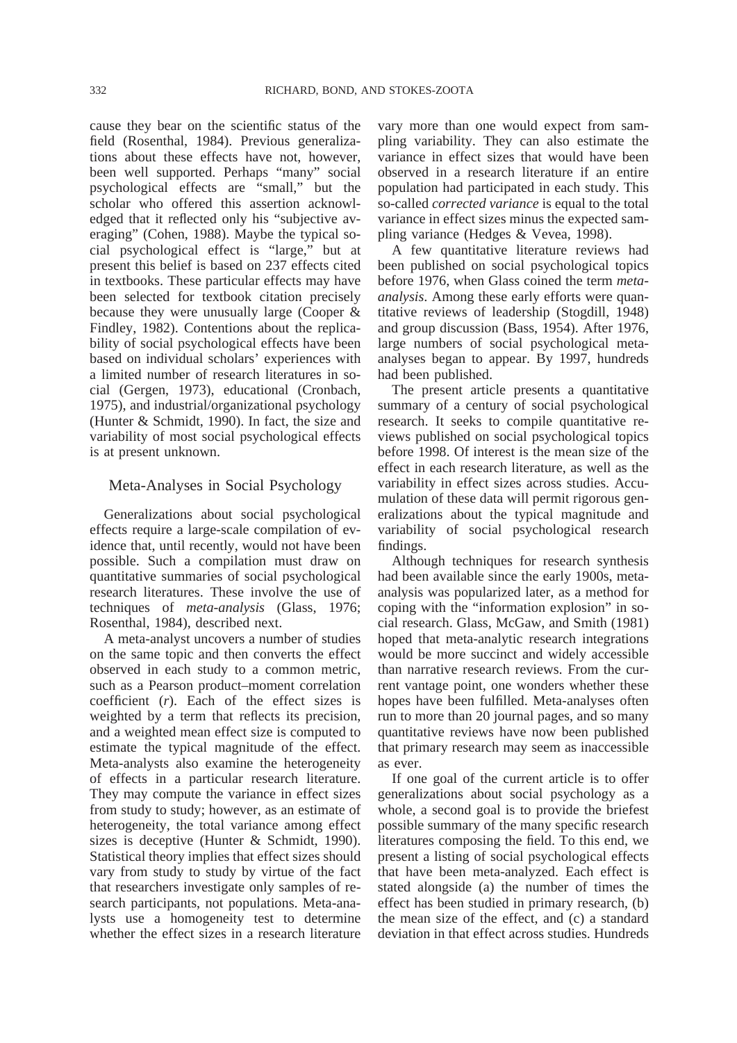cause they bear on the scientific status of the field (Rosenthal, 1984). Previous generalizations about these effects have not, however, been well supported. Perhaps "many" social psychological effects are "small," but the scholar who offered this assertion acknowledged that it reflected only his "subjective averaging" (Cohen, 1988). Maybe the typical social psychological effect is "large," but at present this belief is based on 237 effects cited in textbooks. These particular effects may have been selected for textbook citation precisely because they were unusually large (Cooper & Findley, 1982). Contentions about the replicability of social psychological effects have been based on individual scholars' experiences with a limited number of research literatures in social (Gergen, 1973), educational (Cronbach, 1975), and industrial/organizational psychology (Hunter & Schmidt, 1990). In fact, the size and variability of most social psychological effects is at present unknown.

## Meta-Analyses in Social Psychology

Generalizations about social psychological effects require a large-scale compilation of evidence that, until recently, would not have been possible. Such a compilation must draw on quantitative summaries of social psychological research literatures. These involve the use of techniques of *meta-analysis* (Glass, 1976; Rosenthal, 1984), described next.

A meta-analyst uncovers a number of studies on the same topic and then converts the effect observed in each study to a common metric, such as a Pearson product–moment correlation coefficient ($r$). Each of the effect sizes is weighted by a term that reflects its precision, and a weighted mean effect size is computed to estimate the typical magnitude of the effect. Meta-analysts also examine the heterogeneity of effects in a particular research literature. They may compute the variance in effect sizes from study to study; however, as an estimate of heterogeneity, the total variance among effect sizes is deceptive (Hunter & Schmidt, 1990). Statistical theory implies that effect sizes should vary from study to study by virtue of the fact that researchers investigate only samples of research participants, not populations. Meta-analysts use a homogeneity test to determine whether the effect sizes in a research literature vary more than one would expect from sampling variability. They can also estimate the variance in effect sizes that would have been observed in a research literature if an entire population had participated in each study. This so-called *corrected variance* is equal to the total variance in effect sizes minus the expected sampling variance (Hedges & Vevea, 1998).

A few quantitative literature reviews had been published on social psychological topics before 1976, when Glass coined the term *meta-analysis*. Among these early efforts were quantitative reviews of leadership (Stogdill, 1948) and group discussion (Bass, 1954). After 1976, large numbers of social psychological meta-analyses began to appear. By 1997, hundreds had been published.

The present article presents a quantitative summary of a century of social psychological research. It seeks to compile quantitative reviews published on social psychological topics before 1998. Of interest is the mean size of the effect in each research literature, as well as the variability in effect sizes across studies. Accumulation of these data will permit rigorous generalizations about the typical magnitude and variability of social psychological research findings.

Although techniques for research synthesis had been available since the early 1900s, meta-analysis was popularized later, as a method for coping with the "information explosion" in social research. Glass, McGaw, and Smith (1981) hoped that meta-analytic research integrations would be more succinct and widely accessible than narrative research reviews. From the current vantage point, one wonders whether these hopes have been fulfilled. Meta-analyses often run to more than 20 journal pages, and so many quantitative reviews have now been published that primary research may seem as inaccessible as ever.

If one goal of the current article is to offer generalizations about social psychology as a whole, a second goal is to provide the briefest possible summary of the many specific research literatures composing the field. To this end, we present a listing of social psychological effects that have been meta-analyzed. Each effect is stated alongside (a) the number of times the effect has been studied in primary research, (b) the mean size of the effect, and (c) a standard deviation in that effect across studies. Hundreds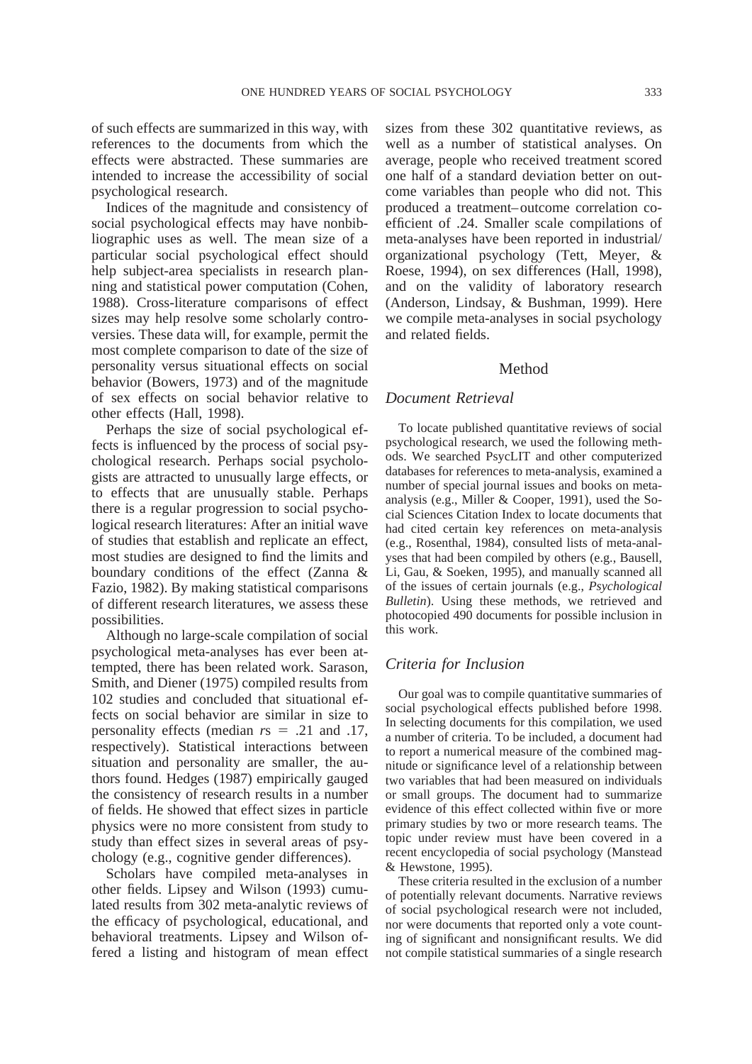of such effects are summarized in this way, with references to the documents from which the effects were abstracted. These summaries are intended to increase the accessibility of social psychological research.

Indices of the magnitude and consistency of social psychological effects may have nonbibliographic uses as well. The mean size of a particular social psychological effect should help subject-area specialists in research planning and statistical power computation (Cohen, 1988). Cross-literature comparisons of effect sizes may help resolve some scholarly controversies. These data will, for example, permit the most complete comparison to date of the size of personality versus situational effects on social behavior (Bowers, 1973) and of the magnitude of sex effects on social behavior relative to other effects (Hall, 1998).

Perhaps the size of social psychological effects is influenced by the process of social psychological research. Perhaps social psychologists are attracted to unusually large effects, or to effects that are unusually stable. Perhaps there is a regular progression to social psychological research literatures: After an initial wave of studies that establish and replicate an effect, most studies are designed to find the limits and boundary conditions of the effect (Zanna & Fazio, 1982). By making statistical comparisons of different research literatures, we assess these possibilities.

Although no large-scale compilation of social psychological meta-analyses has ever been attempted, there has been related work. Sarason, Smith, and Diener (1975) compiled results from 102 studies and concluded that situational effects on social behavior are similar in size to personality effects (median *r*s = .21 and .17, respectively). Statistical interactions between situation and personality are smaller, the authors found. Hedges (1987) empirically gauged the consistency of research results in a number of fields. He showed that effect sizes in particle physics were no more consistent from study to study than effect sizes in several areas of psychology (e.g., cognitive gender differences).

Scholars have compiled meta-analyses in other fields. Lipsey and Wilson (1993) cumulated results from 302 meta-analytic reviews of the efficacy of psychological, educational, and behavioral treatments. Lipsey and Wilson offered a listing and histogram of mean effect sizes from these 302 quantitative reviews, as well as a number of statistical analyses. On average, people who received treatment scored one half of a standard deviation better on outcome variables than people who did not. This produced a treatment–outcome correlation coefficient of .24. Smaller scale compilations of meta-analyses have been reported in industrial/organizational psychology (Tett, Meyer, & Roese, 1994), on sex differences (Hall, 1998), and on the validity of laboratory research (Anderson, Lindsay, & Bushman, 1999). Here we compile meta-analyses in social psychology and related fields.

## Method

### *Document Retrieval*

To locate published quantitative reviews of social psychological research, we used the following methods. We searched PsycLIT and other computerized databases for references to meta-analysis, examined a number of special journal issues and books on meta-analysis (e.g., Miller & Cooper, 1991), used the Social Sciences Citation Index to locate documents that had cited certain key references on meta-analysis (e.g., Rosenthal, 1984), consulted lists of meta-analyses that had been compiled by others (e.g., Bausell, Li, Gau, & Soeken, 1995), and manually scanned all of the issues of certain journals (e.g., *Psychological Bulletin*). Using these methods, we retrieved and photocopied 490 documents for possible inclusion in this work.

### *Criteria for Inclusion*

Our goal was to compile quantitative summaries of social psychological effects published before 1998. In selecting documents for this compilation, we used a number of criteria. To be included, a document had to report a numerical measure of the combined magnitude or significance level of a relationship between two variables that had been measured on individuals or small groups. The document had to summarize evidence of this effect collected within five or more primary studies by two or more research teams. The topic under review must have been covered in a recent encyclopedia of social psychology (Manstead & Hewstone, 1995).

These criteria resulted in the exclusion of a number of potentially relevant documents. Narrative reviews of social psychological research were not included, nor were documents that reported only a vote counting of significant and nonsignificant results. We did not compile statistical summaries of a single research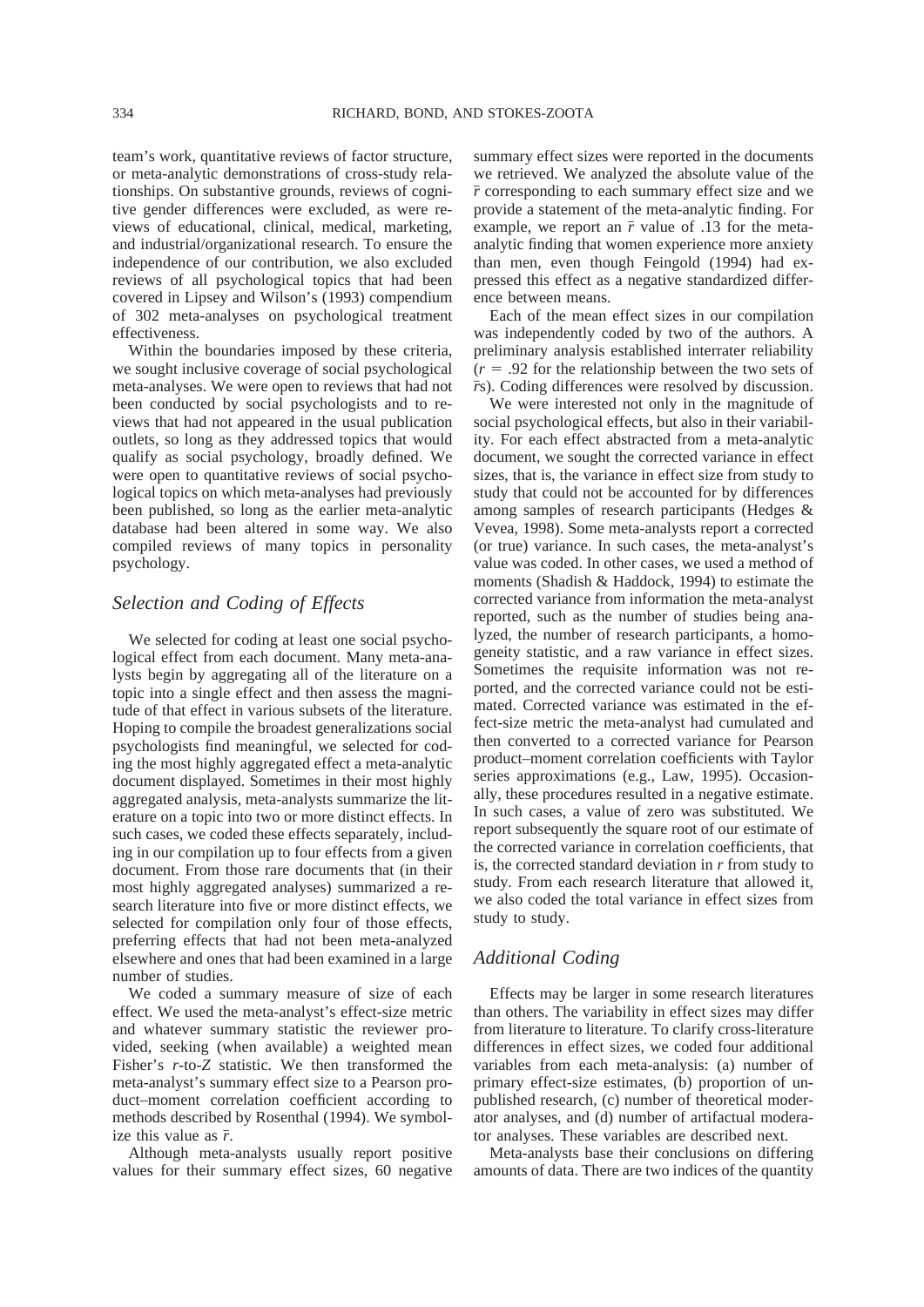team's work, quantitative reviews of factor structure, or meta-analytic demonstrations of cross-study relationships. On substantive grounds, reviews of cognitive gender differences were excluded, as were reviews of educational, clinical, medical, marketing, and industrial/organizational research. To ensure the independence of our contribution, we also excluded reviews of all psychological topics that had been covered in Lipsey and Wilson's (1993) compendium of 302 meta-analyses on psychological treatment effectiveness.

Within the boundaries imposed by these criteria, we sought inclusive coverage of social psychological meta-analyses. We were open to reviews that had not been conducted by social psychologists and to reviews that had not appeared in the usual publication outlets, so long as they addressed topics that would qualify as social psychology, broadly defined. We were open to quantitative reviews of social psychological topics on which meta-analyses had previously been published, so long as the earlier meta-analytic database had been altered in some way. We also compiled reviews of many topics in personality psychology.

## *Selection and Coding of Effects*

We selected for coding at least one social psychological effect from each document. Many meta-analysts begin by aggregating all of the literature on a topic into a single effect and then assess the magnitude of that effect in various subsets of the literature. Hoping to compile the broadest generalizations social psychologists find meaningful, we selected for coding the most highly aggregated effect a meta-analytic document displayed. Sometimes in their most highly aggregated analysis, meta-analysts summarize the literature on a topic into two or more distinct effects. In such cases, we coded these effects separately, including in our compilation up to four effects from a given document. From those rare documents that (in their most highly aggregated analyses) summarized a research literature into five or more distinct effects, we selected for compilation only four of those effects, preferring effects that had not been meta-analyzed elsewhere and ones that had been examined in a large number of studies.

We coded a summary measure of size of each effect. We used the meta-analyst's effect-size metric and whatever summary statistic the reviewer provided, seeking (when available) a weighted mean Fisher's *r*-to-*Z* statistic. We then transformed the meta-analyst's summary effect size to a Pearson product–moment correlation coefficient according to methods described by Rosenthal (1994). We symbolize this value as $\bar{r}$.

Although meta-analysts usually report positive values for their summary effect sizes, 60 negative summary effect sizes were reported in the documents we retrieved. We analyzed the absolute value of the $\bar{r}$ corresponding to each summary effect size and we provide a statement of the meta-analytic finding. For example, we report an $\bar{r}$ value of .13 for the meta-analytic finding that women experience more anxiety than men, even though Feingold (1994) had expressed this effect as a negative standardized difference between means.

Each of the mean effect sizes in our compilation was independently coded by two of the authors. A preliminary analysis established interrater reliability ($r = .92$ for the relationship between the two sets of $\bar{r}$s). Coding differences were resolved by discussion.

We were interested not only in the magnitude of social psychological effects, but also in their variability. For each effect abstracted from a meta-analytic document, we sought the corrected variance in effect sizes, that is, the variance in effect size from study to study that could not be accounted for by differences among samples of research participants (Hedges & Vevea, 1998). Some meta-analysts report a corrected (or true) variance. In such cases, the meta-analyst's value was coded. In other cases, we used a method of moments (Shadish & Haddock, 1994) to estimate the corrected variance from information the meta-analyst reported, such as the number of studies being analyzed, the number of research participants, a homogeneity statistic, and a raw variance in effect sizes. Sometimes the requisite information was not reported, and the corrected variance could not be estimated. Corrected variance was estimated in the effect-size metric the meta-analyst had cumulated and then converted to a corrected variance for Pearson product–moment correlation coefficients with Taylor series approximations (e.g., Law, 1995). Occasionally, these procedures resulted in a negative estimate. In such cases, a value of zero was substituted. We report subsequently the square root of our estimate of the corrected variance in correlation coefficients, that is, the corrected standard deviation in *r* from study to study. From each research literature that allowed it, we also coded the total variance in effect sizes from study to study.

## *Additional Coding*

Effects may be larger in some research literatures than others. The variability in effect sizes may differ from literature to literature. To clarify cross-literature differences in effect sizes, we coded four additional variables from each meta-analysis: (a) number of primary effect-size estimates, (b) proportion of unpublished research, (c) number of theoretical moderator analyses, and (d) number of artifactual moderator analyses. These variables are described next.

Meta-analysts base their conclusions on differing amounts of data. There are two indices of the quantity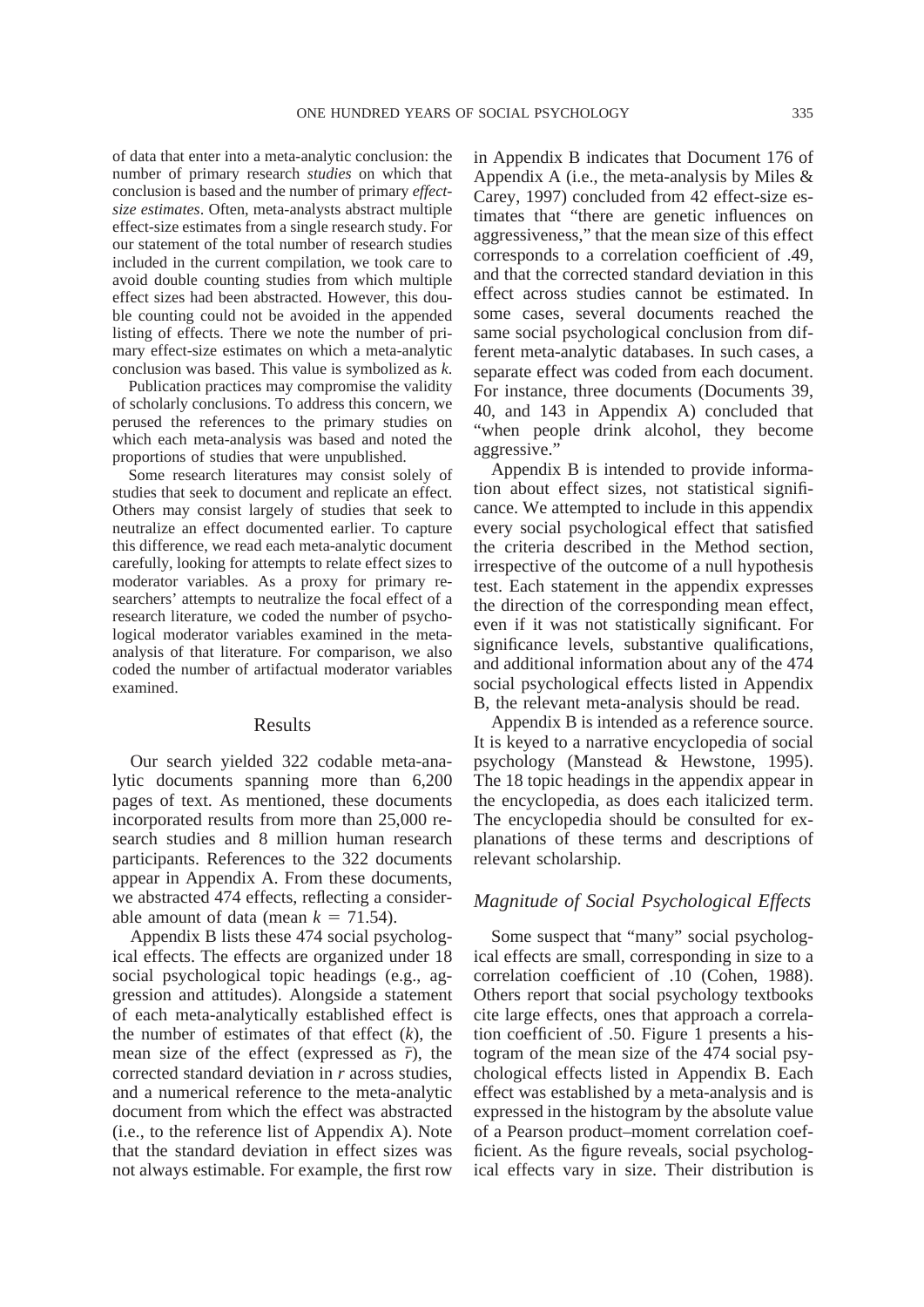of data that enter into a meta-analytic conclusion: the number of primary research *studies* on which that conclusion is based and the number of primary *effect-size estimates*. Often, meta-analysts abstract multiple effect-size estimates from a single research study. For our statement of the total number of research studies included in the current compilation, we took care to avoid double counting studies from which multiple effect sizes had been abstracted. However, this double counting could not be avoided in the appended listing of effects. There we note the number of primary effect-size estimates on which a meta-analytic conclusion was based. This value is symbolized as $k$.

Publication practices may compromise the validity of scholarly conclusions. To address this concern, we perused the references to the primary studies on which each meta-analysis was based and noted the proportions of studies that were unpublished.

Some research literatures may consist solely of studies that seek to document and replicate an effect. Others may consist largely of studies that seek to neutralize an effect documented earlier. To capture this difference, we read each meta-analytic document carefully, looking for attempts to relate effect sizes to moderator variables. As a proxy for primary researchers' attempts to neutralize the focal effect of a research literature, we coded the number of psychological moderator variables examined in the meta-analysis of that literature. For comparison, we also coded the number of artifactual moderator variables examined.

## Results

Our search yielded 322 codable meta-analytic documents spanning more than 6,200 pages of text. As mentioned, these documents incorporated results from more than 25,000 research studies and 8 million human research participants. References to the 322 documents appear in Appendix A. From these documents, we abstracted 474 effects, reflecting a considerable amount of data (mean $k = 71.54$).

Appendix B lists these 474 social psychological effects. The effects are organized under 18 social psychological topic headings (e.g., aggression and attitudes). Alongside a statement of each meta-analytically established effect is the number of estimates of that effect ($k$), the mean size of the effect (expressed as $\bar{r}$), the corrected standard deviation in $r$ across studies, and a numerical reference to the meta-analytic document from which the effect was abstracted (i.e., to the reference list of Appendix A). Note that the standard deviation in effect sizes was not always estimable. For example, the first row in Appendix B indicates that Document 176 of Appendix A (i.e., the meta-analysis by Miles & Carey, 1997) concluded from 42 effect-size estimates that "there are genetic influences on aggressiveness," that the mean size of this effect corresponds to a correlation coefficient of .49, and that the corrected standard deviation in this effect across studies cannot be estimated. In some cases, several documents reached the same social psychological conclusion from different meta-analytic databases. In such cases, a separate effect was coded from each document. For instance, three documents (Documents 39, 40, and 143 in Appendix A) concluded that "when people drink alcohol, they become aggressive."

Appendix B is intended to provide information about effect sizes, not statistical significance. We attempted to include in this appendix every social psychological effect that satisfied the criteria described in the Method section, irrespective of the outcome of a null hypothesis test. Each statement in the appendix expresses the direction of the corresponding mean effect, even if it was not statistically significant. For significance levels, substantive qualifications, and additional information about any of the 474 social psychological effects listed in Appendix B, the relevant meta-analysis should be read.

Appendix B is intended as a reference source. It is keyed to a narrative encyclopedia of social psychology (Manstead & Hewstone, 1995). The 18 topic headings in the appendix appear in the encyclopedia, as does each italicized term. The encyclopedia should be consulted for explanations of these terms and descriptions of relevant scholarship.

### Magnitude of Social Psychological Effects

Some suspect that "many" social psychological effects are small, corresponding in size to a correlation coefficient of .10 (Cohen, 1988). Others report that social psychology textbooks cite large effects, ones that approach a correlation coefficient of .50. Figure 1 presents a histogram of the mean size of the 474 social psychological effects listed in Appendix B. Each effect was established by a meta-analysis and is expressed in the histogram by the absolute value of a Pearson product–moment correlation coefficient. As the figure reveals, social psychological effects vary in size. Their distribution is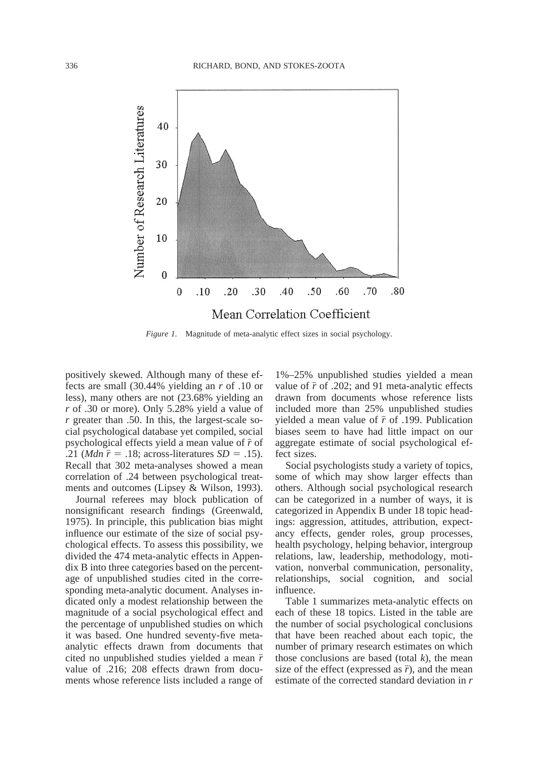*Figure 1.* Magnitude of meta-analytic effect sizes in social psychology.

positively skewed. Although many of these effects are small (30.44% yielding an $r$ of .10 or less), many others are not (23.68% yielding an $r$ of .30 or more). Only 5.28% yield a value of $r$ greater than .50. In this, the largest-scale social psychological database yet compiled, social psychological effects yield a mean value of $\bar{r}$ of .21 (*Mdn* $\bar{r}$ = .18; across-literatures $SD$ = .15). Recall that 302 meta-analyses showed a mean correlation of .24 between psychological treatments and outcomes (Lipsey & Wilson, 1993).

Journal referees may block publication of nonsignificant research findings (Greenwald, 1975). In principle, this publication bias might influence our estimate of the size of social psychological effects. To assess this possibility, we divided the 474 meta-analytic effects in Appendix B into three categories based on the percentage of unpublished studies cited in the corresponding meta-analytic document. Analyses indicated only a modest relationship between the magnitude of a social psychological effect and the percentage of unpublished studies on which it was based. One hundred seventy-five meta-analytic effects drawn from documents that cited no unpublished studies yielded a mean $\bar{r}$ value of .216; 208 effects drawn from documents whose reference lists included a range of 1%–25% unpublished studies yielded a mean value of $\bar{r}$ of .202; and 91 meta-analytic effects drawn from documents whose reference lists included more than 25% unpublished studies yielded a mean value of $\bar{r}$ of .199. Publication biases seem to have had little impact on our aggregate estimate of social psychological effect sizes.

Social psychologists study a variety of topics, some of which may show larger effects than others. Although social psychological research can be categorized in a number of ways, it is categorized in Appendix B under 18 topic headings: aggression, attitudes, attribution, expectancy effects, gender roles, group processes, health psychology, helping behavior, intergroup relations, law, leadership, methodology, motivation, nonverbal communication, personality, relationships, social cognition, and social influence.

Table 1 summarizes meta-analytic effects on each of these 18 topics. Listed in the table are the number of social psychological conclusions that have been reached about each topic, the number of primary research estimates on which those conclusions are based (total $k$), the mean size of the effect (expressed as $\bar{r}$), and the mean estimate of the corrected standard deviation in $r$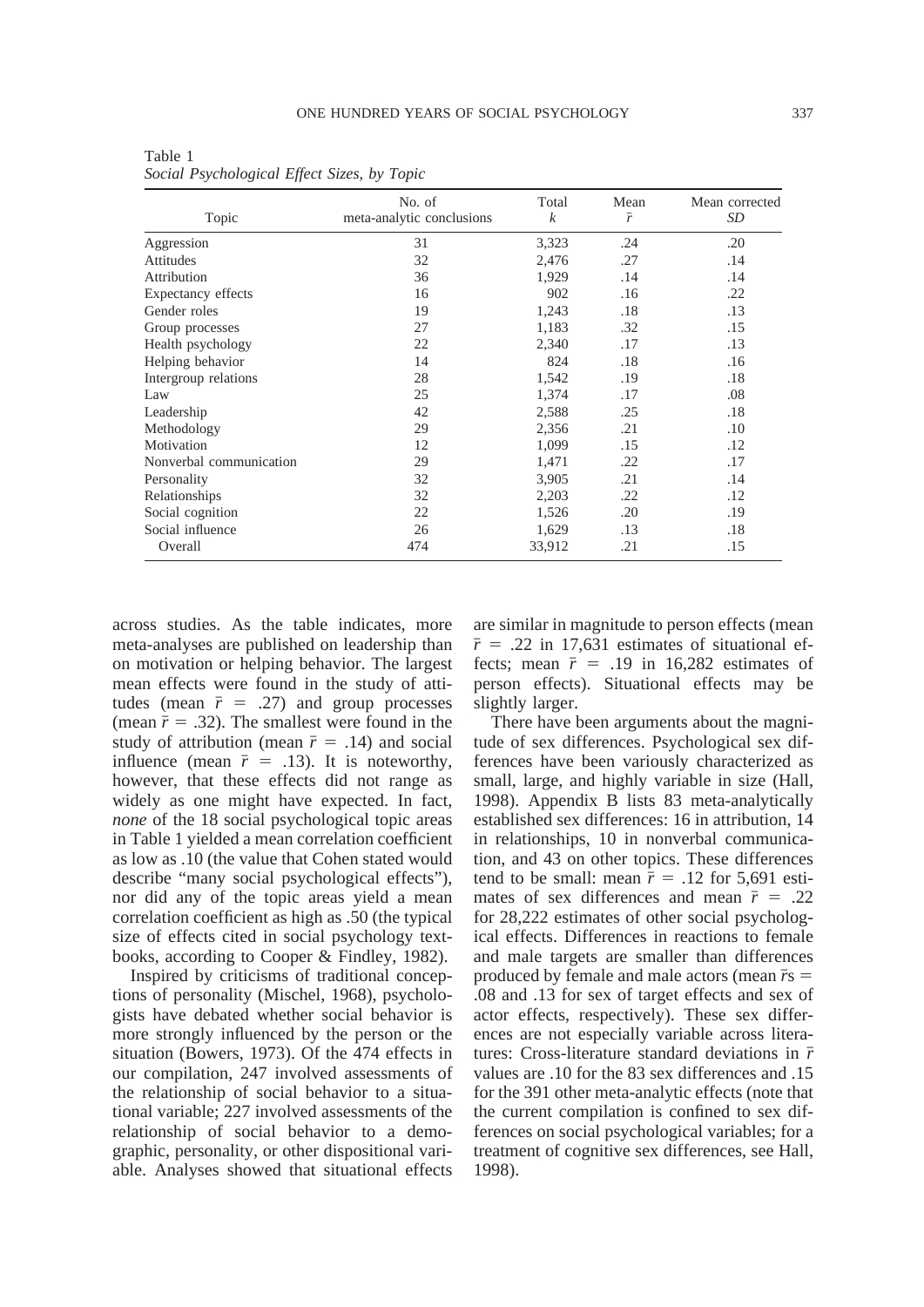Table 1
*Social Psychological Effect Sizes, by Topic*

| Topic | No. of meta-analytic conclusions | Total $k$ | Mean $\bar{r}$ | Mean corrected *SD* |
|---|---|---|---|---|
| Aggression | 31 | 3,323 | .24 | .20 |
| Attitudes | 32 | 2,476 | .27 | .14 |
| Attribution | 36 | 1,929 | .14 | .14 |
| Expectancy effects | 16 | 902 | .16 | .22 |
| Gender roles | 19 | 1,243 | .18 | .13 |
| Group processes | 27 | 1,183 | .32 | .15 |
| Health psychology | 22 | 2,340 | .17 | .13 |
| Helping behavior | 14 | 824 | .18 | .16 |
| Intergroup relations | 28 | 1,542 | .19 | .18 |
| Law | 25 | 1,374 | .17 | .08 |
| Leadership | 42 | 2,588 | .25 | .18 |
| Methodology | 29 | 2,356 | .21 | .10 |
| Motivation | 12 | 1,099 | .15 | .12 |
| Nonverbal communication | 29 | 1,471 | .22 | .17 |
| Personality | 32 | 3,905 | .21 | .14 |
| Relationships | 32 | 2,203 | .22 | .12 |
| Social cognition | 22 | 1,526 | .20 | .19 |
| Social influence | 26 | 1,629 | .13 | .18 |
| Overall | 474 | 33,912 | .21 | .15 |

across studies. As the table indicates, more meta-analyses are published on leadership than on motivation or helping behavior. The largest mean effects were found in the study of attitudes (mean $\bar{r}$ = .27) and group processes (mean $\bar{r}$ = .32). The smallest were found in the study of attribution (mean $\bar{r}$ = .14) and social influence (mean $\bar{r}$ = .13). It is noteworthy, however, that these effects did not range as widely as one might have expected. In fact, *none* of the 18 social psychological topic areas in Table 1 yielded a mean correlation coefficient as low as .10 (the value that Cohen stated would describe "many social psychological effects"), nor did any of the topic areas yield a mean correlation coefficient as high as .50 (the typical size of effects cited in social psychology textbooks, according to Cooper & Findley, 1982).

Inspired by criticisms of traditional conceptions of personality (Mischel, 1968), psychologists have debated whether social behavior is more strongly influenced by the person or the situation (Bowers, 1973). Of the 474 effects in our compilation, 247 involved assessments of the relationship of social behavior to a situational variable; 227 involved assessments of the relationship of social behavior to a demographic, personality, or other dispositional variable. Analyses showed that situational effects are similar in magnitude to person effects (mean $\bar{r}$ = .22 in 17,631 estimates of situational effects; mean $\bar{r}$ = .19 in 16,282 estimates of person effects). Situational effects may be slightly larger.

There have been arguments about the magnitude of sex differences. Psychological sex differences have been variously characterized as small, large, and highly variable in size (Hall, 1998). Appendix B lists 83 meta-analytically established sex differences: 16 in attribution, 14 in relationships, 10 in nonverbal communication, and 43 on other topics. These differences tend to be small: mean $\bar{r}$ = .12 for 5,691 estimates of sex differences and mean $\bar{r}$ = .22 for 28,222 estimates of other social psychological effects. Differences in reactions to female and male targets are smaller than differences produced by female and male actors (mean $\bar{r}$s = .08 and .13 for sex of target effects and sex of actor effects, respectively). These sex differences are not especially variable across literatures: Cross-literature standard deviations in $\bar{r}$ values are .10 for the 83 sex differences and .15 for the 391 other meta-analytic effects (note that the current compilation is confined to sex differences on social psychological variables; for a treatment of cognitive sex differences, see Hall, 1998).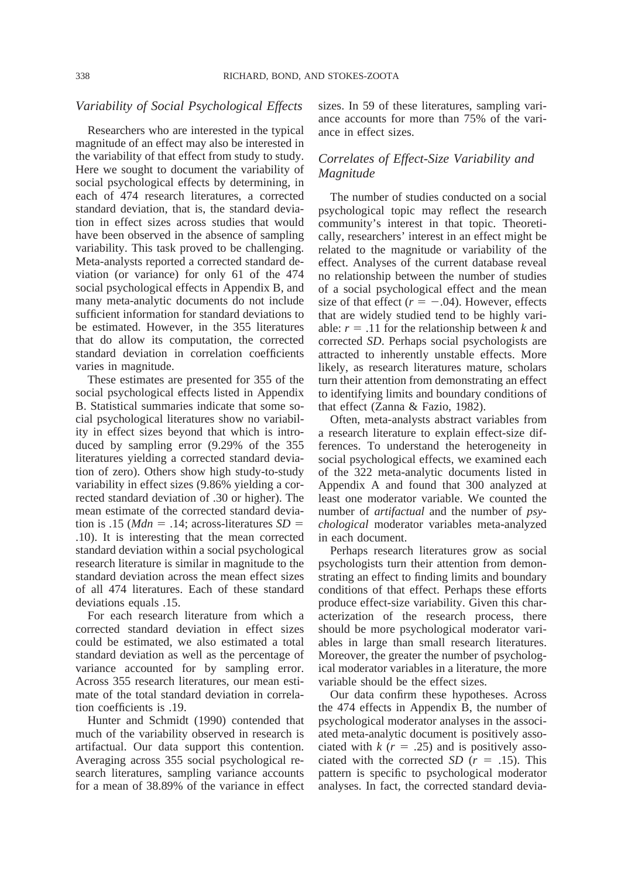## Variability of Social Psychological Effects

Researchers who are interested in the typical magnitude of an effect may also be interested in the variability of that effect from study to study. Here we sought to document the variability of social psychological effects by determining, in each of 474 research literatures, a corrected standard deviation, that is, the standard deviation in effect sizes across studies that would have been observed in the absence of sampling variability. This task proved to be challenging. Meta-analysts reported a corrected standard deviation (or variance) for only 61 of the 474 social psychological effects in Appendix B, and many meta-analytic documents do not include sufficient information for standard deviations to be estimated. However, in the 355 literatures that do allow its computation, the corrected standard deviation in correlation coefficients varies in magnitude.

These estimates are presented for 355 of the social psychological effects listed in Appendix B. Statistical summaries indicate that some social psychological literatures show no variability in effect sizes beyond that which is introduced by sampling error (9.29% of the 355 literatures yielding a corrected standard deviation of zero). Others show high study-to-study variability in effect sizes (9.86% yielding a corrected standard deviation of .30 or higher). The mean estimate of the corrected standard deviation is .15 (*Mdn* = .14; across-literatures *SD* = .10). It is interesting that the mean corrected standard deviation within a social psychological research literature is similar in magnitude to the standard deviation across the mean effect sizes of all 474 literatures. Each of these standard deviations equals .15.

For each research literature from which a corrected standard deviation in effect sizes could be estimated, we also estimated a total standard deviation as well as the percentage of variance accounted for by sampling error. Across 355 research literatures, our mean estimate of the total standard deviation in correlation coefficients is .19.

Hunter and Schmidt (1990) contended that much of the variability observed in research is artifactual. Our data support this contention. Averaging across 355 social psychological research literatures, sampling variance accounts for a mean of 38.89% of the variance in effect sizes. In 59 of these literatures, sampling variance accounts for more than 75% of the variance in effect sizes.

## Correlates of Effect-Size Variability and Magnitude

The number of studies conducted on a social psychological topic may reflect the research community's interest in that topic. Theoretically, researchers' interest in an effect might be related to the magnitude or variability of the effect. Analyses of the current database reveal no relationship between the number of studies of a social psychological effect and the mean size of that effect ($r = -.04$). However, effects that are widely studied tend to be highly variable: $r = .11$ for the relationship between $k$ and corrected *SD*. Perhaps social psychologists are attracted to inherently unstable effects. More likely, as research literatures mature, scholars turn their attention from demonstrating an effect to identifying limits and boundary conditions of that effect (Zanna & Fazio, 1982).

Often, meta-analysts abstract variables from a research literature to explain effect-size differences. To understand the heterogeneity in social psychological effects, we examined each of the 322 meta-analytic documents listed in Appendix A and found that 300 analyzed at least one moderator variable. We counted the number of *artifactual* and the number of *psychological* moderator variables meta-analyzed in each document.

Perhaps research literatures grow as social psychologists turn their attention from demonstrating an effect to finding limits and boundary conditions of that effect. Perhaps these efforts produce effect-size variability. Given this characterization of the research process, there should be more psychological moderator variables in large than small research literatures. Moreover, the greater the number of psychological moderator variables in a literature, the more variable should be the effect sizes.

Our data confirm these hypotheses. Across the 474 effects in Appendix B, the number of psychological moderator analyses in the associated meta-analytic document is positively associated with $k$ ($r = .25$) and is positively associated with the corrected *SD* ($r = .15$). This pattern is specific to psychological moderator analyses. In fact, the corrected standard devia-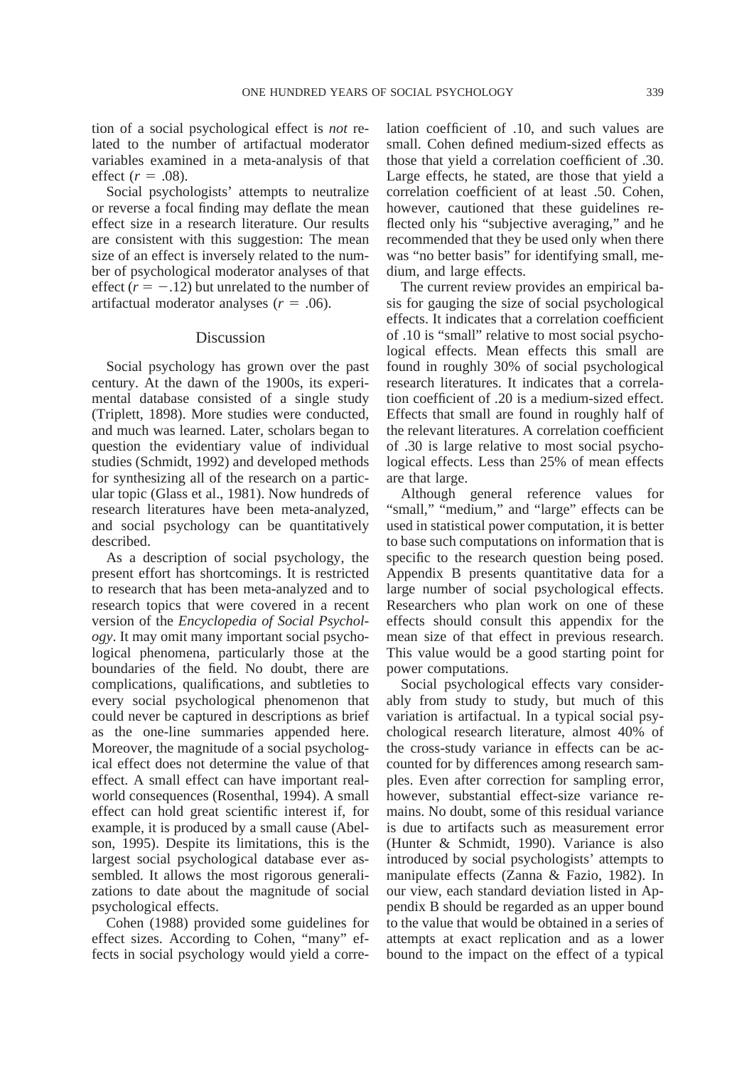tion of a social psychological effect is *not* related to the number of artifactual moderator variables examined in a meta-analysis of that effect ($r = .08$).

Social psychologists' attempts to neutralize or reverse a focal finding may deflate the mean effect size in a research literature. Our results are consistent with this suggestion: The mean size of an effect is inversely related to the number of psychological moderator analyses of that effect ($r = -.12$) but unrelated to the number of artifactual moderator analyses ($r = .06$).

## Discussion

Social psychology has grown over the past century. At the dawn of the 1900s, its experimental database consisted of a single study (Triplett, 1898). More studies were conducted, and much was learned. Later, scholars began to question the evidentiary value of individual studies (Schmidt, 1992) and developed methods for synthesizing all of the research on a particular topic (Glass et al., 1981). Now hundreds of research literatures have been meta-analyzed, and social psychology can be quantitatively described.

As a description of social psychology, the present effort has shortcomings. It is restricted to research that has been meta-analyzed and to research topics that were covered in a recent version of the *Encyclopedia of Social Psychology*. It may omit many important social psychological phenomena, particularly those at the boundaries of the field. No doubt, there are complications, qualifications, and subtleties to every social psychological phenomenon that could never be captured in descriptions as brief as the one-line summaries appended here. Moreover, the magnitude of a social psychological effect does not determine the value of that effect. A small effect can have important real-world consequences (Rosenthal, 1994). A small effect can hold great scientific interest if, for example, it is produced by a small cause (Abelson, 1995). Despite its limitations, this is the largest social psychological database ever assembled. It allows the most rigorous generalizations to date about the magnitude of social psychological effects.

Cohen (1988) provided some guidelines for effect sizes. According to Cohen, "many" effects in social psychology would yield a correlation coefficient of .10, and such values are small. Cohen defined medium-sized effects as those that yield a correlation coefficient of .30. Large effects, he stated, are those that yield a correlation coefficient of at least .50. Cohen, however, cautioned that these guidelines reflected only his "subjective averaging," and he recommended that they be used only when there was "no better basis" for identifying small, medium, and large effects.

The current review provides an empirical basis for gauging the size of social psychological effects. It indicates that a correlation coefficient of .10 is "small" relative to most social psychological effects. Mean effects this small are found in roughly 30% of social psychological research literatures. It indicates that a correlation coefficient of .20 is a medium-sized effect. Effects that small are found in roughly half of the relevant literatures. A correlation coefficient of .30 is large relative to most social psychological effects. Less than 25% of mean effects are that large.

Although general reference values for "small," "medium," and "large" effects can be used in statistical power computation, it is better to base such computations on information that is specific to the research question being posed. Appendix B presents quantitative data for a large number of social psychological effects. Researchers who plan work on one of these effects should consult this appendix for the mean size of that effect in previous research. This value would be a good starting point for power computations.

Social psychological effects vary considerably from study to study, but much of this variation is artifactual. In a typical social psychological research literature, almost 40% of the cross-study variance in effects can be accounted for by differences among research samples. Even after correction for sampling error, however, substantial effect-size variance remains. No doubt, some of this residual variance is due to artifacts such as measurement error (Hunter & Schmidt, 1990). Variance is also introduced by social psychologists' attempts to manipulate effects (Zanna & Fazio, 1982). In our view, each standard deviation listed in Appendix B should be regarded as an upper bound to the value that would be obtained in a series of attempts at exact replication and as a lower bound to the impact on the effect of a typical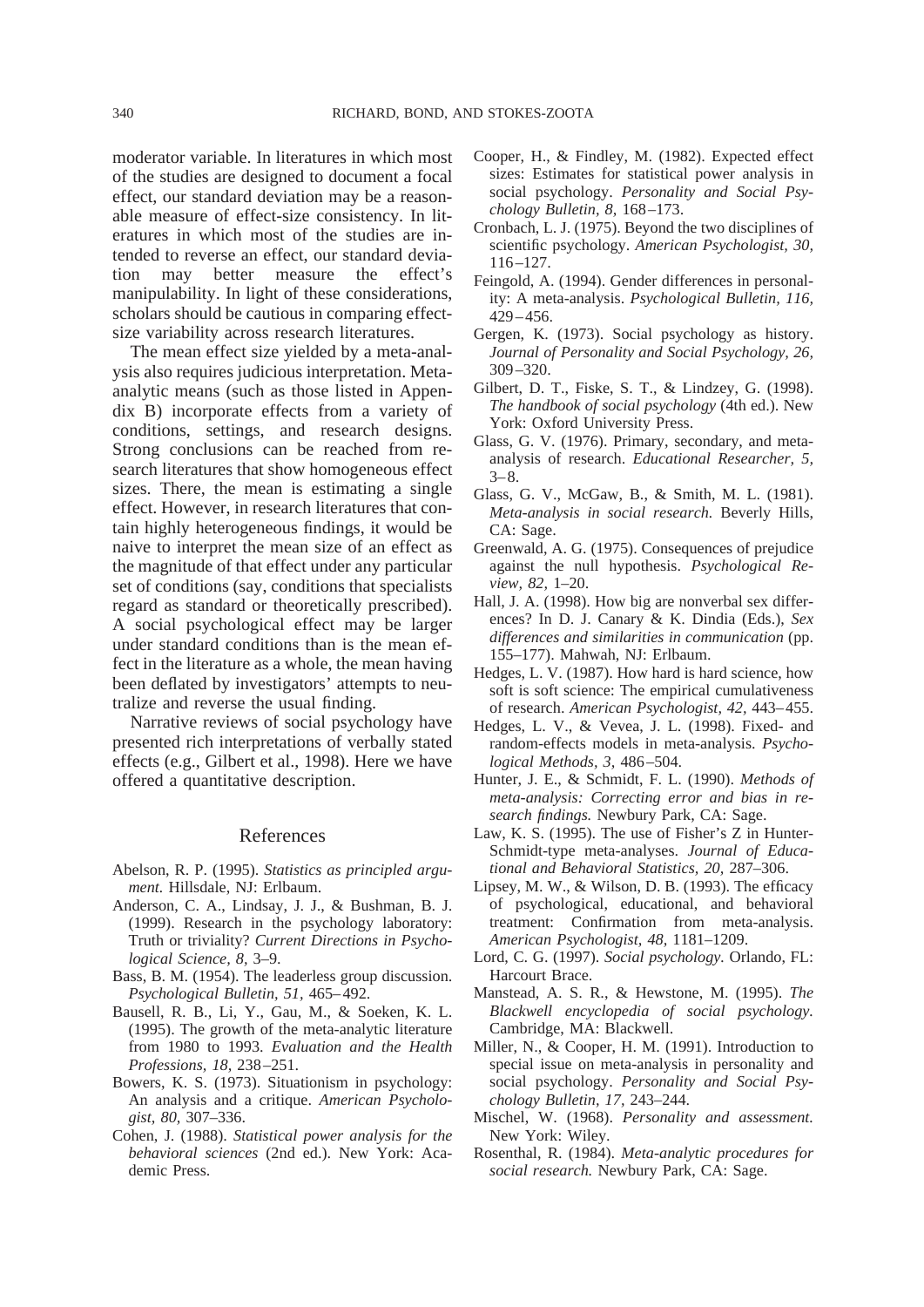moderator variable. In literatures in which most of the studies are designed to document a focal effect, our standard deviation may be a reasonable measure of effect-size consistency. In literatures in which most of the studies are intended to reverse an effect, our standard deviation may better measure the effect's manipulability. In light of these considerations, scholars should be cautious in comparing effect-size variability across research literatures.

The mean effect size yielded by a meta-analysis also requires judicious interpretation. Meta-analytic means (such as those listed in Appendix B) incorporate effects from a variety of conditions, settings, and research designs. Strong conclusions can be reached from research literatures that show homogeneous effect sizes. There, the mean is estimating a single effect. However, in research literatures that contain highly heterogeneous findings, it would be naive to interpret the mean size of an effect as the magnitude of that effect under any particular set of conditions (say, conditions that specialists regard as standard or theoretically prescribed). A social psychological effect may be larger under standard conditions than is the mean effect in the literature as a whole, the mean having been deflated by investigators' attempts to neutralize and reverse the usual finding.

Narrative reviews of social psychology have presented rich interpretations of verbally stated effects (e.g., Gilbert et al., 1998). Here we have offered a quantitative description.

## References

Abelson, R. P. (1995). *Statistics as principled argument.* Hillsdale, NJ: Erlbaum.

Anderson, C. A., Lindsay, J. J., & Bushman, B. J. (1999). Research in the psychology laboratory: Truth or triviality? *Current Directions in Psychological Science, 8,* 3–9.

Bass, B. M. (1954). The leaderless group discussion. *Psychological Bulletin, 51,* 465–492.

Bausell, R. B., Li, Y., Gau, M., & Soeken, K. L. (1995). The growth of the meta-analytic literature from 1980 to 1993. *Evaluation and the Health Professions, 18,* 238–251.

Bowers, K. S. (1973). Situationism in psychology: An analysis and a critique. *American Psychologist, 80,* 307–336.

Cohen, J. (1988). *Statistical power analysis for the behavioral sciences* (2nd ed.). New York: Academic Press.

Cooper, H., & Findley, M. (1982). Expected effect sizes: Estimates for statistical power analysis in social psychology. *Personality and Social Psychology Bulletin, 8,* 168–173.

Cronbach, L. J. (1975). Beyond the two disciplines of scientific psychology. *American Psychologist, 30,* 116–127.

Feingold, A. (1994). Gender differences in personality: A meta-analysis. *Psychological Bulletin, 116,* 429–456.

Gergen, K. (1973). Social psychology as history. *Journal of Personality and Social Psychology, 26,* 309–320.

Gilbert, D. T., Fiske, S. T., & Lindzey, G. (1998). *The handbook of social psychology* (4th ed.). New York: Oxford University Press.

Glass, G. V. (1976). Primary, secondary, and meta-analysis of research. *Educational Researcher, 5,* 3–8.

Glass, G. V., McGaw, B., & Smith, M. L. (1981). *Meta-analysis in social research.* Beverly Hills, CA: Sage.

Greenwald, A. G. (1975). Consequences of prejudice against the null hypothesis. *Psychological Review, 82,* 1–20.

Hall, J. A. (1998). How big are nonverbal sex differences? In D. J. Canary & K. Dindia (Eds.), *Sex differences and similarities in communication* (pp. 155–177). Mahwah, NJ: Erlbaum.

Hedges, L. V. (1987). How hard is hard science, how soft is soft science: The empirical cumulativeness of research. *American Psychologist, 42,* 443–455.

Hedges, L. V., & Vevea, J. L. (1998). Fixed- and random-effects models in meta-analysis. *Psychological Methods, 3,* 486–504.

Hunter, J. E., & Schmidt, F. L. (1990). *Methods of meta-analysis: Correcting error and bias in research findings.* Newbury Park, CA: Sage.

Law, K. S. (1995). The use of Fisher's Z in Hunter-Schmidt-type meta-analyses. *Journal of Educational and Behavioral Statistics, 20,* 287–306.

Lipsey, M. W., & Wilson, D. B. (1993). The efficacy of psychological, educational, and behavioral treatment: Confirmation from meta-analysis. *American Psychologist, 48,* 1181–1209.

Lord, C. G. (1997). *Social psychology.* Orlando, FL: Harcourt Brace.

Manstead, A. S. R., & Hewstone, M. (1995). *The Blackwell encyclopedia of social psychology.* Cambridge, MA: Blackwell.

Miller, N., & Cooper, H. M. (1991). Introduction to special issue on meta-analysis in personality and social psychology. *Personality and Social Psychology Bulletin, 17,* 243–244.

Mischel, W. (1968). *Personality and assessment.* New York: Wiley.

Rosenthal, R. (1984). *Meta-analytic procedures for social research.* Newbury Park, CA: Sage.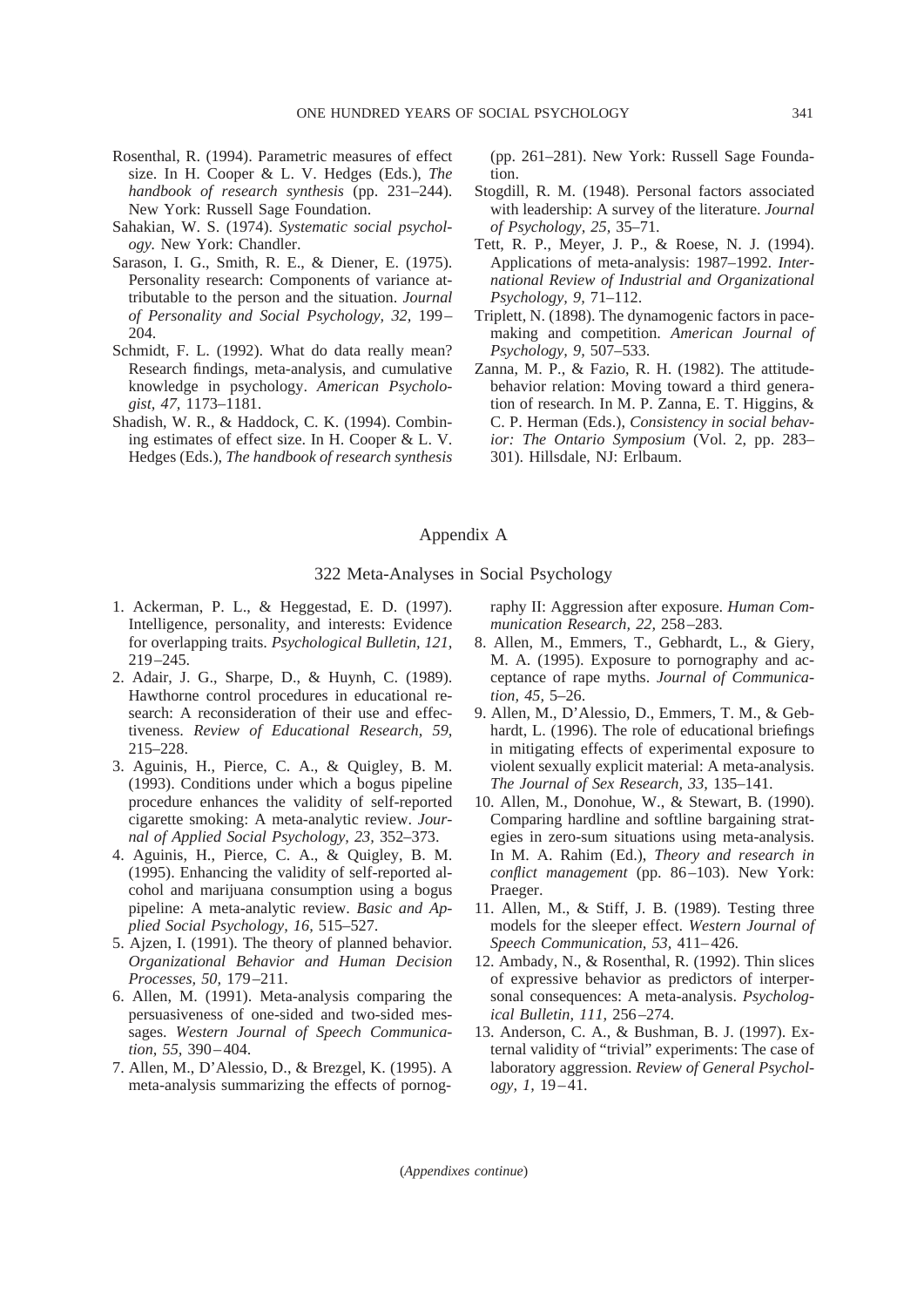Rosenthal, R. (1994). Parametric measures of effect size. In H. Cooper & L. V. Hedges (Eds.), *The handbook of research synthesis* (pp. 231–244). New York: Russell Sage Foundation.

Sahakian, W. S. (1974). *Systematic social psychology.* New York: Chandler.

Sarason, I. G., Smith, R. E., & Diener, E. (1975). Personality research: Components of variance attributable to the person and the situation. *Journal of Personality and Social Psychology, 32,* 199–204.

Schmidt, F. L. (1992). What do data really mean? Research findings, meta-analysis, and cumulative knowledge in psychology. *American Psychologist, 47,* 1173–1181.

Shadish, W. R., & Haddock, C. K. (1994). Combining estimates of effect size. In H. Cooper & L. V. Hedges (Eds.), *The handbook of research synthesis* (pp. 261–281). New York: Russell Sage Foundation.

Stogdill, R. M. (1948). Personal factors associated with leadership: A survey of the literature. *Journal of Psychology, 25,* 35–71.

Tett, R. P., Meyer, J. P., & Roese, N. J. (1994). Applications of meta-analysis: 1987–1992. *International Review of Industrial and Organizational Psychology, 9,* 71–112.

Triplett, N. (1898). The dynamogenic factors in pacemaking and competition. *American Journal of Psychology, 9,* 507–533.

Zanna, M. P., & Fazio, R. H. (1982). The attitude-behavior relation: Moving toward a third generation of research. In M. P. Zanna, E. T. Higgins, & C. P. Herman (Eds.), *Consistency in social behavior: The Ontario Symposium* (Vol. 2, pp. 283–301). Hillsdale, NJ: Erlbaum.

## Appendix A

### 322 Meta-Analyses in Social Psychology

1. Ackerman, P. L., & Heggestad, E. D. (1997). Intelligence, personality, and interests: Evidence for overlapping traits. *Psychological Bulletin, 121,* 219–245.
2. Adair, J. G., Sharpe, D., & Huynh, C. (1989). Hawthorne control procedures in educational research: A reconsideration of their use and effectiveness. *Review of Educational Research, 59,* 215–228.
3. Aguinis, H., Pierce, C. A., & Quigley, B. M. (1993). Conditions under which a bogus pipeline procedure enhances the validity of self-reported cigarette smoking: A meta-analytic review. *Journal of Applied Social Psychology, 23,* 352–373.
4. Aguinis, H., Pierce, C. A., & Quigley, B. M. (1995). Enhancing the validity of self-reported alcohol and marijuana consumption using a bogus pipeline: A meta-analytic review. *Basic and Applied Social Psychology, 16,* 515–527.
5. Ajzen, I. (1991). The theory of planned behavior. *Organizational Behavior and Human Decision Processes, 50,* 179–211.
6. Allen, M. (1991). Meta-analysis comparing the persuasiveness of one-sided and two-sided messages. *Western Journal of Speech Communication, 55,* 390–404.
7. Allen, M., D'Alessio, D., & Brezgel, K. (1995). A meta-analysis summarizing the effects of pornography II: Aggression after exposure. *Human Communication Research, 22,* 258–283.
8. Allen, M., Emmers, T., Gebhardt, L., & Giery, M. A. (1995). Exposure to pornography and acceptance of rape myths. *Journal of Communication, 45,* 5–26.
9. Allen, M., D'Alessio, D., Emmers, T. M., & Gebhardt, L. (1996). The role of educational briefings in mitigating effects of experimental exposure to violent sexually explicit material: A meta-analysis. *The Journal of Sex Research, 33,* 135–141.
10. Allen, M., Donohue, W., & Stewart, B. (1990). Comparing hardline and softline bargaining strategies in zero-sum situations using meta-analysis. In M. A. Rahim (Ed.), *Theory and research in conflict management* (pp. 86–103). New York: Praeger.
11. Allen, M., & Stiff, J. B. (1989). Testing three models for the sleeper effect. *Western Journal of Speech Communication, 53,* 411–426.
12. Ambady, N., & Rosenthal, R. (1992). Thin slices of expressive behavior as predictors of interpersonal consequences: A meta-analysis. *Psychological Bulletin, 111,* 256–274.
13. Anderson, C. A., & Bushman, B. J. (1997). External validity of "trivial" experiments: The case of laboratory aggression. *Review of General Psychology, 1,* 19–41.

(*Appendixes continue*)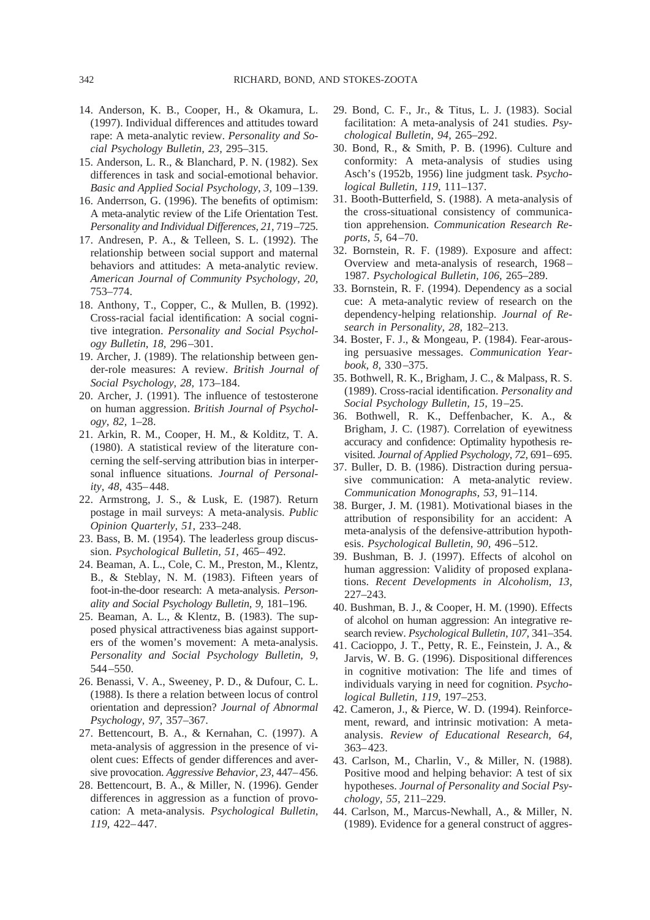14. Anderson, K. B., Cooper, H., & Okamura, L. (1997). Individual differences and attitudes toward rape: A meta-analytic review. *Personality and Social Psychology Bulletin, 23,* 295–315.
15. Anderson, L. R., & Blanchard, P. N. (1982). Sex differences in task and social-emotional behavior. *Basic and Applied Social Psychology, 3,* 109–139.
16. Anderrson, G. (1996). The benefits of optimism: A meta-analytic review of the Life Orientation Test. *Personality and Individual Differences, 21,* 719–725.
17. Andresen, P. A., & Telleen, S. L. (1992). The relationship between social support and maternal behaviors and attitudes: A meta-analytic review. *American Journal of Community Psychology, 20,* 753–774.
18. Anthony, T., Copper, C., & Mullen, B. (1992). Cross-racial facial identification: A social cognitive integration. *Personality and Social Psychology Bulletin, 18,* 296–301.
19. Archer, J. (1989). The relationship between gender-role measures: A review. *British Journal of Social Psychology, 28,* 173–184.
20. Archer, J. (1991). The influence of testosterone on human aggression. *British Journal of Psychology, 82,* 1–28.
21. Arkin, R. M., Cooper, H. M., & Kolditz, T. A. (1980). A statistical review of the literature concerning the self-serving attribution bias in interpersonal influence situations. *Journal of Personality, 48,* 435–448.
22. Armstrong, J. S., & Lusk, E. (1987). Return postage in mail surveys: A meta-analysis. *Public Opinion Quarterly, 51,* 233–248.
23. Bass, B. M. (1954). The leaderless group discussion. *Psychological Bulletin, 51,* 465–492.
24. Beaman, A. L., Cole, C. M., Preston, M., Klentz, B., & Steblay, N. M. (1983). Fifteen years of foot-in-the-door research: A meta-analysis. *Personality and Social Psychology Bulletin, 9,* 181–196.
25. Beaman, A. L., & Klentz, B. (1983). The supposed physical attractiveness bias against supporters of the women's movement: A meta-analysis. *Personality and Social Psychology Bulletin, 9,* 544–550.
26. Benassi, V. A., Sweeney, P. D., & Dufour, C. L. (1988). Is there a relation between locus of control orientation and depression? *Journal of Abnormal Psychology, 97,* 357–367.
27. Bettencourt, B. A., & Kernahan, C. (1997). A meta-analysis of aggression in the presence of violent cues: Effects of gender differences and aversive provocation. *Aggressive Behavior, 23,* 447–456.
28. Bettencourt, B. A., & Miller, N. (1996). Gender differences in aggression as a function of provocation: A meta-analysis. *Psychological Bulletin, 119,* 422–447.
29. Bond, C. F., Jr., & Titus, L. J. (1983). Social facilitation: A meta-analysis of 241 studies. *Psychological Bulletin, 94,* 265–292.
30. Bond, R., & Smith, P. B. (1996). Culture and conformity: A meta-analysis of studies using Asch's (1952b, 1956) line judgment task. *Psychological Bulletin, 119,* 111–137.
31. Booth-Butterfield, S. (1988). A meta-analysis of the cross-situational consistency of communication apprehension. *Communication Research Reports, 5,* 64–70.
32. Bornstein, R. F. (1989). Exposure and affect: Overview and meta-analysis of research, 1968–1987. *Psychological Bulletin, 106,* 265–289.
33. Bornstein, R. F. (1994). Dependency as a social cue: A meta-analytic review of research on the dependency-helping relationship. *Journal of Research in Personality, 28,* 182–213.
34. Boster, F. J., & Mongeau, P. (1984). Fear-arousing persuasive messages. *Communication Yearbook, 8,* 330–375.
35. Bothwell, R. K., Brigham, J. C., & Malpass, R. S. (1989). Cross-racial identification. *Personality and Social Psychology Bulletin, 15,* 19–25.
36. Bothwell, R. K., Deffenbacher, K. A., & Brigham, J. C. (1987). Correlation of eyewitness accuracy and confidence: Optimality hypothesis revisited. *Journal of Applied Psychology, 72,* 691–695.
37. Buller, D. B. (1986). Distraction during persuasive communication: A meta-analytic review. *Communication Monographs, 53,* 91–114.
38. Burger, J. M. (1981). Motivational biases in the attribution of responsibility for an accident: A meta-analysis of the defensive-attribution hypothesis. *Psychological Bulletin, 90,* 496–512.
39. Bushman, B. J. (1997). Effects of alcohol on human aggression: Validity of proposed explanations. *Recent Developments in Alcoholism, 13,* 227–243.
40. Bushman, B. J., & Cooper, H. M. (1990). Effects of alcohol on human aggression: An integrative research review. *Psychological Bulletin, 107,* 341–354.
41. Cacioppo, J. T., Petty, R. E., Feinstein, J. A., & Jarvis, W. B. G. (1996). Dispositional differences in cognitive motivation: The life and times of individuals varying in need for cognition. *Psychological Bulletin, 119,* 197–253.
42. Cameron, J., & Pierce, W. D. (1994). Reinforcement, reward, and intrinsic motivation: A meta-analysis. *Review of Educational Research, 64,* 363–423.
43. Carlson, M., Charlin, V., & Miller, N. (1988). Positive mood and helping behavior: A test of six hypotheses. *Journal of Personality and Social Psychology, 55,* 211–229.
44. Carlson, M., Marcus-Newhall, A., & Miller, N. (1989). Evidence for a general construct of aggres-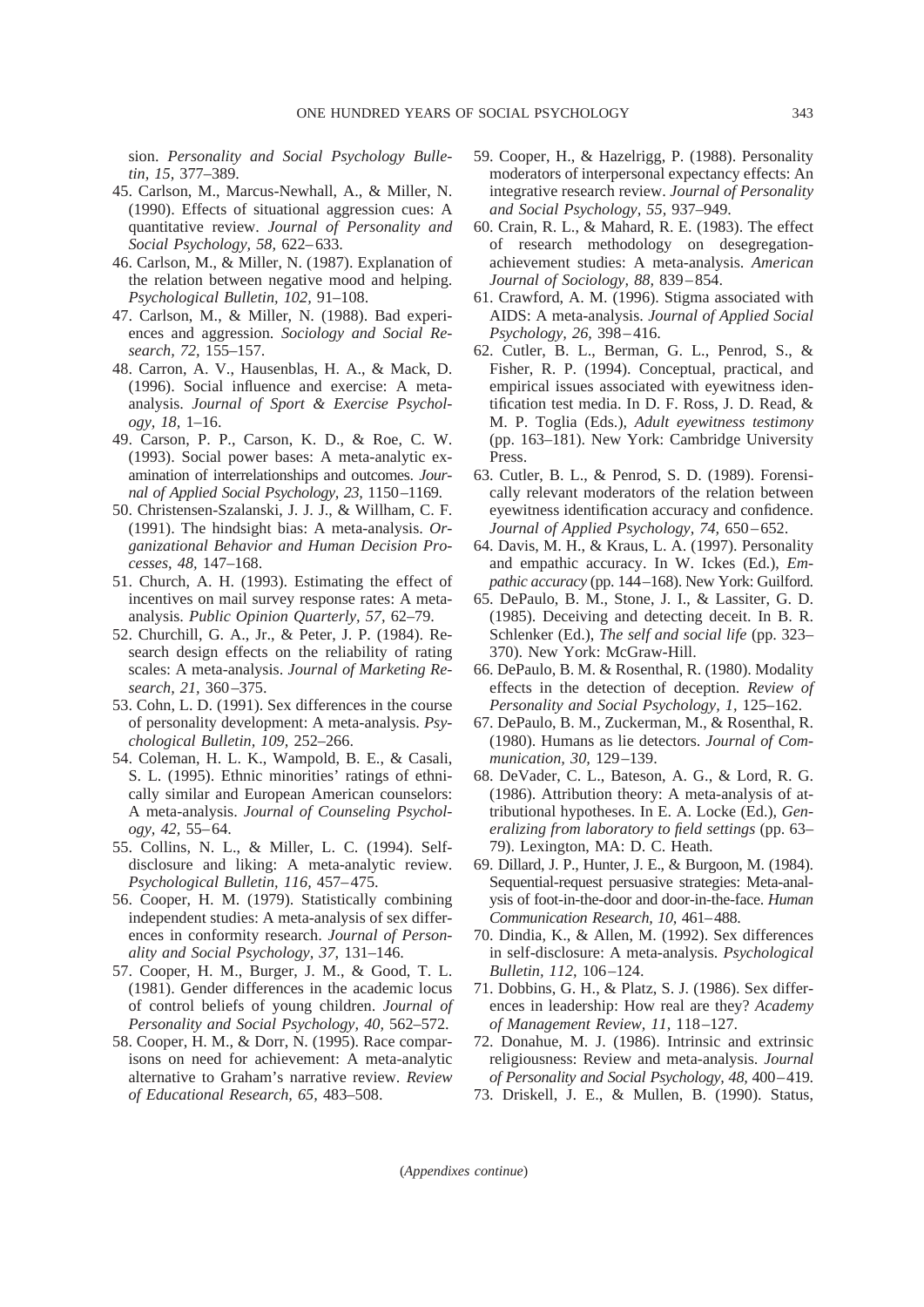sion. *Personality and Social Psychology Bulletin, 15,* 377–389.

45. Carlson, M., Marcus-Newhall, A., & Miller, N. (1990). Effects of situational aggression cues: A quantitative review. *Journal of Personality and Social Psychology, 58,* 622–633.

46. Carlson, M., & Miller, N. (1987). Explanation of the relation between negative mood and helping. *Psychological Bulletin, 102,* 91–108.

47. Carlson, M., & Miller, N. (1988). Bad experiences and aggression. *Sociology and Social Research, 72,* 155–157.

48. Carron, A. V., Hausenblas, H. A., & Mack, D. (1996). Social influence and exercise: A meta-analysis. *Journal of Sport & Exercise Psychology, 18,* 1–16.

49. Carson, P. P., Carson, K. D., & Roe, C. W. (1993). Social power bases: A meta-analytic examination of interrelationships and outcomes. *Journal of Applied Social Psychology, 23,* 1150–1169.

50. Christensen-Szalanski, J. J. J., & Willham, C. F. (1991). The hindsight bias: A meta-analysis. *Organizational Behavior and Human Decision Processes, 48,* 147–168.

51. Church, A. H. (1993). Estimating the effect of incentives on mail survey response rates: A meta-analysis. *Public Opinion Quarterly, 57,* 62–79.

52. Churchill, G. A., Jr., & Peter, J. P. (1984). Research design effects on the reliability of rating scales: A meta-analysis. *Journal of Marketing Research, 21,* 360–375.

53. Cohn, L. D. (1991). Sex differences in the course of personality development: A meta-analysis. *Psychological Bulletin, 109,* 252–266.

54. Coleman, H. L. K., Wampold, B. E., & Casali, S. L. (1995). Ethnic minorities' ratings of ethnically similar and European American counselors: A meta-analysis. *Journal of Counseling Psychology, 42,* 55–64.

55. Collins, N. L., & Miller, L. C. (1994). Self-disclosure and liking: A meta-analytic review. *Psychological Bulletin, 116,* 457–475.

56. Cooper, H. M. (1979). Statistically combining independent studies: A meta-analysis of sex differences in conformity research. *Journal of Personality and Social Psychology, 37,* 131–146.

57. Cooper, H. M., Burger, J. M., & Good, T. L. (1981). Gender differences in the academic locus of control beliefs of young children. *Journal of Personality and Social Psychology, 40,* 562–572.

58. Cooper, H. M., & Dorr, N. (1995). Race comparisons on need for achievement: A meta-analytic alternative to Graham's narrative review. *Review of Educational Research, 65,* 483–508.

59. Cooper, H., & Hazelrigg, P. (1988). Personality moderators of interpersonal expectancy effects: An integrative research review. *Journal of Personality and Social Psychology, 55,* 937–949.

60. Crain, R. L., & Mahard, R. E. (1983). The effect of research methodology on desegregation-achievement studies: A meta-analysis. *American Journal of Sociology, 88,* 839–854.

61. Crawford, A. M. (1996). Stigma associated with AIDS: A meta-analysis. *Journal of Applied Social Psychology, 26,* 398–416.

62. Cutler, B. L., Berman, G. L., Penrod, S., & Fisher, R. P. (1994). Conceptual, practical, and empirical issues associated with eyewitness identification test media. In D. F. Ross, J. D. Read, & M. P. Toglia (Eds.), *Adult eyewitness testimony* (pp. 163–181). New York: Cambridge University Press.

63. Cutler, B. L., & Penrod, S. D. (1989). Forensically relevant moderators of the relation between eyewitness identification accuracy and confidence. *Journal of Applied Psychology, 74,* 650–652.

64. Davis, M. H., & Kraus, L. A. (1997). Personality and empathic accuracy. In W. Ickes (Ed.), *Empathic accuracy* (pp. 144–168). New York: Guilford.

65. DePaulo, B. M., Stone, J. I., & Lassiter, G. D. (1985). Deceiving and detecting deceit. In B. R. Schlenker (Ed.), *The self and social life* (pp. 323–370). New York: McGraw-Hill.

66. DePaulo, B. M. & Rosenthal, R. (1980). Modality effects in the detection of deception. *Review of Personality and Social Psychology, 1,* 125–162.

67. DePaulo, B. M., Zuckerman, M., & Rosenthal, R. (1980). Humans as lie detectors. *Journal of Communication, 30,* 129–139.

68. DeVader, C. L., Bateson, A. G., & Lord, R. G. (1986). Attribution theory: A meta-analysis of attributional hypotheses. In E. A. Locke (Ed.), *Generalizing from laboratory to field settings* (pp. 63–79). Lexington, MA: D. C. Heath.

69. Dillard, J. P., Hunter, J. E., & Burgoon, M. (1984). Sequential-request persuasive strategies: Meta-analysis of foot-in-the-door and door-in-the-face. *Human Communication Research, 10,* 461–488.

70. Dindia, K., & Allen, M. (1992). Sex differences in self-disclosure: A meta-analysis. *Psychological Bulletin, 112,* 106–124.

71. Dobbins, G. H., & Platz, S. J. (1986). Sex differences in leadership: How real are they? *Academy of Management Review, 11,* 118–127.

72. Donahue, M. J. (1986). Intrinsic and extrinsic religiousness: Review and meta-analysis. *Journal of Personality and Social Psychology, 48,* 400–419.

73. Driskell, J. E., & Mullen, B. (1990). Status,

(*Appendixes continue*)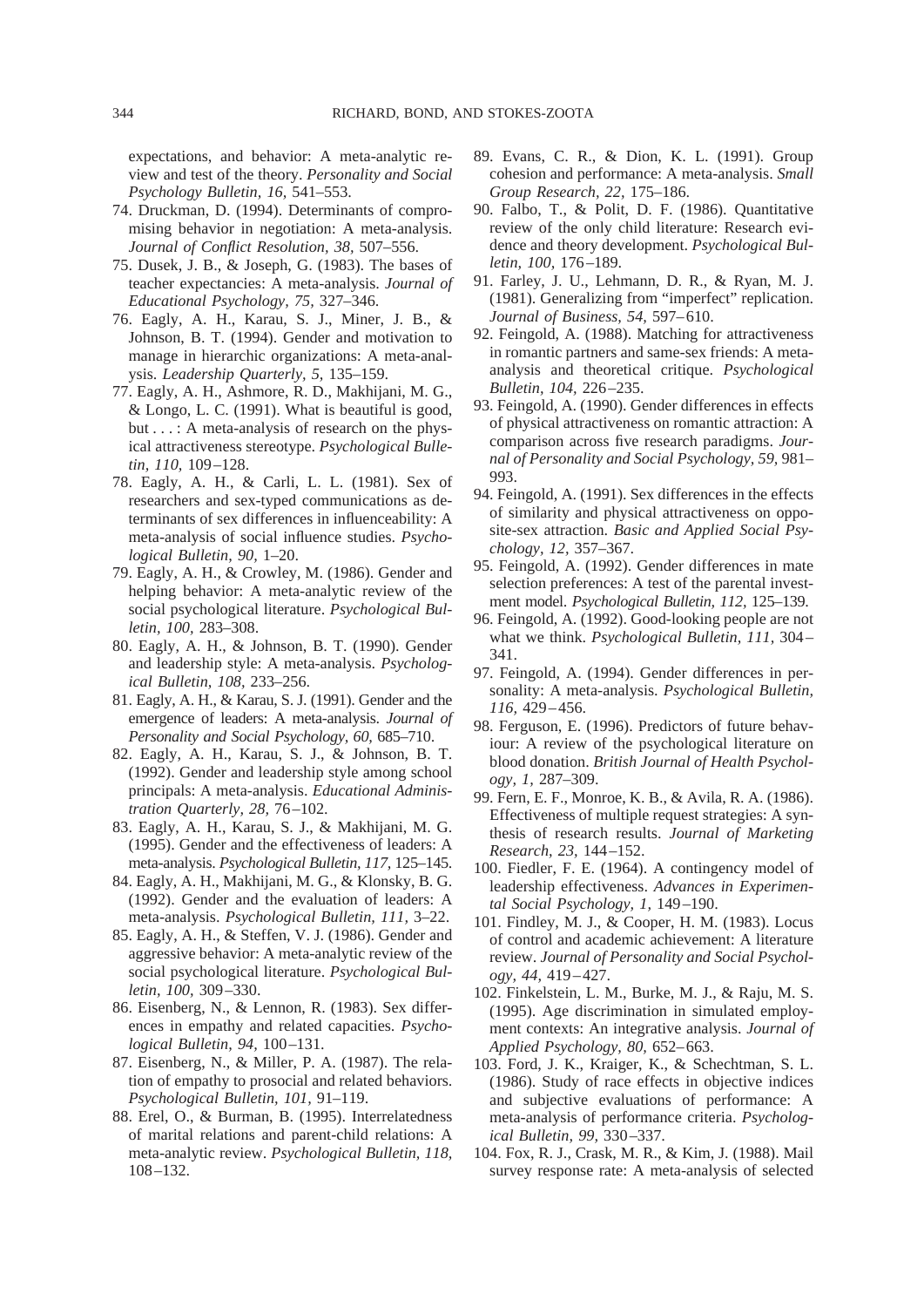expectations, and behavior: A meta-analytic review and test of the theory. *Personality and Social Psychology Bulletin, 16,* 541–553.

74. Druckman, D. (1994). Determinants of compromising behavior in negotiation: A meta-analysis. *Journal of Conflict Resolution, 38,* 507–556.
75. Dusek, J. B., & Joseph, G. (1983). The bases of teacher expectancies: A meta-analysis. *Journal of Educational Psychology, 75,* 327–346.
76. Eagly, A. H., Karau, S. J., Miner, J. B., & Johnson, B. T. (1994). Gender and motivation to manage in hierarchic organizations: A meta-analysis. *Leadership Quarterly, 5,* 135–159.
77. Eagly, A. H., Ashmore, R. D., Makhijani, M. G., & Longo, L. C. (1991). What is beautiful is good, but . . . : A meta-analysis of research on the physical attractiveness stereotype. *Psychological Bulletin, 110,* 109–128.
78. Eagly, A. H., & Carli, L. L. (1981). Sex of researchers and sex-typed communications as determinants of sex differences in influenceability: A meta-analysis of social influence studies. *Psychological Bulletin, 90,* 1–20.
79. Eagly, A. H., & Crowley, M. (1986). Gender and helping behavior: A meta-analytic review of the social psychological literature. *Psychological Bulletin, 100,* 283–308.
80. Eagly, A. H., & Johnson, B. T. (1990). Gender and leadership style: A meta-analysis. *Psychological Bulletin, 108,* 233–256.
81. Eagly, A. H., & Karau, S. J. (1991). Gender and the emergence of leaders: A meta-analysis. *Journal of Personality and Social Psychology, 60,* 685–710.
82. Eagly, A. H., Karau, S. J., & Johnson, B. T. (1992). Gender and leadership style among school principals: A meta-analysis. *Educational Administration Quarterly, 28,* 76–102.
83. Eagly, A. H., Karau, S. J., & Makhijani, M. G. (1995). Gender and the effectiveness of leaders: A meta-analysis. *Psychological Bulletin, 117,* 125–145.
84. Eagly, A. H., Makhijani, M. G., & Klonsky, B. G. (1992). Gender and the evaluation of leaders: A meta-analysis. *Psychological Bulletin, 111,* 3–22.
85. Eagly, A. H., & Steffen, V. J. (1986). Gender and aggressive behavior: A meta-analytic review of the social psychological literature. *Psychological Bulletin, 100,* 309–330.
86. Eisenberg, N., & Lennon, R. (1983). Sex differences in empathy and related capacities. *Psychological Bulletin, 94,* 100–131.
87. Eisenberg, N., & Miller, P. A. (1987). The relation of empathy to prosocial and related behaviors. *Psychological Bulletin, 101,* 91–119.
88. Erel, O., & Burman, B. (1995). Interrelatedness of marital relations and parent-child relations: A meta-analytic review. *Psychological Bulletin, 118,* 108–132.
89. Evans, C. R., & Dion, K. L. (1991). Group cohesion and performance: A meta-analysis. *Small Group Research, 22,* 175–186.
90. Falbo, T., & Polit, D. F. (1986). Quantitative review of the only child literature: Research evidence and theory development. *Psychological Bulletin, 100,* 176–189.
91. Farley, J. U., Lehmann, D. R., & Ryan, M. J. (1981). Generalizing from "imperfect" replication. *Journal of Business, 54,* 597–610.
92. Feingold, A. (1988). Matching for attractiveness in romantic partners and same-sex friends: A meta-analysis and theoretical critique. *Psychological Bulletin, 104,* 226–235.
93. Feingold, A. (1990). Gender differences in effects of physical attractiveness on romantic attraction: A comparison across five research paradigms. *Journal of Personality and Social Psychology, 59,* 981–993.
94. Feingold, A. (1991). Sex differences in the effects of similarity and physical attractiveness on opposite-sex attraction. *Basic and Applied Social Psychology, 12,* 357–367.
95. Feingold, A. (1992). Gender differences in mate selection preferences: A test of the parental investment model. *Psychological Bulletin, 112,* 125–139.
96. Feingold, A. (1992). Good-looking people are not what we think. *Psychological Bulletin, 111,* 304–341.
97. Feingold, A. (1994). Gender differences in personality: A meta-analysis. *Psychological Bulletin, 116,* 429–456.
98. Ferguson, E. (1996). Predictors of future behaviour: A review of the psychological literature on blood donation. *British Journal of Health Psychology, 1,* 287–309.
99. Fern, E. F., Monroe, K. B., & Avila, R. A. (1986). Effectiveness of multiple request strategies: A synthesis of research results. *Journal of Marketing Research, 23,* 144–152.
100. Fiedler, F. E. (1964). A contingency model of leadership effectiveness. *Advances in Experimental Social Psychology, 1,* 149–190.
101. Findley, M. J., & Cooper, H. M. (1983). Locus of control and academic achievement: A literature review. *Journal of Personality and Social Psychology, 44,* 419–427.
102. Finkelstein, L. M., Burke, M. J., & Raju, M. S. (1995). Age discrimination in simulated employment contexts: An integrative analysis. *Journal of Applied Psychology, 80,* 652–663.
103. Ford, J. K., Kraiger, K., & Schechtman, S. L. (1986). Study of race effects in objective indices and subjective evaluations of performance: A meta-analysis of performance criteria. *Psychological Bulletin, 99,* 330–337.
104. Fox, R. J., Crask, M. R., & Kim, J. (1988). Mail survey response rate: A meta-analysis of selected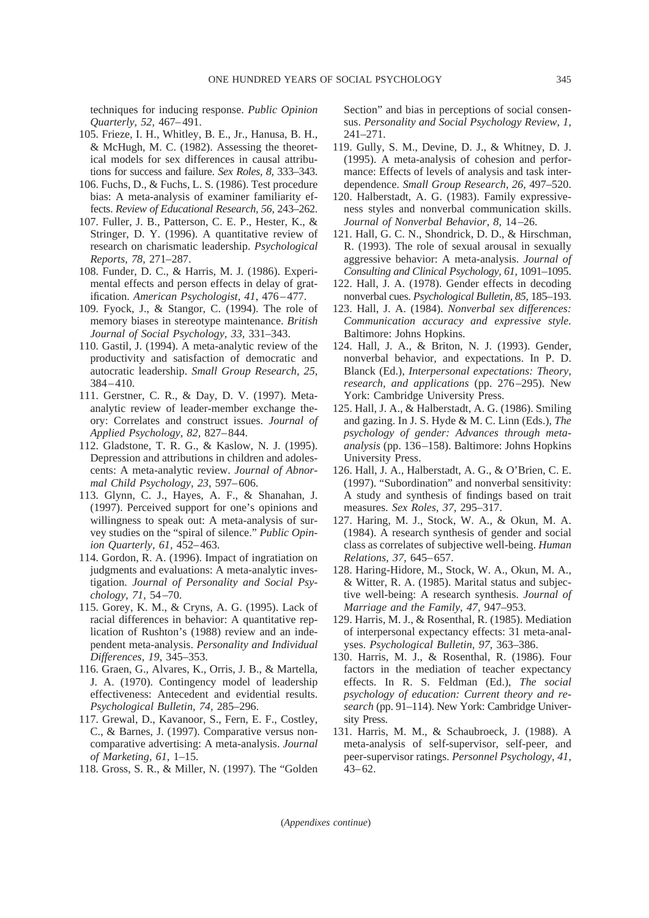techniques for inducing response. *Public Opinion Quarterly, 52,* 467–491.

105. Frieze, I. H., Whitley, B. E., Jr., Hanusa, B. H., & McHugh, M. C. (1982). Assessing the theoretical models for sex differences in causal attributions for success and failure. *Sex Roles, 8,* 333–343.
106. Fuchs, D., & Fuchs, L. S. (1986). Test procedure bias: A meta-analysis of examiner familiarity effects. *Review of Educational Research, 56,* 243–262.
107. Fuller, J. B., Patterson, C. E. P., Hester, K., & Stringer, D. Y. (1996). A quantitative review of research on charismatic leadership. *Psychological Reports, 78,* 271–287.
108. Funder, D. C., & Harris, M. J. (1986). Experimental effects and person effects in delay of gratification. *American Psychologist, 41,* 476–477.
109. Fyock, J., & Stangor, C. (1994). The role of memory biases in stereotype maintenance. *British Journal of Social Psychology, 33,* 331–343.
110. Gastil, J. (1994). A meta-analytic review of the productivity and satisfaction of democratic and autocratic leadership. *Small Group Research, 25,* 384–410.
111. Gerstner, C. R., & Day, D. V. (1997). Meta-analytic review of leader-member exchange theory: Correlates and construct issues. *Journal of Applied Psychology, 82,* 827–844.
112. Gladstone, T. R. G., & Kaslow, N. J. (1995). Depression and attributions in children and adolescents: A meta-analytic review. *Journal of Abnormal Child Psychology, 23,* 597–606.
113. Glynn, C. J., Hayes, A. F., & Shanahan, J. (1997). Perceived support for one's opinions and willingness to speak out: A meta-analysis of survey studies on the "spiral of silence." *Public Opinion Quarterly, 61,* 452–463.
114. Gordon, R. A. (1996). Impact of ingratiation on judgments and evaluations: A meta-analytic investigation. *Journal of Personality and Social Psychology, 71,* 54–70.
115. Gorey, K. M., & Cryns, A. G. (1995). Lack of racial differences in behavior: A quantitative replication of Rushton's (1988) review and an independent meta-analysis. *Personality and Individual Differences, 19,* 345–353.
116. Graen, G., Alvares, K., Orris, J. B., & Martella, J. A. (1970). Contingency model of leadership effectiveness: Antecedent and evidential results. *Psychological Bulletin, 74,* 285–296.
117. Grewal, D., Kavanoor, S., Fern, E. F., Costley, C., & Barnes, J. (1997). Comparative versus noncomparative advertising: A meta-analysis. *Journal of Marketing, 61,* 1–15.
118. Gross, S. R., & Miller, N. (1997). The "Golden Section" and bias in perceptions of social consensus. *Personality and Social Psychology Review, 1,* 241–271.
119. Gully, S. M., Devine, D. J., & Whitney, D. J. (1995). A meta-analysis of cohesion and performance: Effects of levels of analysis and task interdependence. *Small Group Research, 26,* 497–520.
120. Halberstadt, A. G. (1983). Family expressiveness styles and nonverbal communication skills. *Journal of Nonverbal Behavior, 8,* 14–26.
121. Hall, G. C. N., Shondrick, D. D., & Hirschman, R. (1993). The role of sexual arousal in sexually aggressive behavior: A meta-analysis. *Journal of Consulting and Clinical Psychology, 61,* 1091–1095.
122. Hall, J. A. (1978). Gender effects in decoding nonverbal cues. *Psychological Bulletin, 85,* 185–193.
123. Hall, J. A. (1984). *Nonverbal sex differences: Communication accuracy and expressive style.* Baltimore: Johns Hopkins.
124. Hall, J. A., & Briton, N. J. (1993). Gender, nonverbal behavior, and expectations. In P. D. Blanck (Ed.), *Interpersonal expectations: Theory, research, and applications* (pp. 276–295). New York: Cambridge University Press.
125. Hall, J. A., & Halberstadt, A. G. (1986). Smiling and gazing. In J. S. Hyde & M. C. Linn (Eds.), *The psychology of gender: Advances through meta-analysis* (pp. 136–158). Baltimore: Johns Hopkins University Press.
126. Hall, J. A., Halberstadt, A. G., & O'Brien, C. E. (1997). "Subordination" and nonverbal sensitivity: A study and synthesis of findings based on trait measures. *Sex Roles, 37,* 295–317.
127. Haring, M. J., Stock, W. A., & Okun, M. A. (1984). A research synthesis of gender and social class as correlates of subjective well-being. *Human Relations, 37,* 645–657.
128. Haring-Hidore, M., Stock, W. A., Okun, M. A., & Witter, R. A. (1985). Marital status and subjective well-being: A research synthesis. *Journal of Marriage and the Family, 47,* 947–953.
129. Harris, M. J., & Rosenthal, R. (1985). Mediation of interpersonal expectancy effects: 31 meta-analyses. *Psychological Bulletin, 97,* 363–386.
130. Harris, M. J., & Rosenthal, R. (1986). Four factors in the mediation of teacher expectancy effects. In R. S. Feldman (Ed.), *The social psychology of education: Current theory and research* (pp. 91–114). New York: Cambridge University Press.
131. Harris, M. M., & Schaubroeck, J. (1988). A meta-analysis of self-supervisor, self-peer, and peer-supervisor ratings. *Personnel Psychology, 41,* 43–62.

(*Appendixes continue*)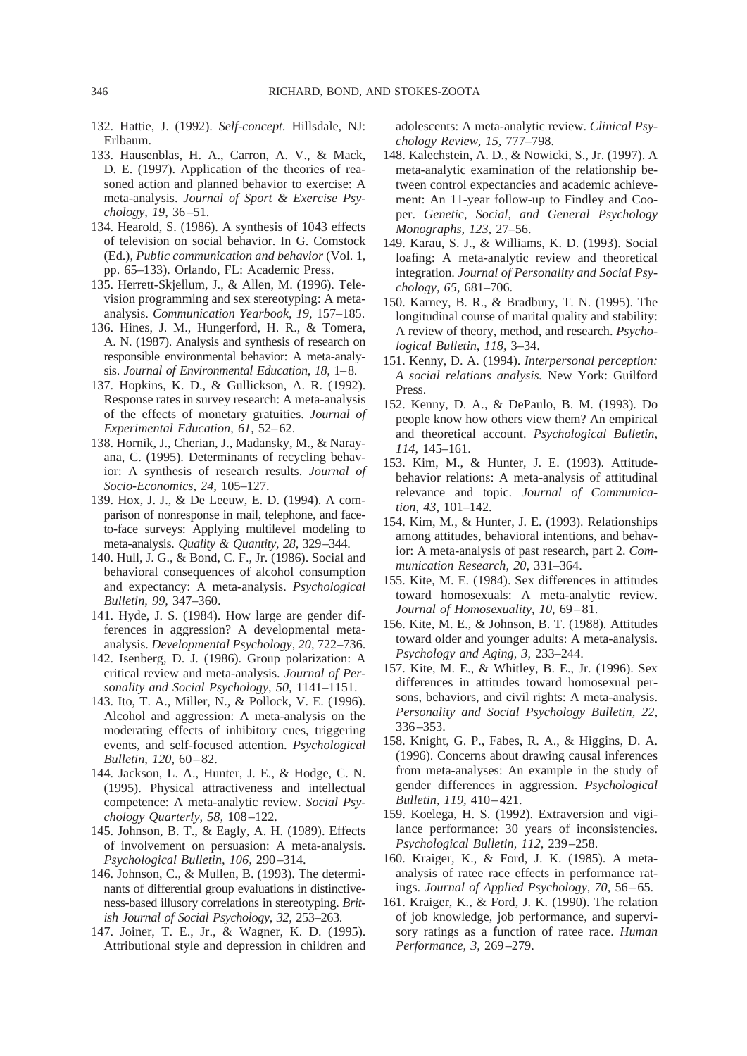132. Hattie, J. (1992). *Self-concept.* Hillsdale, NJ: Erlbaum.

133. Hausenblas, H. A., Carron, A. V., & Mack, D. E. (1997). Application of the theories of reasoned action and planned behavior to exercise: A meta-analysis. *Journal of Sport & Exercise Psychology, 19,* 36–51.

134. Hearold, S. (1986). A synthesis of 1043 effects of television on social behavior. In G. Comstock (Ed.), *Public communication and behavior* (Vol. 1, pp. 65–133). Orlando, FL: Academic Press.

135. Herrett-Skjellum, J., & Allen, M. (1996). Television programming and sex stereotyping: A meta-analysis. *Communication Yearbook, 19,* 157–185.

136. Hines, J. M., Hungerford, H. R., & Tomera, A. N. (1987). Analysis and synthesis of research on responsible environmental behavior: A meta-analysis. *Journal of Environmental Education, 18,* 1–8.

137. Hopkins, K. D., & Gullickson, A. R. (1992). Response rates in survey research: A meta-analysis of the effects of monetary gratuities. *Journal of Experimental Education, 61,* 52–62.

138. Hornik, J., Cherian, J., Madansky, M., & Narayana, C. (1995). Determinants of recycling behavior: A synthesis of research results. *Journal of Socio-Economics, 24,* 105–127.

139. Hox, J. J., & De Leeuw, E. D. (1994). A comparison of nonresponse in mail, telephone, and face-to-face surveys: Applying multilevel modeling to meta-analysis. *Quality & Quantity, 28,* 329–344.

140. Hull, J. G., & Bond, C. F., Jr. (1986). Social and behavioral consequences of alcohol consumption and expectancy: A meta-analysis. *Psychological Bulletin, 99,* 347–360.

141. Hyde, J. S. (1984). How large are gender differences in aggression? A developmental meta-analysis. *Developmental Psychology, 20,* 722–736.

142. Isenberg, D. J. (1986). Group polarization: A critical review and meta-analysis. *Journal of Personality and Social Psychology, 50,* 1141–1151.

143. Ito, T. A., Miller, N., & Pollock, V. E. (1996). Alcohol and aggression: A meta-analysis on the moderating effects of inhibitory cues, triggering events, and self-focused attention. *Psychological Bulletin, 120,* 60–82.

144. Jackson, L. A., Hunter, J. E., & Hodge, C. N. (1995). Physical attractiveness and intellectual competence: A meta-analytic review. *Social Psychology Quarterly, 58,* 108–122.

145. Johnson, B. T., & Eagly, A. H. (1989). Effects of involvement on persuasion: A meta-analysis. *Psychological Bulletin, 106,* 290–314.

146. Johnson, C., & Mullen, B. (1993). The determinants of differential group evaluations in distinctiveness-based illusory correlations in stereotyping. *British Journal of Social Psychology, 32,* 253–263.

147. Joiner, T. E., Jr., & Wagner, K. D. (1995). Attributional style and depression in children and adolescents: A meta-analytic review. *Clinical Psychology Review, 15,* 777–798.

148. Kalechstein, A. D., & Nowicki, S., Jr. (1997). A meta-analytic examination of the relationship between control expectancies and academic achievement: An 11-year follow-up to Findley and Cooper. *Genetic, Social, and General Psychology Monographs, 123,* 27–56.

149. Karau, S. J., & Williams, K. D. (1993). Social loafing: A meta-analytic review and theoretical integration. *Journal of Personality and Social Psychology, 65,* 681–706.

150. Karney, B. R., & Bradbury, T. N. (1995). The longitudinal course of marital quality and stability: A review of theory, method, and research. *Psychological Bulletin, 118,* 3–34.

151. Kenny, D. A. (1994). *Interpersonal perception: A social relations analysis.* New York: Guilford Press.

152. Kenny, D. A., & DePaulo, B. M. (1993). Do people know how others view them? An empirical and theoretical account. *Psychological Bulletin, 114,* 145–161.

153. Kim, M., & Hunter, J. E. (1993). Attitude-behavior relations: A meta-analysis of attitudinal relevance and topic. *Journal of Communication, 43,* 101–142.

154. Kim, M., & Hunter, J. E. (1993). Relationships among attitudes, behavioral intentions, and behavior: A meta-analysis of past research, part 2. *Communication Research, 20,* 331–364.

155. Kite, M. E. (1984). Sex differences in attitudes toward homosexuals: A meta-analytic review. *Journal of Homosexuality, 10,* 69–81.

156. Kite, M. E., & Johnson, B. T. (1988). Attitudes toward older and younger adults: A meta-analysis. *Psychology and Aging, 3,* 233–244.

157. Kite, M. E., & Whitley, B. E., Jr. (1996). Sex differences in attitudes toward homosexual persons, behaviors, and civil rights: A meta-analysis. *Personality and Social Psychology Bulletin, 22,* 336–353.

158. Knight, G. P., Fabes, R. A., & Higgins, D. A. (1996). Concerns about drawing causal inferences from meta-analyses: An example in the study of gender differences in aggression. *Psychological Bulletin, 119,* 410–421.

159. Koelega, H. S. (1992). Extraversion and vigilance performance: 30 years of inconsistencies. *Psychological Bulletin, 112,* 239–258.

160. Kraiger, K., & Ford, J. K. (1985). A meta-analysis of ratee race effects in performance ratings. *Journal of Applied Psychology, 70,* 56–65.

161. Kraiger, K., & Ford, J. K. (1990). The relation of job knowledge, job performance, and supervisory ratings as a function of ratee race. *Human Performance, 3,* 269–279.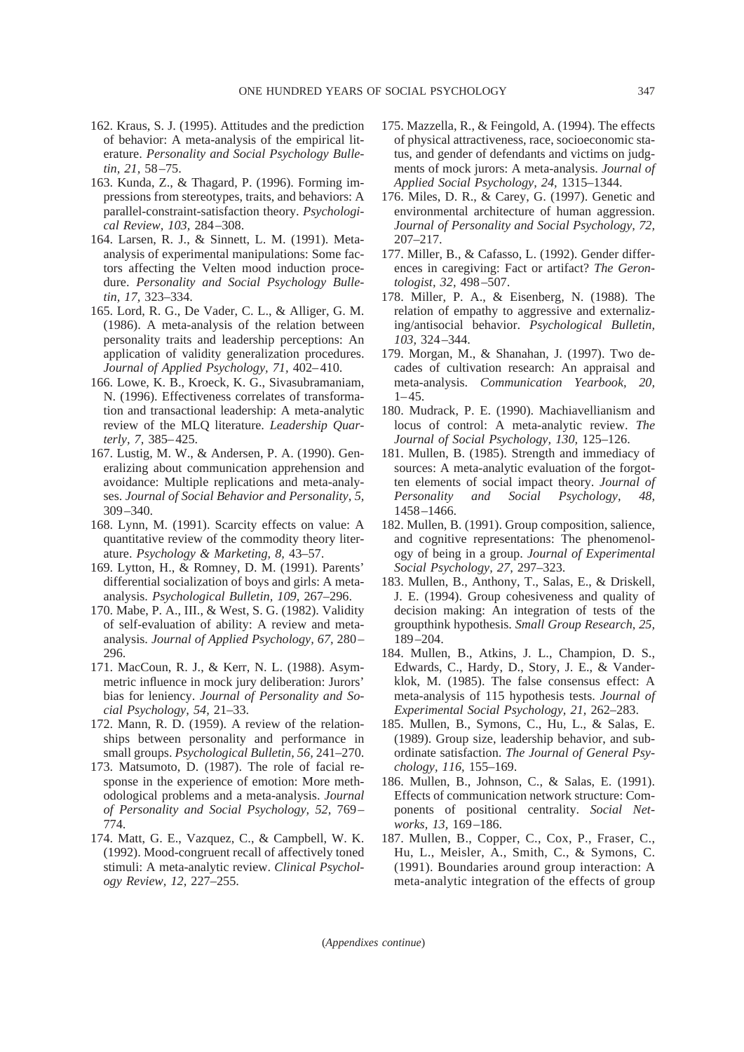162. Kraus, S. J. (1995). Attitudes and the prediction of behavior: A meta-analysis of the empirical literature. *Personality and Social Psychology Bulletin, 21,* 58–75.

163. Kunda, Z., & Thagard, P. (1996). Forming impressions from stereotypes, traits, and behaviors: A parallel-constraint-satisfaction theory. *Psychological Review, 103,* 284–308.

164. Larsen, R. J., & Sinnett, L. M. (1991). Meta-analysis of experimental manipulations: Some factors affecting the Velten mood induction procedure. *Personality and Social Psychology Bulletin, 17,* 323–334.

165. Lord, R. G., De Vader, C. L., & Alliger, G. M. (1986). A meta-analysis of the relation between personality traits and leadership perceptions: An application of validity generalization procedures. *Journal of Applied Psychology, 71,* 402–410.

166. Lowe, K. B., Kroeck, K. G., Sivasubramaniam, N. (1996). Effectiveness correlates of transformation and transactional leadership: A meta-analytic review of the MLQ literature. *Leadership Quarterly, 7,* 385–425.

167. Lustig, M. W., & Andersen, P. A. (1990). Generalizing about communication apprehension and avoidance: Multiple replications and meta-analyses. *Journal of Social Behavior and Personality, 5,* 309–340.

168. Lynn, M. (1991). Scarcity effects on value: A quantitative review of the commodity theory literature. *Psychology & Marketing, 8,* 43–57.

169. Lytton, H., & Romney, D. M. (1991). Parents' differential socialization of boys and girls: A meta-analysis. *Psychological Bulletin, 109,* 267–296.

170. Mabe, P. A., III., & West, S. G. (1982). Validity of self-evaluation of ability: A review and meta-analysis. *Journal of Applied Psychology, 67,* 280–296.

171. MacCoun, R. J., & Kerr, N. L. (1988). Asymmetric influence in mock jury deliberation: Jurors' bias for leniency. *Journal of Personality and Social Psychology, 54,* 21–33.

172. Mann, R. D. (1959). A review of the relationships between personality and performance in small groups. *Psychological Bulletin, 56,* 241–270.

173. Matsumoto, D. (1987). The role of facial response in the experience of emotion: More methodological problems and a meta-analysis. *Journal of Personality and Social Psychology, 52,* 769–774.

174. Matt, G. E., Vazquez, C., & Campbell, W. K. (1992). Mood-congruent recall of affectively toned stimuli: A meta-analytic review. *Clinical Psychology Review, 12,* 227–255.

175. Mazzella, R., & Feingold, A. (1994). The effects of physical attractiveness, race, socioeconomic status, and gender of defendants and victims on judgments of mock jurors: A meta-analysis. *Journal of Applied Social Psychology, 24,* 1315–1344.

176. Miles, D. R., & Carey, G. (1997). Genetic and environmental architecture of human aggression. *Journal of Personality and Social Psychology, 72,* 207–217.

177. Miller, B., & Cafasso, L. (1992). Gender differences in caregiving: Fact or artifact? *The Gerontologist, 32,* 498–507.

178. Miller, P. A., & Eisenberg, N. (1988). The relation of empathy to aggressive and externalizing/antisocial behavior. *Psychological Bulletin, 103,* 324–344.

179. Morgan, M., & Shanahan, J. (1997). Two decades of cultivation research: An appraisal and meta-analysis. *Communication Yearbook, 20,* 1–45.

180. Mudrack, P. E. (1990). Machiavellianism and locus of control: A meta-analytic review. *The Journal of Social Psychology, 130,* 125–126.

181. Mullen, B. (1985). Strength and immediacy of sources: A meta-analytic evaluation of the forgotten elements of social impact theory. *Journal of Personality and Social Psychology, 48,* 1458–1466.

182. Mullen, B. (1991). Group composition, salience, and cognitive representations: The phenomenology of being in a group. *Journal of Experimental Social Psychology, 27,* 297–323.

183. Mullen, B., Anthony, T., Salas, E., & Driskell, J. E. (1994). Group cohesiveness and quality of decision making: An integration of tests of the groupthink hypothesis. *Small Group Research, 25,* 189–204.

184. Mullen, B., Atkins, J. L., Champion, D. S., Edwards, C., Hardy, D., Story, J. E., & Vanderklok, M. (1985). The false consensus effect: A meta-analysis of 115 hypothesis tests. *Journal of Experimental Social Psychology, 21,* 262–283.

185. Mullen, B., Symons, C., Hu, L., & Salas, E. (1989). Group size, leadership behavior, and subordinate satisfaction. *The Journal of General Psychology, 116,* 155–169.

186. Mullen, B., Johnson, C., & Salas, E. (1991). Effects of communication network structure: Components of positional centrality. *Social Networks, 13,* 169–186.

187. Mullen, B., Copper, C., Cox, P., Fraser, C., Hu, L., Meisler, A., Smith, C., & Symons, C. (1991). Boundaries around group interaction: A meta-analytic integration of the effects of group

(*Appendixes continue*)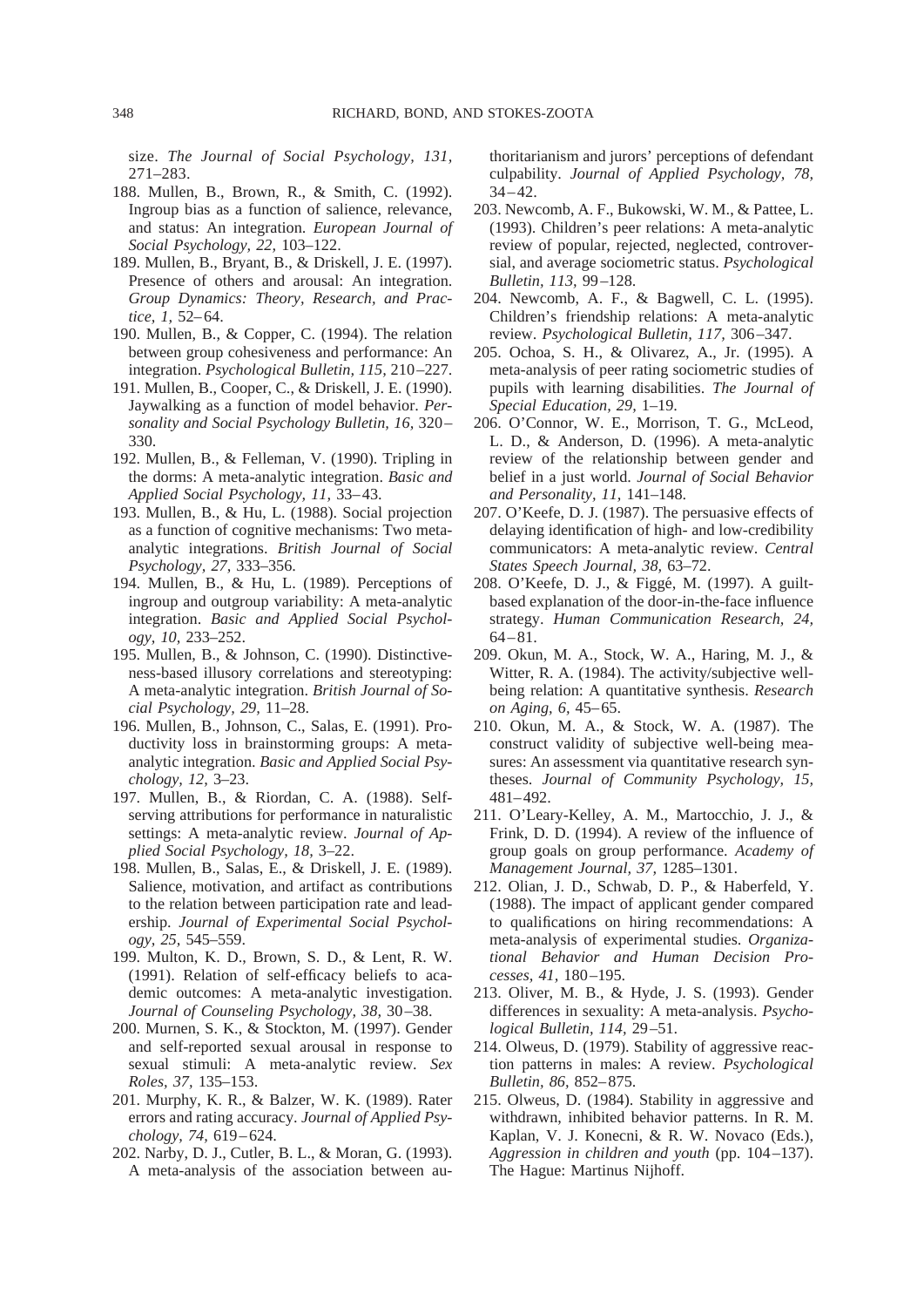size. *The Journal of Social Psychology, 131,* 271–283.

188. Mullen, B., Brown, R., & Smith, C. (1992). Ingroup bias as a function of salience, relevance, and status: An integration. *European Journal of Social Psychology, 22,* 103–122.
189. Mullen, B., Bryant, B., & Driskell, J. E. (1997). Presence of others and arousal: An integration. *Group Dynamics: Theory, Research, and Practice, 1,* 52–64.
190. Mullen, B., & Copper, C. (1994). The relation between group cohesiveness and performance: An integration. *Psychological Bulletin, 115,* 210–227.
191. Mullen, B., Cooper, C., & Driskell, J. E. (1990). Jaywalking as a function of model behavior. *Personality and Social Psychology Bulletin, 16,* 320–330.
192. Mullen, B., & Felleman, V. (1990). Tripling in the dorms: A meta-analytic integration. *Basic and Applied Social Psychology, 11,* 33–43.
193. Mullen, B., & Hu, L. (1988). Social projection as a function of cognitive mechanisms: Two meta-analytic integrations. *British Journal of Social Psychology, 27,* 333–356.
194. Mullen, B., & Hu, L. (1989). Perceptions of ingroup and outgroup variability: A meta-analytic integration. *Basic and Applied Social Psychology, 10,* 233–252.
195. Mullen, B., & Johnson, C. (1990). Distinctiveness-based illusory correlations and stereotyping: A meta-analytic integration. *British Journal of Social Psychology, 29,* 11–28.
196. Mullen, B., Johnson, C., Salas, E. (1991). Productivity loss in brainstorming groups: A meta-analytic integration. *Basic and Applied Social Psychology, 12,* 3–23.
197. Mullen, B., & Riordan, C. A. (1988). Self-serving attributions for performance in naturalistic settings: A meta-analytic review. *Journal of Applied Social Psychology, 18,* 3–22.
198. Mullen, B., Salas, E., & Driskell, J. E. (1989). Salience, motivation, and artifact as contributions to the relation between participation rate and leadership. *Journal of Experimental Social Psychology, 25,* 545–559.
199. Multon, K. D., Brown, S. D., & Lent, R. W. (1991). Relation of self-efficacy beliefs to academic outcomes: A meta-analytic investigation. *Journal of Counseling Psychology, 38,* 30–38.
200. Murnen, S. K., & Stockton, M. (1997). Gender and self-reported sexual arousal in response to sexual stimuli: A meta-analytic review. *Sex Roles, 37,* 135–153.
201. Murphy, K. R., & Balzer, W. K. (1989). Rater errors and rating accuracy. *Journal of Applied Psychology, 74,* 619–624.
202. Narby, D. J., Cutler, B. L., & Moran, G. (1993). A meta-analysis of the association between authoritarianism and jurors' perceptions of defendant culpability. *Journal of Applied Psychology, 78,* 34–42.
203. Newcomb, A. F., Bukowski, W. M., & Pattee, L. (1993). Children's peer relations: A meta-analytic review of popular, rejected, neglected, controversial, and average sociometric status. *Psychological Bulletin, 113,* 99–128.
204. Newcomb, A. F., & Bagwell, C. L. (1995). Children's friendship relations: A meta-analytic review. *Psychological Bulletin, 117,* 306–347.
205. Ochoa, S. H., & Olivarez, A., Jr. (1995). A meta-analysis of peer rating sociometric studies of pupils with learning disabilities. *The Journal of Special Education, 29,* 1–19.
206. O'Connor, W. E., Morrison, T. G., McLeod, L. D., & Anderson, D. (1996). A meta-analytic review of the relationship between gender and belief in a just world. *Journal of Social Behavior and Personality, 11,* 141–148.
207. O'Keefe, D. J. (1987). The persuasive effects of delaying identification of high- and low-credibility communicators: A meta-analytic review. *Central States Speech Journal, 38,* 63–72.
208. O'Keefe, D. J., & Figgé, M. (1997). A guilt-based explanation of the door-in-the-face influence strategy. *Human Communication Research, 24,* 64–81.
209. Okun, M. A., Stock, W. A., Haring, M. J., & Witter, R. A. (1984). The activity/subjective well-being relation: A quantitative synthesis. *Research on Aging, 6,* 45–65.
210. Okun, M. A., & Stock, W. A. (1987). The construct validity of subjective well-being measures: An assessment via quantitative research syntheses. *Journal of Community Psychology, 15,* 481–492.
211. O'Leary-Kelley, A. M., Martocchio, J. J., & Frink, D. D. (1994). A review of the influence of group goals on group performance. *Academy of Management Journal, 37,* 1285–1301.
212. Olian, J. D., Schwab, D. P., & Haberfeld, Y. (1988). The impact of applicant gender compared to qualifications on hiring recommendations: A meta-analysis of experimental studies. *Organizational Behavior and Human Decision Processes, 41,* 180–195.
213. Oliver, M. B., & Hyde, J. S. (1993). Gender differences in sexuality: A meta-analysis. *Psychological Bulletin, 114,* 29–51.
214. Olweus, D. (1979). Stability of aggressive reaction patterns in males: A review. *Psychological Bulletin, 86,* 852–875.
215. Olweus, D. (1984). Stability in aggressive and withdrawn, inhibited behavior patterns. In R. M. Kaplan, V. J. Konecni, & R. W. Novaco (Eds.), *Aggression in children and youth* (pp. 104–137). The Hague: Martinus Nijhoff.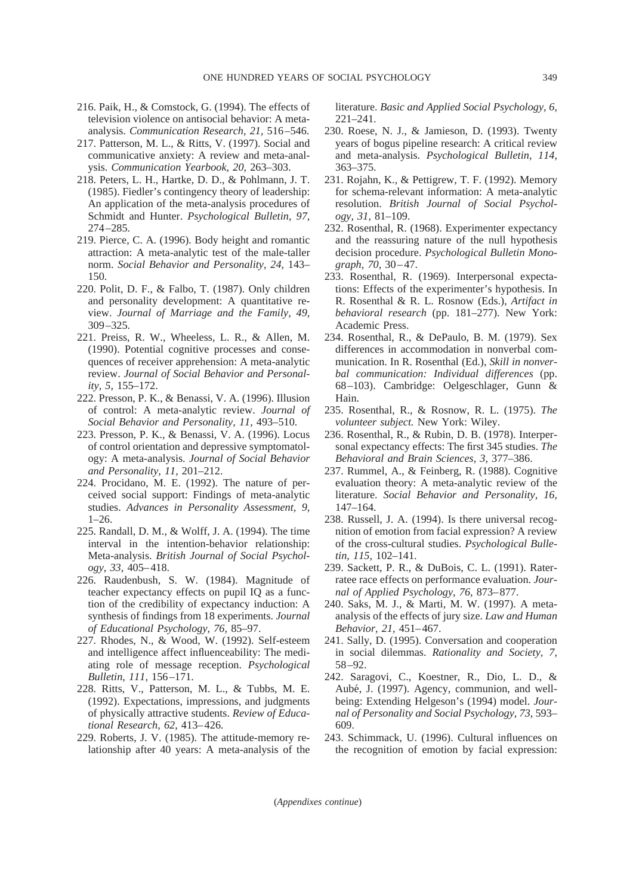216. Paik, H., & Comstock, G. (1994). The effects of television violence on antisocial behavior: A meta-analysis. *Communication Research, 21,* 516–546.

217. Patterson, M. L., & Ritts, V. (1997). Social and communicative anxiety: A review and meta-analysis. *Communication Yearbook, 20,* 263–303.

218. Peters, L. H., Hartke, D. D., & Pohlmann, J. T. (1985). Fiedler's contingency theory of leadership: An application of the meta-analysis procedures of Schmidt and Hunter. *Psychological Bulletin, 97,* 274–285.

219. Pierce, C. A. (1996). Body height and romantic attraction: A meta-analytic test of the male-taller norm. *Social Behavior and Personality, 24,* 143–150.

220. Polit, D. F., & Falbo, T. (1987). Only children and personality development: A quantitative review. *Journal of Marriage and the Family, 49,* 309–325.

221. Preiss, R. W., Wheeless, L. R., & Allen, M. (1990). Potential cognitive processes and consequences of receiver apprehension: A meta-analytic review. *Journal of Social Behavior and Personality, 5,* 155–172.

222. Presson, P. K., & Benassi, V. A. (1996). Illusion of control: A meta-analytic review. *Journal of Social Behavior and Personality, 11,* 493–510.

223. Presson, P. K., & Benassi, V. A. (1996). Locus of control orientation and depressive symptomatology: A meta-analysis. *Journal of Social Behavior and Personality, 11,* 201–212.

224. Procidano, M. E. (1992). The nature of perceived social support: Findings of meta-analytic studies. *Advances in Personality Assessment, 9,* 1–26.

225. Randall, D. M., & Wolff, J. A. (1994). The time interval in the intention-behavior relationship: Meta-analysis. *British Journal of Social Psychology, 33,* 405–418.

226. Raudenbush, S. W. (1984). Magnitude of teacher expectancy effects on pupil IQ as a function of the credibility of expectancy induction: A synthesis of findings from 18 experiments. *Journal of Educational Psychology, 76,* 85–97.

227. Rhodes, N., & Wood, W. (1992). Self-esteem and intelligence affect influenceability: The mediating role of message reception. *Psychological Bulletin, 111,* 156–171.

228. Ritts, V., Patterson, M. L., & Tubbs, M. E. (1992). Expectations, impressions, and judgments of physically attractive students. *Review of Educational Research, 62,* 413–426.

229. Roberts, J. V. (1985). The attitude-memory relationship after 40 years: A meta-analysis of the literature. *Basic and Applied Social Psychology, 6,* 221–241.

230. Roese, N. J., & Jamieson, D. (1993). Twenty years of bogus pipeline research: A critical review and meta-analysis. *Psychological Bulletin, 114,* 363–375.

231. Rojahn, K., & Pettigrew, T. F. (1992). Memory for schema-relevant information: A meta-analytic resolution. *British Journal of Social Psychology, 31,* 81–109.

232. Rosenthal, R. (1968). Experimenter expectancy and the reassuring nature of the null hypothesis decision procedure. *Psychological Bulletin Monograph, 70,* 30–47.

233. Rosenthal, R. (1969). Interpersonal expectations: Effects of the experimenter's hypothesis. In R. Rosenthal & R. L. Rosnow (Eds.), *Artifact in behavioral research* (pp. 181–277). New York: Academic Press.

234. Rosenthal, R., & DePaulo, B. M. (1979). Sex differences in accommodation in nonverbal communication. In R. Rosenthal (Ed.), *Skill in nonverbal communication: Individual differences* (pp. 68–103). Cambridge: Oelgeschlager, Gunn & Hain.

235. Rosenthal, R., & Rosnow, R. L. (1975). *The volunteer subject.* New York: Wiley.

236. Rosenthal, R., & Rubin, D. B. (1978). Interpersonal expectancy effects: The first 345 studies. *The Behavioral and Brain Sciences, 3,* 377–386.

237. Rummel, A., & Feinberg, R. (1988). Cognitive evaluation theory: A meta-analytic review of the literature. *Social Behavior and Personality, 16,* 147–164.

238. Russell, J. A. (1994). Is there universal recognition of emotion from facial expression? A review of the cross-cultural studies. *Psychological Bulletin, 115,* 102–141.

239. Sackett, P. R., & DuBois, C. L. (1991). Rater-ratee race effects on performance evaluation. *Journal of Applied Psychology, 76,* 873–877.

240. Saks, M. J., & Marti, M. W. (1997). A meta-analysis of the effects of jury size. *Law and Human Behavior, 21,* 451–467.

241. Sally, D. (1995). Conversation and cooperation in social dilemmas. *Rationality and Society, 7,* 58–92.

242. Saragovi, C., Koestner, R., Dio, L. D., & Aubé, J. (1997). Agency, communion, and well-being: Extending Helgeson's (1994) model. *Journal of Personality and Social Psychology, 73,* 593–609.

243. Schimmack, U. (1996). Cultural influences on the recognition of emotion by facial expression:

(*Appendixes continue*)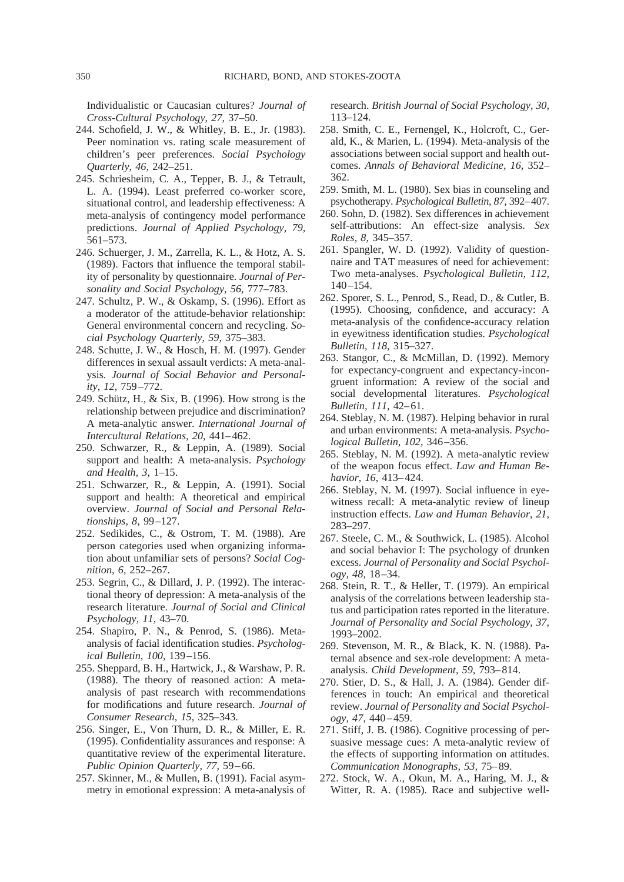Individualistic or Caucasian cultures? *Journal of Cross-Cultural Psychology, 27,* 37–50.

244. Schofield, J. W., & Whitley, B. E., Jr. (1983). Peer nomination vs. rating scale measurement of children's peer preferences. *Social Psychology Quarterly, 46,* 242–251.

245. Schriesheim, C. A., Tepper, B. J., & Tetrault, L. A. (1994). Least preferred co-worker score, situational control, and leadership effectiveness: A meta-analysis of contingency model performance predictions. *Journal of Applied Psychology, 79,* 561–573.

246. Schuerger, J. M., Zarrella, K. L., & Hotz, A. S. (1989). Factors that influence the temporal stability of personality by questionnaire. *Journal of Personality and Social Psychology, 56,* 777–783.

247. Schultz, P. W., & Oskamp, S. (1996). Effort as a moderator of the attitude-behavior relationship: General environmental concern and recycling. *Social Psychology Quarterly, 59,* 375–383.

248. Schutte, J. W., & Hosch, H. M. (1997). Gender differences in sexual assault verdicts: A meta-analysis. *Journal of Social Behavior and Personality, 12,* 759–772.

249. Schütz, H., & Six, B. (1996). How strong is the relationship between prejudice and discrimination? A meta-analytic answer. *International Journal of Intercultural Relations, 20,* 441–462.

250. Schwarzer, R., & Leppin, A. (1989). Social support and health: A meta-analysis. *Psychology and Health, 3,* 1–15.

251. Schwarzer, R., & Leppin, A. (1991). Social support and health: A theoretical and empirical overview. *Journal of Social and Personal Relationships, 8,* 99–127.

252. Sedikides, C., & Ostrom, T. M. (1988). Are person categories used when organizing information about unfamiliar sets of persons? *Social Cognition, 6,* 252–267.

253. Segrin, C., & Dillard, J. P. (1992). The interactional theory of depression: A meta-analysis of the research literature. *Journal of Social and Clinical Psychology, 11,* 43–70.

254. Shapiro, P. N., & Penrod, S. (1986). Meta-analysis of facial identification studies. *Psychological Bulletin, 100,* 139–156.

255. Sheppard, B. H., Hartwick, J., & Warshaw, P. R. (1988). The theory of reasoned action: A meta-analysis of past research with recommendations for modifications and future research. *Journal of Consumer Research, 15,* 325–343.

256. Singer, E., Von Thurn, D. R., & Miller, E. R. (1995). Confidentiality assurances and response: A quantitative review of the experimental literature. *Public Opinion Quarterly, 77,* 59–66.

257. Skinner, M., & Mullen, B. (1991). Facial asymmetry in emotional expression: A meta-analysis of research. *British Journal of Social Psychology, 30,* 113–124.

258. Smith, C. E., Fernengel, K., Holcroft, C., Gerald, K., & Marien, L. (1994). Meta-analysis of the associations between social support and health outcomes. *Annals of Behavioral Medicine, 16,* 352–362.

259. Smith, M. L. (1980). Sex bias in counseling and psychotherapy. *Psychological Bulletin, 87,* 392–407.

260. Sohn, D. (1982). Sex differences in achievement self-attributions: An effect-size analysis. *Sex Roles, 8,* 345–357.

261. Spangler, W. D. (1992). Validity of questionnaire and TAT measures of need for achievement: Two meta-analyses. *Psychological Bulletin, 112,* 140–154.

262. Sporer, S. L., Penrod, S., Read, D., & Cutler, B. (1995). Choosing, confidence, and accuracy: A meta-analysis of the confidence-accuracy relation in eyewitness identification studies. *Psychological Bulletin, 118,* 315–327.

263. Stangor, C., & McMillan, D. (1992). Memory for expectancy-congruent and expectancy-incongruent information: A review of the social and social developmental literatures. *Psychological Bulletin, 111,* 42–61.

264. Steblay, N. M. (1987). Helping behavior in rural and urban environments: A meta-analysis. *Psychological Bulletin, 102,* 346–356.

265. Steblay, N. M. (1992). A meta-analytic review of the weapon focus effect. *Law and Human Behavior, 16,* 413–424.

266. Steblay, N. M. (1997). Social influence in eyewitness recall: A meta-analytic review of lineup instruction effects. *Law and Human Behavior, 21,* 283–297.

267. Steele, C. M., & Southwick, L. (1985). Alcohol and social behavior I: The psychology of drunken excess. *Journal of Personality and Social Psychology, 48,* 18–34.

268. Stein, R. T., & Heller, T. (1979). An empirical analysis of the correlations between leadership status and participation rates reported in the literature. *Journal of Personality and Social Psychology, 37,* 1993–2002.

269. Stevenson, M. R., & Black, K. N. (1988). Paternal absence and sex-role development: A meta-analysis. *Child Development, 59,* 793–814.

270. Stier, D. S., & Hall, J. A. (1984). Gender differences in touch: An empirical and theoretical review. *Journal of Personality and Social Psychology, 47,* 440–459.

271. Stiff, J. B. (1986). Cognitive processing of persuasive message cues: A meta-analytic review of the effects of supporting information on attitudes. *Communication Monographs, 53,* 75–89.

272. Stock, W. A., Okun, M. A., Haring, M. J., & Witter, R. A. (1985). Race and subjective well-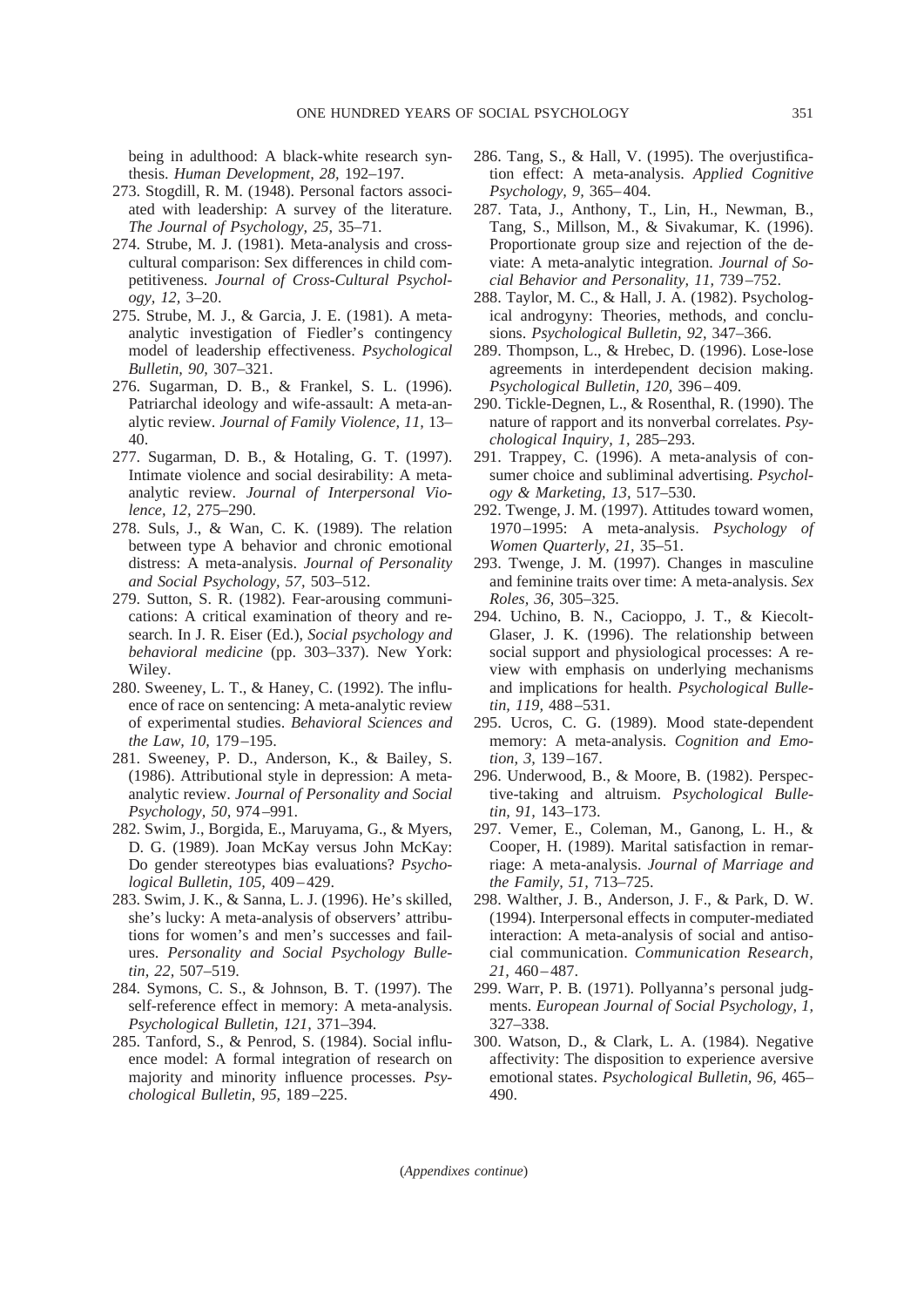being in adulthood: A black-white research synthesis. *Human Development, 28,* 192–197.

273. Stogdill, R. M. (1948). Personal factors associated with leadership: A survey of the literature. *The Journal of Psychology, 25,* 35–71.

274. Strube, M. J. (1981). Meta-analysis and cross-cultural comparison: Sex differences in child competitiveness. *Journal of Cross-Cultural Psychology, 12,* 3–20.

275. Strube, M. J., & Garcia, J. E. (1981). A meta-analytic investigation of Fiedler's contingency model of leadership effectiveness. *Psychological Bulletin, 90,* 307–321.

276. Sugarman, D. B., & Frankel, S. L. (1996). Patriarchal ideology and wife-assault: A meta-analytic review. *Journal of Family Violence, 11,* 13–40.

277. Sugarman, D. B., & Hotaling, G. T. (1997). Intimate violence and social desirability: A meta-analytic review. *Journal of Interpersonal Violence, 12,* 275–290.

278. Suls, J., & Wan, C. K. (1989). The relation between type A behavior and chronic emotional distress: A meta-analysis. *Journal of Personality and Social Psychology, 57,* 503–512.

279. Sutton, S. R. (1982). Fear-arousing communications: A critical examination of theory and research. In J. R. Eiser (Ed.), *Social psychology and behavioral medicine* (pp. 303–337). New York: Wiley.

280. Sweeney, L. T., & Haney, C. (1992). The influence of race on sentencing: A meta-analytic review of experimental studies. *Behavioral Sciences and the Law, 10,* 179–195.

281. Sweeney, P. D., Anderson, K., & Bailey, S. (1986). Attributional style in depression: A meta-analytic review. *Journal of Personality and Social Psychology, 50,* 974–991.

282. Swim, J., Borgida, E., Maruyama, G., & Myers, D. G. (1989). Joan McKay versus John McKay: Do gender stereotypes bias evaluations? *Psychological Bulletin, 105,* 409–429.

283. Swim, J. K., & Sanna, L. J. (1996). He's skilled, she's lucky: A meta-analysis of observers' attributions for women's and men's successes and failures. *Personality and Social Psychology Bulletin, 22,* 507–519.

284. Symons, C. S., & Johnson, B. T. (1997). The self-reference effect in memory: A meta-analysis. *Psychological Bulletin, 121,* 371–394.

285. Tanford, S., & Penrod, S. (1984). Social influence model: A formal integration of research on majority and minority influence processes. *Psychological Bulletin, 95,* 189–225.

286. Tang, S., & Hall, V. (1995). The overjustification effect: A meta-analysis. *Applied Cognitive Psychology, 9,* 365–404.

287. Tata, J., Anthony, T., Lin, H., Newman, B., Tang, S., Millson, M., & Sivakumar, K. (1996). Proportionate group size and rejection of the deviate: A meta-analytic integration. *Journal of Social Behavior and Personality, 11,* 739–752.

288. Taylor, M. C., & Hall, J. A. (1982). Psychological androgyny: Theories, methods, and conclusions. *Psychological Bulletin, 92,* 347–366.

289. Thompson, L., & Hrebec, D. (1996). Lose-lose agreements in interdependent decision making. *Psychological Bulletin, 120,* 396–409.

290. Tickle-Degnen, L., & Rosenthal, R. (1990). The nature of rapport and its nonverbal correlates. *Psychological Inquiry, 1,* 285–293.

291. Trappey, C. (1996). A meta-analysis of consumer choice and subliminal advertising. *Psychology & Marketing, 13,* 517–530.

292. Twenge, J. M. (1997). Attitudes toward women, 1970–1995: A meta-analysis. *Psychology of Women Quarterly, 21,* 35–51.

293. Twenge, J. M. (1997). Changes in masculine and feminine traits over time: A meta-analysis. *Sex Roles, 36,* 305–325.

294. Uchino, B. N., Cacioppo, J. T., & Kiecolt-Glaser, J. K. (1996). The relationship between social support and physiological processes: A review with emphasis on underlying mechanisms and implications for health. *Psychological Bulletin, 119,* 488–531.

295. Ucros, C. G. (1989). Mood state-dependent memory: A meta-analysis. *Cognition and Emotion, 3,* 139–167.

296. Underwood, B., & Moore, B. (1982). Perspective-taking and altruism. *Psychological Bulletin, 91,* 143–173.

297. Vemer, E., Coleman, M., Ganong, L. H., & Cooper, H. (1989). Marital satisfaction in remarriage: A meta-analysis. *Journal of Marriage and the Family, 51,* 713–725.

298. Walther, J. B., Anderson, J. F., & Park, D. W. (1994). Interpersonal effects in computer-mediated interaction: A meta-analysis of social and antisocial communication. *Communication Research, 21,* 460–487.

299. Warr, P. B. (1971). Pollyanna's personal judgments. *European Journal of Social Psychology, 1,* 327–338.

300. Watson, D., & Clark, L. A. (1984). Negative affectivity: The disposition to experience aversive emotional states. *Psychological Bulletin, 96,* 465–490.

(*Appendixes continue*)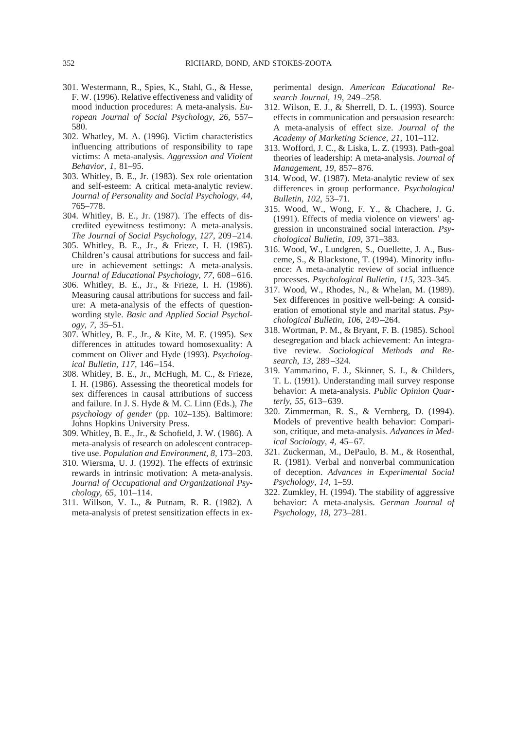301. Westermann, R., Spies, K., Stahl, G., & Hesse, F. W. (1996). Relative effectiveness and validity of mood induction procedures: A meta-analysis. *European Journal of Social Psychology, 26,* 557–580.

302. Whatley, M. A. (1996). Victim characteristics influencing attributions of responsibility to rape victims: A meta-analysis. *Aggression and Violent Behavior, 1,* 81–95.

303. Whitley, B. E., Jr. (1983). Sex role orientation and self-esteem: A critical meta-analytic review. *Journal of Personality and Social Psychology, 44,* 765–778.

304. Whitley, B. E., Jr. (1987). The effects of discredited eyewitness testimony: A meta-analysis. *The Journal of Social Psychology, 127,* 209–214.

305. Whitley, B. E., Jr., & Frieze, I. H. (1985). Children's causal attributions for success and failure in achievement settings: A meta-analysis. *Journal of Educational Psychology, 77,* 608–616.

306. Whitley, B. E., Jr., & Frieze, I. H. (1986). Measuring causal attributions for success and failure: A meta-analysis of the effects of question-wording style. *Basic and Applied Social Psychology, 7,* 35–51.

307. Whitley, B. E., Jr., & Kite, M. E. (1995). Sex differences in attitudes toward homosexuality: A comment on Oliver and Hyde (1993). *Psychological Bulletin, 117,* 146–154.

308. Whitley, B. E., Jr., McHugh, M. C., & Frieze, I. H. (1986). Assessing the theoretical models for sex differences in causal attributions of success and failure. In J. S. Hyde & M. C. Linn (Eds.), *The psychology of gender* (pp. 102–135). Baltimore: Johns Hopkins University Press.

309. Whitley, B. E., Jr., & Schofield, J. W. (1986). A meta-analysis of research on adolescent contraceptive use. *Population and Environment, 8,* 173–203.

310. Wiersma, U. J. (1992). The effects of extrinsic rewards in intrinsic motivation: A meta-analysis. *Journal of Occupational and Organizational Psychology, 65,* 101–114.

311. Willson, V. L., & Putnam, R. R. (1982). A meta-analysis of pretest sensitization effects in experimental design. *American Educational Research Journal, 19,* 249–258.

312. Wilson, E. J., & Sherrell, D. L. (1993). Source effects in communication and persuasion research: A meta-analysis of effect size. *Journal of the Academy of Marketing Science, 21,* 101–112.

313. Wofford, J. C., & Liska, L. Z. (1993). Path-goal theories of leadership: A meta-analysis. *Journal of Management, 19,* 857–876.

314. Wood, W. (1987). Meta-analytic review of sex differences in group performance. *Psychological Bulletin, 102,* 53–71.

315. Wood, W., Wong, F. Y., & Chachere, J. G. (1991). Effects of media violence on viewers' aggression in unconstrained social interaction. *Psychological Bulletin, 109,* 371–383.

316. Wood, W., Lundgren, S., Ouellette, J. A., Busceme, S., & Blackstone, T. (1994). Minority influence: A meta-analytic review of social influence processes. *Psychological Bulletin, 115,* 323–345.

317. Wood, W., Rhodes, N., & Whelan, M. (1989). Sex differences in positive well-being: A consideration of emotional style and marital status. *Psychological Bulletin, 106,* 249–264.

318. Wortman, P. M., & Bryant, F. B. (1985). School desegregation and black achievement: An integrative review. *Sociological Methods and Research, 13,* 289–324.

319. Yammarino, F. J., Skinner, S. J., & Childers, T. L. (1991). Understanding mail survey response behavior: A meta-analysis. *Public Opinion Quarterly, 55,* 613–639.

320. Zimmerman, R. S., & Vernberg, D. (1994). Models of preventive health behavior: Comparison, critique, and meta-analysis. *Advances in Medical Sociology, 4,* 45–67.

321. Zuckerman, M., DePaulo, B. M., & Rosenthal, R. (1981). Verbal and nonverbal communication of deception. *Advances in Experimental Social Psychology, 14,* 1–59.

322. Zumkley, H. (1994). The stability of aggressive behavior: A meta-analysis. *German Journal of Psychology, 18,* 273–281.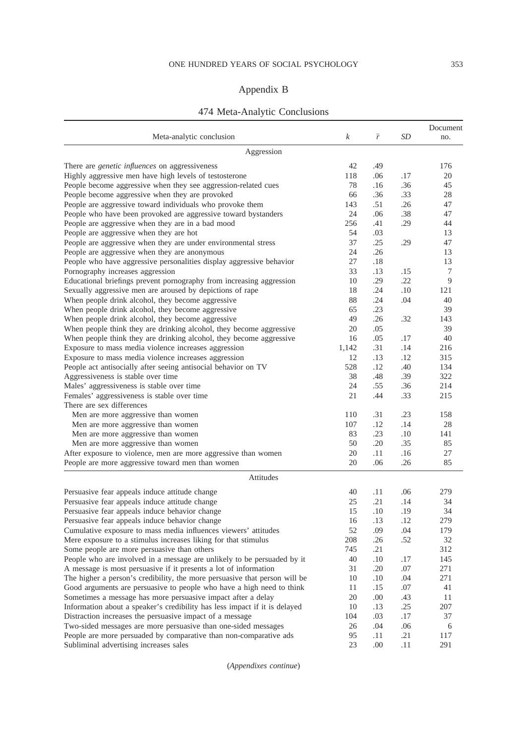# Appendix B

## 474 Meta-Analytic Conclusions

| Meta-analytic conclusion | $k$ | $\bar{r}$ | $SD$ | Document no. |
|---|---|---|---|---|
| **Aggression** | | | | |
| There are *genetic influences* on aggressiveness | 42 | .49 | | 176 |
| Highly aggressive men have high levels of testosterone | 118 | .06 | .17 | 20 |
| People become aggressive when they see aggression-related cues | 78 | .16 | .36 | 45 |
| People become aggressive when they are provoked | 66 | .36 | .33 | 28 |
| People are aggressive toward individuals who provoke them | 143 | .51 | .26 | 47 |
| People who have been provoked are aggressive toward bystanders | 24 | .06 | .38 | 47 |
| People are aggressive when they are in a bad mood | 256 | .41 | .29 | 44 |
| People are aggressive when they are hot | 54 | .03 | | 13 |
| People are aggressive when they are under environmental stress | 37 | .25 | .29 | 47 |
| People are aggressive when they are anonymous | 24 | .26 | | 13 |
| People who have aggressive personalities display aggressive behavior | 27 | .18 | | 13 |
| Pornography increases aggression | 33 | .13 | .15 | 7 |
| Educational briefings prevent pornography from increasing aggression | 10 | .29 | .22 | 9 |
| Sexually aggressive men are aroused by depictions of rape | 18 | .24 | .10 | 121 |
| When people drink alcohol, they become aggressive | 88 | .24 | .04 | 40 |
| When people drink alcohol, they become aggressive | 65 | .23 | | 39 |
| When people drink alcohol, they become aggressive | 49 | .26 | .32 | 143 |
| When people think they are drinking alcohol, they become aggressive | 20 | .05 | | 39 |
| When people think they are drinking alcohol, they become aggressive | 16 | .05 | .17 | 40 |
| Exposure to mass media violence increases aggression | 1,142 | .31 | .14 | 216 |
| Exposure to mass media violence increases aggression | 12 | .13 | .12 | 315 |
| People act antisocially after seeing antisocial behavior on TV | 528 | .12 | .40 | 134 |
| Aggressiveness is stable over time | 38 | .48 | .39 | 322 |
| Males' aggressiveness is stable over time | 24 | .55 | .36 | 214 |
| Females' aggressiveness is stable over time | 21 | .44 | .33 | 215 |
| There are sex differences | | | | |
| Men are more aggressive than women | 110 | .31 | .23 | 158 |
| Men are more aggressive than women | 107 | .12 | .14 | 28 |
| Men are more aggressive than women | 83 | .23 | .10 | 141 |
| Men are more aggressive than women | 50 | .20 | .35 | 85 |
| After exposure to violence, men are more aggressive than women | 20 | .11 | .16 | 27 |
| People are more aggressive toward men than women | 20 | .06 | .26 | 85 |
| **Attitudes** | | | | |
| Persuasive fear appeals induce attitude change | 40 | .11 | .06 | 279 |
| Persuasive fear appeals induce attitude change | 25 | .21 | .14 | 34 |
| Persuasive fear appeals induce behavior change | 15 | .10 | .19 | 34 |
| Persuasive fear appeals induce behavior change | 16 | .13 | .12 | 279 |
| Cumulative exposure to mass media influences viewers' attitudes | 52 | .09 | .04 | 179 |
| Mere exposure to a stimulus increases liking for that stimulus | 208 | .26 | .52 | 32 |
| Some people are more persuasive than others | 745 | .21 | | 312 |
| People who are involved in a message are unlikely to be persuaded by it | 40 | .10 | .17 | 145 |
| A message is most persuasive if it presents a lot of information | 31 | .20 | .07 | 271 |
| The higher a person's credibility, the more persuasive that person will be | 10 | .10 | .04 | 271 |
| Good arguments are persuasive to people who have a high need to think | 11 | .15 | .07 | 41 |
| Sometimes a message has more persuasive impact after a delay | 20 | .00 | .43 | 11 |
| Information about a speaker's credibility has less impact if it is delayed | 10 | .13 | .25 | 207 |
| Distraction increases the persuasive impact of a message | 104 | .03 | .17 | 37 |
| Two-sided messages are more persuasive than one-sided messages | 26 | .04 | .06 | 6 |
| People are more persuaded by comparative than non-comparative ads | 95 | .11 | .21 | 117 |
| Subliminal advertising increases sales | 23 | .00 | .11 | 291 |

(*Appendixes continue*)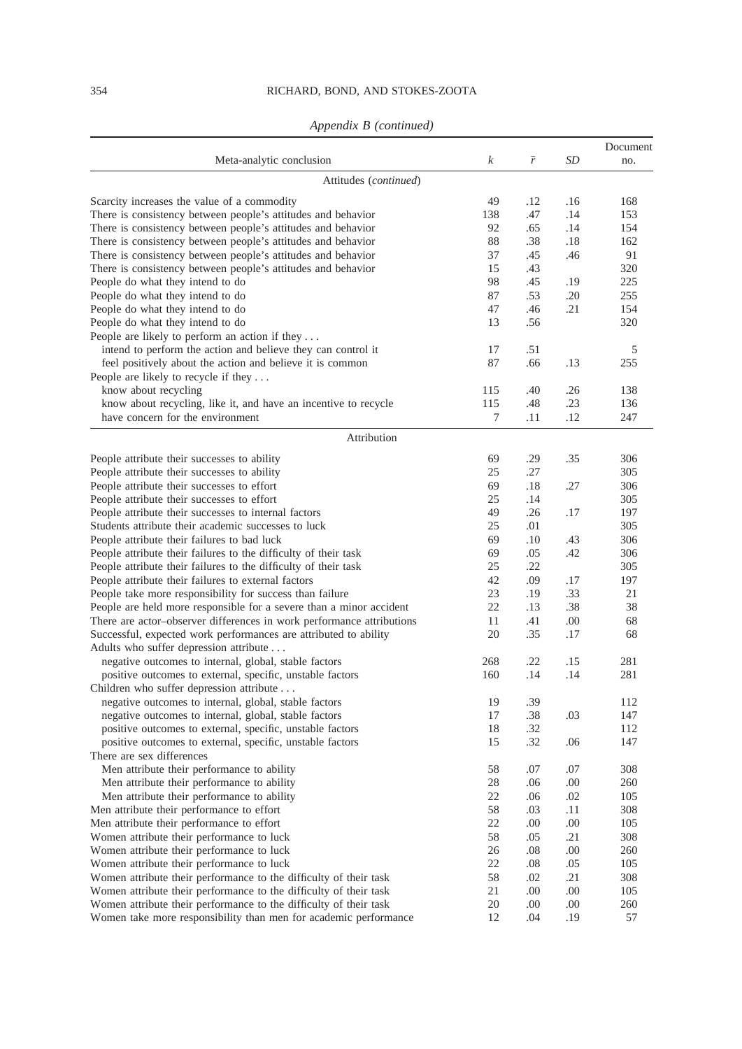*Appendix B (continued)*

| Meta-analytic conclusion | $k$ | $\bar{r}$ | *SD* | Document no. |
|---|---|---|---|---|
| Attitudes (*continued*) | | | | |
| Scarcity increases the value of a commodity | 49 | .12 | .16 | 168 |
| There is consistency between people's attitudes and behavior | 138 | .47 | .14 | 153 |
| There is consistency between people's attitudes and behavior | 92 | .65 | .14 | 154 |
| There is consistency between people's attitudes and behavior | 88 | .38 | .18 | 162 |
| There is consistency between people's attitudes and behavior | 37 | .45 | .46 | 91 |
| There is consistency between people's attitudes and behavior | 15 | .43 | | 320 |
| People do what they intend to do | 98 | .45 | .19 | 225 |
| People do what they intend to do | 87 | .53 | .20 | 255 |
| People do what they intend to do | 47 | .46 | .21 | 154 |
| People do what they intend to do | 13 | .56 | | 320 |
| People are likely to perform an action if they . . . | | | | |
| intend to perform the action and believe they can control it | 17 | .51 | | 5 |
| feel positively about the action and believe it is common | 87 | .66 | .13 | 255 |
| People are likely to recycle if they . . . | | | | |
| know about recycling | 115 | .40 | .26 | 138 |
| know about recycling, like it, and have an incentive to recycle | 115 | .48 | .23 | 136 |
| have concern for the environment | 7 | .11 | .12 | 247 |
| Attribution | | | | |
| People attribute their successes to ability | 69 | .29 | .35 | 306 |
| People attribute their successes to ability | 25 | .27 | | 305 |
| People attribute their successes to effort | 69 | .18 | .27 | 306 |
| People attribute their successes to effort | 25 | .14 | | 305 |
| People attribute their successes to internal factors | 49 | .26 | .17 | 197 |
| Students attribute their academic successes to luck | 25 | .01 | | 305 |
| People attribute their failures to bad luck | 69 | .10 | .43 | 306 |
| People attribute their failures to the difficulty of their task | 69 | .05 | .42 | 306 |
| People attribute their failures to the difficulty of their task | 25 | .22 | | 305 |
| People attribute their failures to external factors | 42 | .09 | .17 | 197 |
| People take more responsibility for success than failure | 23 | .19 | .33 | 21 |
| People are held more responsible for a severe than a minor accident | 22 | .13 | .38 | 38 |
| There are actor–observer differences in work performance attributions | 11 | .41 | .00 | 68 |
| Successful, expected work performances are attributed to ability | 20 | .35 | .17 | 68 |
| Adults who suffer depression attribute . . . | | | | |
| negative outcomes to internal, global, stable factors | 268 | .22 | .15 | 281 |
| positive outcomes to external, specific, unstable factors | 160 | .14 | .14 | 281 |
| Children who suffer depression attribute . . . | | | | |
| negative outcomes to internal, global, stable factors | 19 | .39 | | 112 |
| negative outcomes to internal, global, stable factors | 17 | .38 | .03 | 147 |
| positive outcomes to external, specific, unstable factors | 18 | .32 | | 112 |
| positive outcomes to external, specific, unstable factors | 15 | .32 | .06 | 147 |
| There are sex differences | | | | |
| Men attribute their performance to ability | 58 | .07 | .07 | 308 |
| Men attribute their performance to ability | 28 | .06 | .00 | 260 |
| Men attribute their performance to ability | 22 | .06 | .02 | 105 |
| Men attribute their performance to effort | 58 | .03 | .11 | 308 |
| Men attribute their performance to effort | 22 | .00 | .00 | 105 |
| Women attribute their performance to luck | 58 | .05 | .21 | 308 |
| Women attribute their performance to luck | 26 | .08 | .00 | 260 |
| Women attribute their performance to luck | 22 | .08 | .05 | 105 |
| Women attribute their performance to the difficulty of their task | 58 | .02 | .21 | 308 |
| Women attribute their performance to the difficulty of their task | 21 | .00 | .00 | 105 |
| Women attribute their performance to the difficulty of their task | 20 | .00 | .00 | 260 |
| Women take more responsibility than men for academic performance | 12 | .04 | .19 | 57 |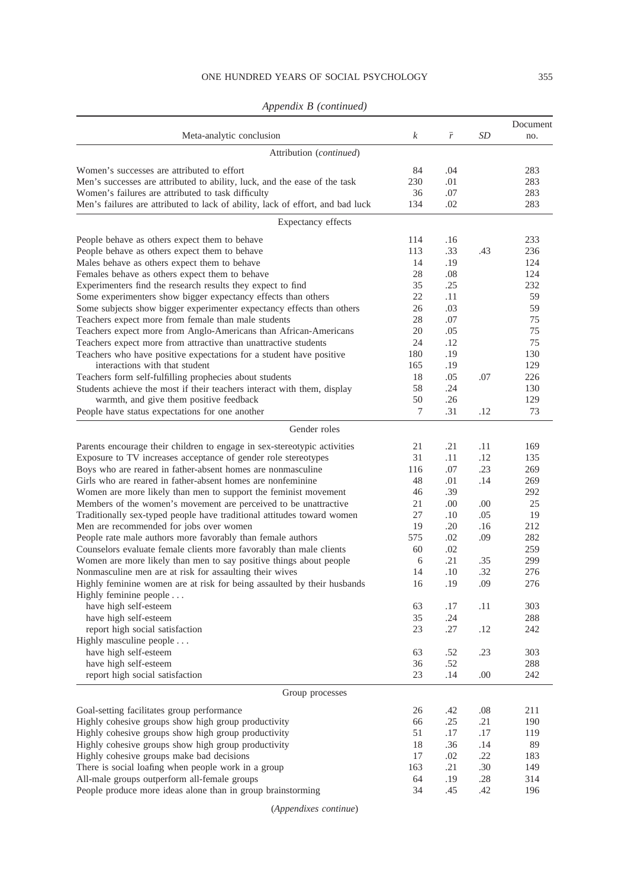*Appendix B (continued)*

| Meta-analytic conclusion | $k$ | $\bar{r}$ | $SD$ | Document no. |
|---|---|---|---|---|
| Attribution (*continued*) | | | | |
| Women's successes are attributed to effort | 84 | .04 | | 283 |
| Men's successes are attributed to ability, luck, and the ease of the task | 230 | .01 | | 283 |
| Women's failures are attributed to task difficulty | 36 | .07 | | 283 |
| Men's failures are attributed to lack of ability, lack of effort, and bad luck | 134 | .02 | | 283 |
| Expectancy effects | | | | |
| People behave as others expect them to behave | 114 | .16 | | 233 |
| People behave as others expect them to behave | 113 | .33 | .43 | 236 |
| Males behave as others expect them to behave | 14 | .19 | | 124 |
| Females behave as others expect them to behave | 28 | .08 | | 124 |
| Experimenters find the research results they expect to find | 35 | .25 | | 232 |
| Some experimenters show bigger expectancy effects than others | 22 | .11 | | 59 |
| Some subjects show bigger experimenter expectancy effects than others | 26 | .03 | | 59 |
| Teachers expect more from female than male students | 28 | .07 | | 75 |
| Teachers expect more from Anglo-Americans than African-Americans | 20 | .05 | | 75 |
| Teachers expect more from attractive than unattractive students | 24 | .12 | | 75 |
| Teachers who have positive expectations for a student have positive interactions with that student | 180 | .19 | | 130 |
| | 165 | .19 | | 129 |
| Teachers form self-fulfilling prophecies about students | 18 | .05 | .07 | 226 |
| Students achieve the most if their teachers interact with them, display warmth, and give them positive feedback | 58 | .24 | | 130 |
| | 50 | .26 | | 129 |
| People have status expectations for one another | 7 | .31 | .12 | 73 |
| Gender roles | | | | |
| Parents encourage their children to engage in sex-stereotypic activities | 21 | .21 | .11 | 169 |
| Exposure to TV increases acceptance of gender role stereotypes | 31 | .11 | .12 | 135 |
| Boys who are reared in father-absent homes are nonmasculine | 116 | .07 | .23 | 269 |
| Girls who are reared in father-absent homes are nonfeminine | 48 | .01 | .14 | 269 |
| Women are more likely than men to support the feminist movement | 46 | .39 | | 292 |
| Members of the women's movement are perceived to be unattractive | 21 | .00 | .00 | 25 |
| Traditionally sex-typed people have traditional attitudes toward women | 27 | .10 | .05 | 19 |
| Men are recommended for jobs over women | 19 | .20 | .16 | 212 |
| People rate male authors more favorably than female authors | 575 | .02 | .09 | 282 |
| Counselors evaluate female clients more favorably than male clients | 60 | .02 | | 259 |
| Women are more likely than men to say positive things about people | 6 | .21 | .35 | 299 |
| Nonmasculine men are at risk for assaulting their wives | 14 | .10 | .32 | 276 |
| Highly feminine women are at risk for being assaulted by their husbands | 16 | .19 | .09 | 276 |
| Highly feminine people . . . | | | | |
| have high self-esteem | 63 | .17 | .11 | 303 |
| have high self-esteem | 35 | .24 | | 288 |
| report high social satisfaction | 23 | .27 | .12 | 242 |
| Highly masculine people . . . | | | | |
| have high self-esteem | 63 | .52 | .23 | 303 |
| have high self-esteem | 36 | .52 | | 288 |
| report high social satisfaction | 23 | .14 | .00 | 242 |
| Group processes | | | | |
| Goal-setting facilitates group performance | 26 | .42 | .08 | 211 |
| Highly cohesive groups show high group productivity | 66 | .25 | .21 | 190 |
| Highly cohesive groups show high group productivity | 51 | .17 | .17 | 119 |
| Highly cohesive groups show high group productivity | 18 | .36 | .14 | 89 |
| Highly cohesive groups make bad decisions | 17 | .02 | .22 | 183 |
| There is social loafing when people work in a group | 163 | .21 | .30 | 149 |
| All-male groups outperform all-female groups | 64 | .19 | .28 | 314 |
| People produce more ideas alone than in group brainstorming | 34 | .45 | .42 | 196 |

(*Appendixes continue*)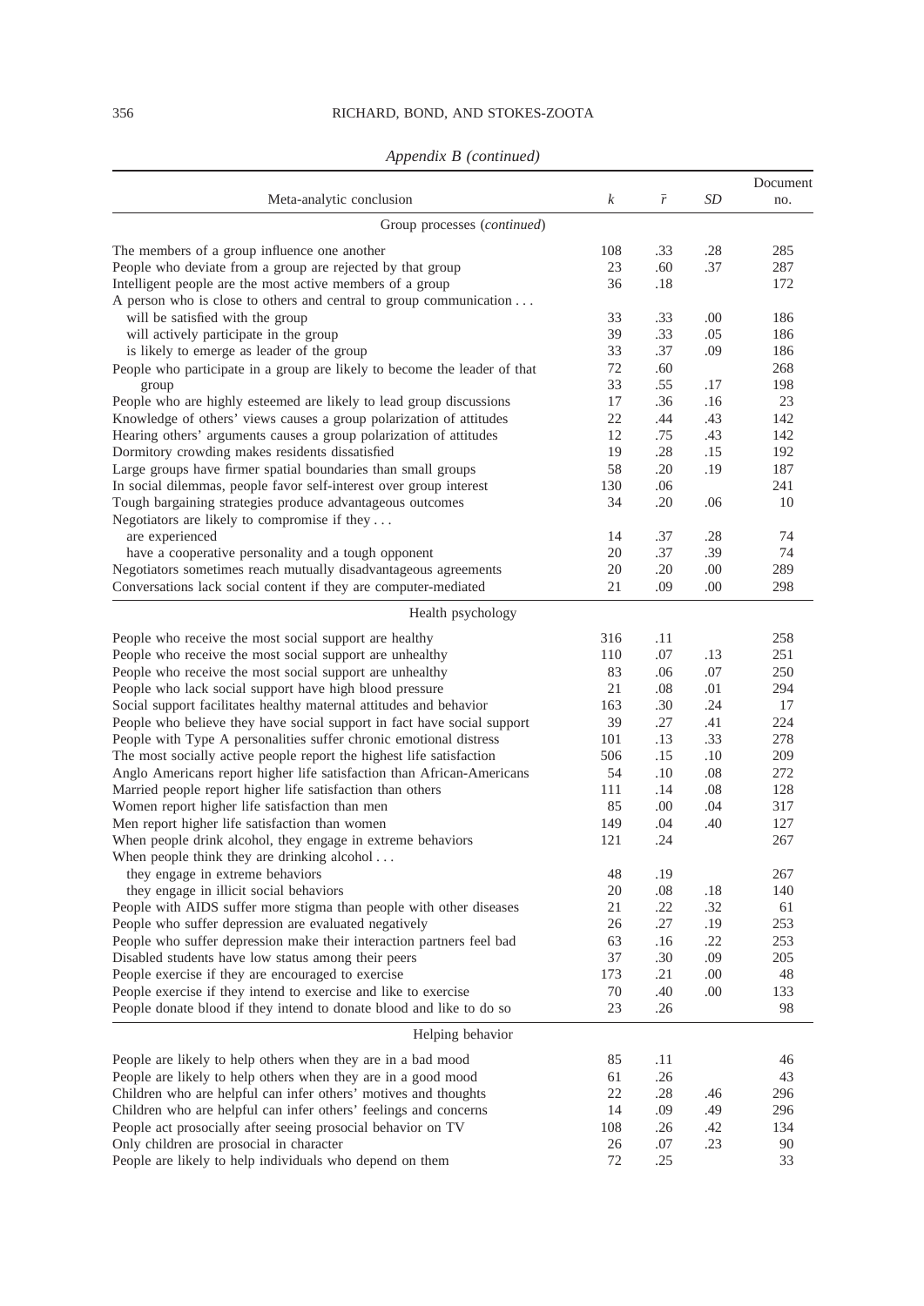*Appendix B (continued)*

| Meta-analytic conclusion | $k$ | $\bar{r}$ | $SD$ | Document no. |
|---|---|---|---|---|
| Group processes (*continued*) | | | | |
| The members of a group influence one another | 108 | .33 | .28 | 285 |
| People who deviate from a group are rejected by that group | 23 | .60 | .37 | 287 |
| Intelligent people are the most active members of a group | 36 | .18 | | 172 |
| A person who is close to others and central to group communication . . . | | | | |
| will be satisfied with the group | 33 | .33 | .00 | 186 |
| will actively participate in the group | 39 | .33 | .05 | 186 |
| is likely to emerge as leader of the group | 33 | .37 | .09 | 186 |
| People who participate in a group are likely to become the leader of that | 72 | .60 | | 268 |
| group | 33 | .55 | .17 | 198 |
| People who are highly esteemed are likely to lead group discussions | 17 | .36 | .16 | 23 |
| Knowledge of others' views causes a group polarization of attitudes | 22 | .44 | .43 | 142 |
| Hearing others' arguments causes a group polarization of attitudes | 12 | .75 | .43 | 142 |
| Dormitory crowding makes residents dissatisfied | 19 | .28 | .15 | 192 |
| Large groups have firmer spatial boundaries than small groups | 58 | .20 | .19 | 187 |
| In social dilemmas, people favor self-interest over group interest | 130 | .06 | | 241 |
| Tough bargaining strategies produce advantageous outcomes | 34 | .20 | .06 | 10 |
| Negotiators are likely to compromise if they . . . | | | | |
| are experienced | 14 | .37 | .28 | 74 |
| have a cooperative personality and a tough opponent | 20 | .37 | .39 | 74 |
| Negotiators sometimes reach mutually disadvantageous agreements | 20 | .20 | .00 | 289 |
| Conversations lack social content if they are computer-mediated | 21 | .09 | .00 | 298 |
| Health psychology | | | | |
| People who receive the most social support are healthy | 316 | .11 | | 258 |
| People who receive the most social support are unhealthy | 110 | .07 | .13 | 251 |
| People who receive the most social support are unhealthy | 83 | .06 | .07 | 250 |
| People who lack social support have high blood pressure | 21 | .08 | .01 | 294 |
| Social support facilitates healthy maternal attitudes and behavior | 163 | .30 | .24 | 17 |
| People who believe they have social support in fact have social support | 39 | .27 | .41 | 224 |
| People with Type A personalities suffer chronic emotional distress | 101 | .13 | .33 | 278 |
| The most socially active people report the highest life satisfaction | 506 | .15 | .10 | 209 |
| Anglo Americans report higher life satisfaction than African-Americans | 54 | .10 | .08 | 272 |
| Married people report higher life satisfaction than others | 111 | .14 | .08 | 128 |
| Women report higher life satisfaction than men | 85 | .00 | .04 | 317 |
| Men report higher life satisfaction than women | 149 | .04 | .40 | 127 |
| When people drink alcohol, they engage in extreme behaviors | 121 | .24 | | 267 |
| When people think they are drinking alcohol . . . | | | | |
| they engage in extreme behaviors | 48 | .19 | | 267 |
| they engage in illicit social behaviors | 20 | .08 | .18 | 140 |
| People with AIDS suffer more stigma than people with other diseases | 21 | .22 | .32 | 61 |
| People who suffer depression are evaluated negatively | 26 | .27 | .19 | 253 |
| People who suffer depression make their interaction partners feel bad | 63 | .16 | .22 | 253 |
| Disabled students have low status among their peers | 37 | .30 | .09 | 205 |
| People exercise if they are encouraged to exercise | 173 | .21 | .00 | 48 |
| People exercise if they intend to exercise and like to exercise | 70 | .40 | .00 | 133 |
| People donate blood if they intend to donate blood and like to do so | 23 | .26 | | 98 |
| Helping behavior | | | | |
| People are likely to help others when they are in a bad mood | 85 | .11 | | 46 |
| People are likely to help others when they are in a good mood | 61 | .26 | | 43 |
| Children who are helpful can infer others' motives and thoughts | 22 | .28 | .46 | 296 |
| Children who are helpful can infer others' feelings and concerns | 14 | .09 | .49 | 296 |
| People act prosocially after seeing prosocial behavior on TV | 108 | .26 | .42 | 134 |
| Only children are prosocial in character | 26 | .07 | .23 | 90 |
| People are likely to help individuals who depend on them | 72 | .25 | | 33 |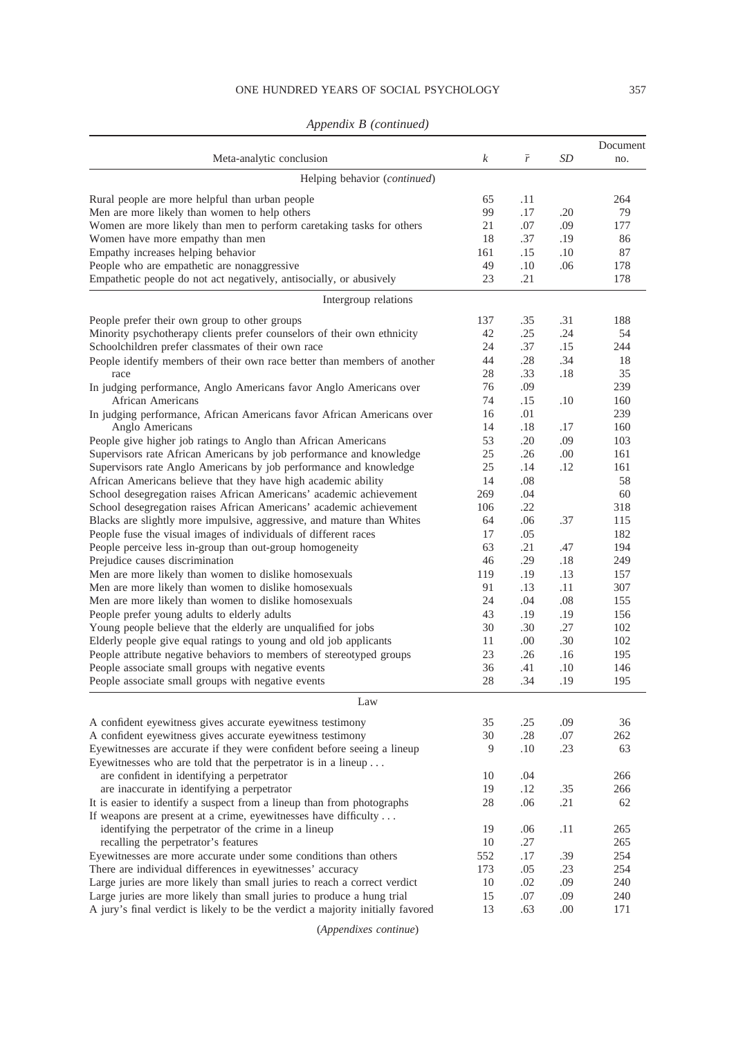*Appendix B (continued)*

| Meta-analytic conclusion | $k$ | $\bar{r}$ | $SD$ | Document no. |
|---|---|---|---|---|
| Helping behavior (*continued*) | | | | |
| Rural people are more helpful than urban people | 65 | .11 | | 264 |
| Men are more likely than women to help others | 99 | .17 | .20 | 79 |
| Women are more likely than men to perform caretaking tasks for others | 21 | .07 | .09 | 177 |
| Women have more empathy than men | 18 | .37 | .19 | 86 |
| Empathy increases helping behavior | 161 | .15 | .10 | 87 |
| People who are empathetic are nonaggressive | 49 | .10 | .06 | 178 |
| Empathetic people do not act negatively, antisocially, or abusively | 23 | .21 | | 178 |
| Intergroup relations | | | | |
| People prefer their own group to other groups | 137 | .35 | .31 | 188 |
| Minority psychotherapy clients prefer counselors of their own ethnicity | 42 | .25 | .24 | 54 |
| Schoolchildren prefer classmates of their own race | 24 | .37 | .15 | 244 |
| People identify members of their own race better than members of another race | 44 | .28 | .34 | 18 |
| | 28 | .33 | .18 | 35 |
| In judging performance, Anglo Americans favor Anglo Americans over African Americans | 76 | .09 | | 239 |
| | 74 | .15 | .10 | 160 |
| In judging performance, African Americans favor African Americans over Anglo Americans | 16 | .01 | | 239 |
| | 14 | .18 | .17 | 160 |
| People give higher job ratings to Anglo than African Americans | 53 | .20 | .09 | 103 |
| Supervisors rate African Americans by job performance and knowledge | 25 | .26 | .00 | 161 |
| Supervisors rate Anglo Americans by job performance and knowledge | 25 | .14 | .12 | 161 |
| African Americans believe that they have high academic ability | 14 | .08 | | 58 |
| School desegregation raises African Americans' academic achievement | 269 | .04 | | 60 |
| School desegregation raises African Americans' academic achievement | 106 | .22 | | 318 |
| Blacks are slightly more impulsive, aggressive, and mature than Whites | 64 | .06 | .37 | 115 |
| People fuse the visual images of individuals of different races | 17 | .05 | | 182 |
| People perceive less in-group than out-group homogeneity | 63 | .21 | .47 | 194 |
| Prejudice causes discrimination | 46 | .29 | .18 | 249 |
| Men are more likely than women to dislike homosexuals | 119 | .19 | .13 | 157 |
| Men are more likely than women to dislike homosexuals | 91 | .13 | .11 | 307 |
| Men are more likely than women to dislike homosexuals | 24 | .04 | .08 | 155 |
| People prefer young adults to elderly adults | 43 | .19 | .19 | 156 |
| Young people believe that the elderly are unqualified for jobs | 30 | .30 | .27 | 102 |
| Elderly people give equal ratings to young and old job applicants | 11 | .00 | .30 | 102 |
| People attribute negative behaviors to members of stereotyped groups | 23 | .26 | .16 | 195 |
| People associate small groups with negative events | 36 | .41 | .10 | 146 |
| People associate small groups with negative events | 28 | .34 | .19 | 195 |
| Law | | | | |
| A confident eyewitness gives accurate eyewitness testimony | 35 | .25 | .09 | 36 |
| A confident eyewitness gives accurate eyewitness testimony | 30 | .28 | .07 | 262 |
| Eyewitnesses are accurate if they were confident before seeing a lineup | 9 | .10 | .23 | 63 |
| Eyewitnesses who are told that the perpetrator is in a lineup . . . | | | | |
| are confident in identifying a perpetrator | 10 | .04 | | 266 |
| are inaccurate in identifying a perpetrator | 19 | .12 | .35 | 266 |
| It is easier to identify a suspect from a lineup than from photographs | 28 | .06 | .21 | 62 |
| If weapons are present at a crime, eyewitnesses have difficulty . . . | | | | |
| identifying the perpetrator of the crime in a lineup | 19 | .06 | .11 | 265 |
| recalling the perpetrator's features | 10 | .27 | | 265 |
| Eyewitnesses are more accurate under some conditions than others | 552 | .17 | .39 | 254 |
| There are individual differences in eyewitnesses' accuracy | 173 | .05 | .23 | 254 |
| Large juries are more likely than small juries to reach a correct verdict | 10 | .02 | .09 | 240 |
| Large juries are more likely than small juries to produce a hung trial | 15 | .07 | .09 | 240 |
| A jury's final verdict is likely to be the verdict a majority initially favored | 13 | .63 | .00 | 171 |

(*Appendixes continue*)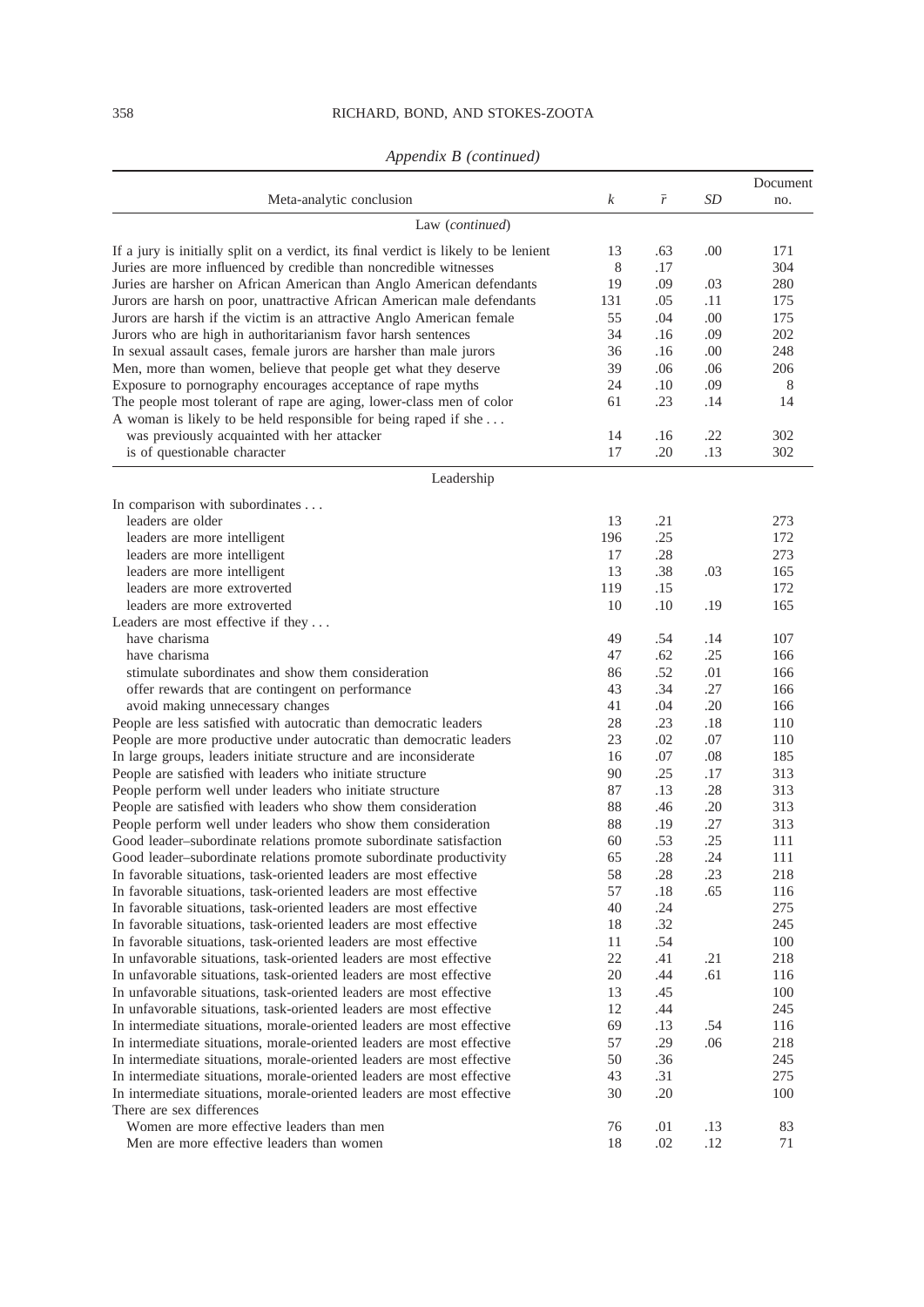*Appendix B (continued)*

| Meta-analytic conclusion | $k$ | $\bar{r}$ | $SD$ | Document no. |
|---|---|---|---|---|
| Law (*continued*) | | | | |
| If a jury is initially split on a verdict, its final verdict is likely to be lenient | 13 | .63 | .00 | 171 |
| Juries are more influenced by credible than noncredible witnesses | 8 | .17 | | 304 |
| Juries are harsher on African American than Anglo American defendants | 19 | .09 | .03 | 280 |
| Jurors are harsh on poor, unattractive African American male defendants | 131 | .05 | .11 | 175 |
| Jurors are harsh if the victim is an attractive Anglo American female | 55 | .04 | .00 | 175 |
| Jurors who are high in authoritarianism favor harsh sentences | 34 | .16 | .09 | 202 |
| In sexual assault cases, female jurors are harsher than male jurors | 36 | .16 | .00 | 248 |
| Men, more than women, believe that people get what they deserve | 39 | .06 | .06 | 206 |
| Exposure to pornography encourages acceptance of rape myths | 24 | .10 | .09 | 8 |
| The people most tolerant of rape are aging, lower-class men of color | 61 | .23 | .14 | 14 |
| A woman is likely to be held responsible for being raped if she . . . | | | | |
| was previously acquainted with her attacker | 14 | .16 | .22 | 302 |
| is of questionable character | 17 | .20 | .13 | 302 |
| Leadership | | | | |
| In comparison with subordinates . . . | | | | |
| leaders are older | 13 | .21 | | 273 |
| leaders are more intelligent | 196 | .25 | | 172 |
| leaders are more intelligent | 17 | .28 | | 273 |
| leaders are more intelligent | 13 | .38 | .03 | 165 |
| leaders are more extroverted | 119 | .15 | | 172 |
| leaders are more extroverted | 10 | .10 | .19 | 165 |
| Leaders are most effective if they . . . | | | | |
| have charisma | 49 | .54 | .14 | 107 |
| have charisma | 47 | .62 | .25 | 166 |
| stimulate subordinates and show them consideration | 86 | .52 | .01 | 166 |
| offer rewards that are contingent on performance | 43 | .34 | .27 | 166 |
| avoid making unnecessary changes | 41 | .04 | .20 | 166 |
| People are less satisfied with autocratic than democratic leaders | 28 | .23 | .18 | 110 |
| People are more productive under autocratic than democratic leaders | 23 | .02 | .07 | 110 |
| In large groups, leaders initiate structure and are inconsiderate | 16 | .07 | .08 | 185 |
| People are satisfied with leaders who initiate structure | 90 | .25 | .17 | 313 |
| People perform well under leaders who initiate structure | 87 | .13 | .28 | 313 |
| People are satisfied with leaders who show them consideration | 88 | .46 | .20 | 313 |
| People perform well under leaders who show them consideration | 88 | .19 | .27 | 313 |
| Good leader–subordinate relations promote subordinate satisfaction | 60 | .53 | .25 | 111 |
| Good leader–subordinate relations promote subordinate productivity | 65 | .28 | .24 | 111 |
| In favorable situations, task-oriented leaders are most effective | 58 | .28 | .23 | 218 |
| In favorable situations, task-oriented leaders are most effective | 57 | .18 | .65 | 116 |
| In favorable situations, task-oriented leaders are most effective | 40 | .24 | | 275 |
| In favorable situations, task-oriented leaders are most effective | 18 | .32 | | 245 |
| In favorable situations, task-oriented leaders are most effective | 11 | .54 | | 100 |
| In unfavorable situations, task-oriented leaders are most effective | 22 | .41 | .21 | 218 |
| In unfavorable situations, task-oriented leaders are most effective | 20 | .44 | .61 | 116 |
| In unfavorable situations, task-oriented leaders are most effective | 13 | .45 | | 100 |
| In unfavorable situations, task-oriented leaders are most effective | 12 | .44 | | 245 |
| In intermediate situations, morale-oriented leaders are most effective | 69 | .13 | .54 | 116 |
| In intermediate situations, morale-oriented leaders are most effective | 57 | .29 | .06 | 218 |
| In intermediate situations, morale-oriented leaders are most effective | 50 | .36 | | 245 |
| In intermediate situations, morale-oriented leaders are most effective | 43 | .31 | | 275 |
| In intermediate situations, morale-oriented leaders are most effective | 30 | .20 | | 100 |
| There are sex differences | | | | |
| Women are more effective leaders than men | 76 | .01 | .13 | 83 |
| Men are more effective leaders than women | 18 | .02 | .12 | 71 |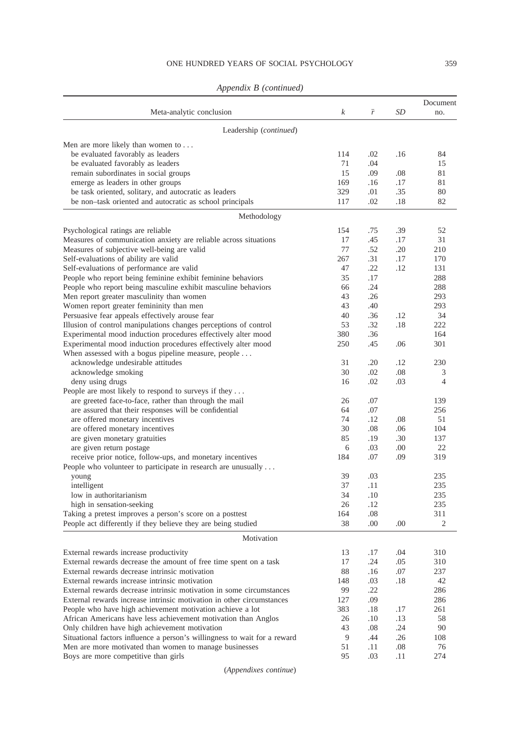*Appendix B (continued)*

| Meta-analytic conclusion | $k$ | $\bar{r}$ | $SD$ | Document no. |
|---|---|---|---|---|
| Leadership (*continued*) | | | | |
| Men are more likely than women to . . . | | | | |
| be evaluated favorably as leaders | 114 | .02 | .16 | 84 |
| be evaluated favorably as leaders | 71 | .04 | | 15 |
| remain subordinates in social groups | 15 | .09 | .08 | 81 |
| emerge as leaders in other groups | 169 | .16 | .17 | 81 |
| be task oriented, solitary, and autocratic as leaders | 329 | .01 | .35 | 80 |
| be non–task oriented and autocratic as school principals | 117 | .02 | .18 | 82 |
| Methodology | | | | |
| Psychological ratings are reliable | 154 | .75 | .39 | 52 |
| Measures of communication anxiety are reliable across situations | 17 | .45 | .17 | 31 |
| Measures of subjective well-being are valid | 77 | .52 | .20 | 210 |
| Self-evaluations of ability are valid | 267 | .31 | .17 | 170 |
| Self-evaluations of performance are valid | 47 | .22 | .12 | 131 |
| People who report being feminine exhibit feminine behaviors | 35 | .17 | | 288 |
| People who report being masculine exhibit masculine behaviors | 66 | .24 | | 288 |
| Men report greater masculinity than women | 43 | .26 | | 293 |
| Women report greater femininity than men | 43 | .40 | | 293 |
| Persuasive fear appeals effectively arouse fear | 40 | .36 | .12 | 34 |
| Illusion of control manipulations changes perceptions of control | 53 | .32 | .18 | 222 |
| Experimental mood induction procedures effectively alter mood | 380 | .36 | | 164 |
| Experimental mood induction procedures effectively alter mood | 250 | .45 | .06 | 301 |
| When assessed with a bogus pipeline measure, people . . . | | | | |
| acknowledge undesirable attitudes | 31 | .20 | .12 | 230 |
| acknowledge smoking | 30 | .02 | .08 | 3 |
| deny using drugs | 16 | .02 | .03 | 4 |
| People are most likely to respond to surveys if they . . . | | | | |
| are greeted face-to-face, rather than through the mail | 26 | .07 | | 139 |
| are assured that their responses will be confidential | 64 | .07 | | 256 |
| are offered monetary incentives | 74 | .12 | .08 | 51 |
| are offered monetary incentives | 30 | .08 | .06 | 104 |
| are given monetary gratuities | 85 | .19 | .30 | 137 |
| are given return postage | 6 | .03 | .00 | 22 |
| receive prior notice, follow-ups, and monetary incentives | 184 | .07 | .09 | 319 |
| People who volunteer to participate in research are unusually . . . | | | | |
| young | 39 | .03 | | 235 |
| intelligent | 37 | .11 | | 235 |
| low in authoritarianism | 34 | .10 | | 235 |
| high in sensation-seeking | 26 | .12 | | 235 |
| Taking a pretest improves a person's score on a posttest | 164 | .08 | | 311 |
| People act differently if they believe they are being studied | 38 | .00 | .00 | 2 |
| Motivation | | | | |
| External rewards increase productivity | 13 | .17 | .04 | 310 |
| External rewards decrease the amount of free time spent on a task | 17 | .24 | .05 | 310 |
| External rewards decrease intrinsic motivation | 88 | .16 | .07 | 237 |
| External rewards increase intrinsic motivation | 148 | .03 | .18 | 42 |
| External rewards decrease intrinsic motivation in some circumstances | 99 | .22 | | 286 |
| External rewards increase intrinsic motivation in other circumstances | 127 | .09 | | 286 |
| People who have high achievement motivation achieve a lot | 383 | .18 | .17 | 261 |
| African Americans have less achievement motivation than Anglos | 26 | .10 | .13 | 58 |
| Only children have high achievement motivation | 43 | .08 | .24 | 90 |
| Situational factors influence a person's willingness to wait for a reward | 9 | .44 | .26 | 108 |
| Men are more motivated than women to manage businesses | 51 | .11 | .08 | 76 |
| Boys are more competitive than girls | 95 | .03 | .11 | 274 |

(*Appendixes continue*)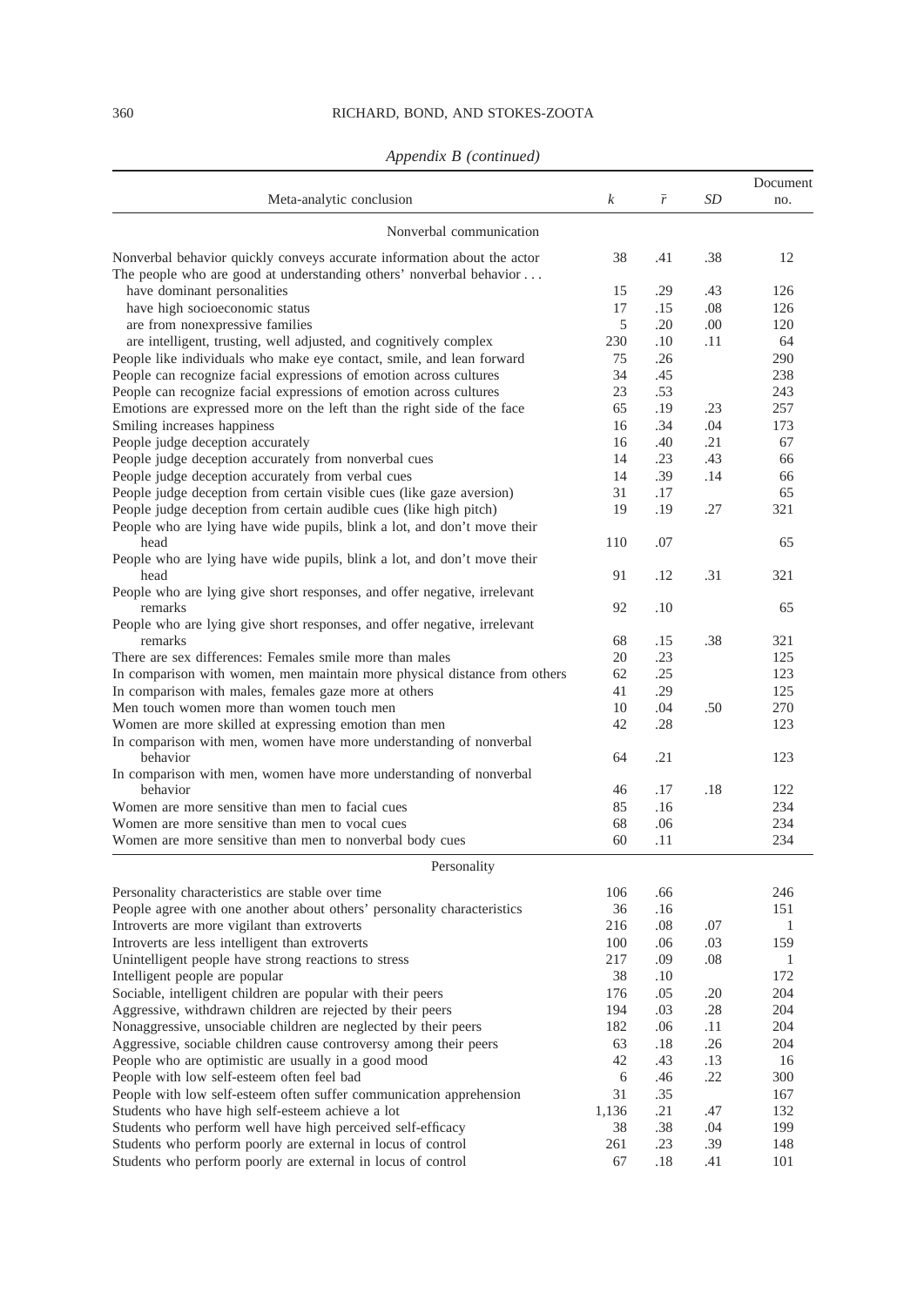*Appendix B (continued)*

| Meta-analytic conclusion | $k$ | $\bar{r}$ | $SD$ | Document no. |
|---|---|---|---|---|
| Nonverbal communication | | | | |
| Nonverbal behavior quickly conveys accurate information about the actor | 38 | .41 | .38 | 12 |
| The people who are good at understanding others' nonverbal behavior . . . | | | | |
| have dominant personalities | 15 | .29 | .43 | 126 |
| have high socioeconomic status | 17 | .15 | .08 | 126 |
| are from nonexpressive families | 5 | .20 | .00 | 120 |
| are intelligent, trusting, well adjusted, and cognitively complex | 230 | .10 | .11 | 64 |
| People like individuals who make eye contact, smile, and lean forward | 75 | .26 | | 290 |
| People can recognize facial expressions of emotion across cultures | 34 | .45 | | 238 |
| People can recognize facial expressions of emotion across cultures | 23 | .53 | | 243 |
| Emotions are expressed more on the left than the right side of the face | 65 | .19 | .23 | 257 |
| Smiling increases happiness | 16 | .34 | .04 | 173 |
| People judge deception accurately | 16 | .40 | .21 | 67 |
| People judge deception accurately from nonverbal cues | 14 | .23 | .43 | 66 |
| People judge deception accurately from verbal cues | 14 | .39 | .14 | 66 |
| People judge deception from certain visible cues (like gaze aversion) | 31 | .17 | | 65 |
| People judge deception from certain audible cues (like high pitch) | 19 | .19 | .27 | 321 |
| People who are lying have wide pupils, blink a lot, and don't move their head | 110 | .07 | | 65 |
| People who are lying have wide pupils, blink a lot, and don't move their head | 91 | .12 | .31 | 321 |
| People who are lying give short responses, and offer negative, irrelevant remarks | 92 | .10 | | 65 |
| People who are lying give short responses, and offer negative, irrelevant remarks | 68 | .15 | .38 | 321 |
| There are sex differences: Females smile more than males | 20 | .23 | | 125 |
| In comparison with women, men maintain more physical distance from others | 62 | .25 | | 123 |
| In comparison with males, females gaze more at others | 41 | .29 | | 125 |
| Men touch women more than women touch men | 10 | .04 | .50 | 270 |
| Women are more skilled at expressing emotion than men | 42 | .28 | | 123 |
| In comparison with men, women have more understanding of nonverbal behavior | 64 | .21 | | 123 |
| In comparison with men, women have more understanding of nonverbal behavior | 46 | .17 | .18 | 122 |
| Women are more sensitive than men to facial cues | 85 | .16 | | 234 |
| Women are more sensitive than men to vocal cues | 68 | .06 | | 234 |
| Women are more sensitive than men to nonverbal body cues | 60 | .11 | | 234 |
| Personality | | | | |
| Personality characteristics are stable over time | 106 | .66 | | 246 |
| People agree with one another about others' personality characteristics | 36 | .16 | | 151 |
| Introverts are more vigilant than extroverts | 216 | .08 | .07 | 1 |
| Introverts are less intelligent than extroverts | 100 | .06 | .03 | 159 |
| Unintelligent people have strong reactions to stress | 217 | .09 | .08 | 1 |
| Intelligent people are popular | 38 | .10 | | 172 |
| Sociable, intelligent children are popular with their peers | 176 | .05 | .20 | 204 |
| Aggressive, withdrawn children are rejected by their peers | 194 | .03 | .28 | 204 |
| Nonaggressive, unsociable children are neglected by their peers | 182 | .06 | .11 | 204 |
| Aggressive, sociable children cause controversy among their peers | 63 | .18 | .26 | 204 |
| People who are optimistic are usually in a good mood | 42 | .43 | .13 | 16 |
| People with low self-esteem often feel bad | 6 | .46 | .22 | 300 |
| People with low self-esteem often suffer communication apprehension | 31 | .35 | | 167 |
| Students who have high self-esteem achieve a lot | 1,136 | .21 | .47 | 132 |
| Students who perform well have high perceived self-efficacy | 38 | .38 | .04 | 199 |
| Students who perform poorly are external in locus of control | 261 | .23 | .39 | 148 |
| Students who perform poorly are external in locus of control | 67 | .18 | .41 | 101 |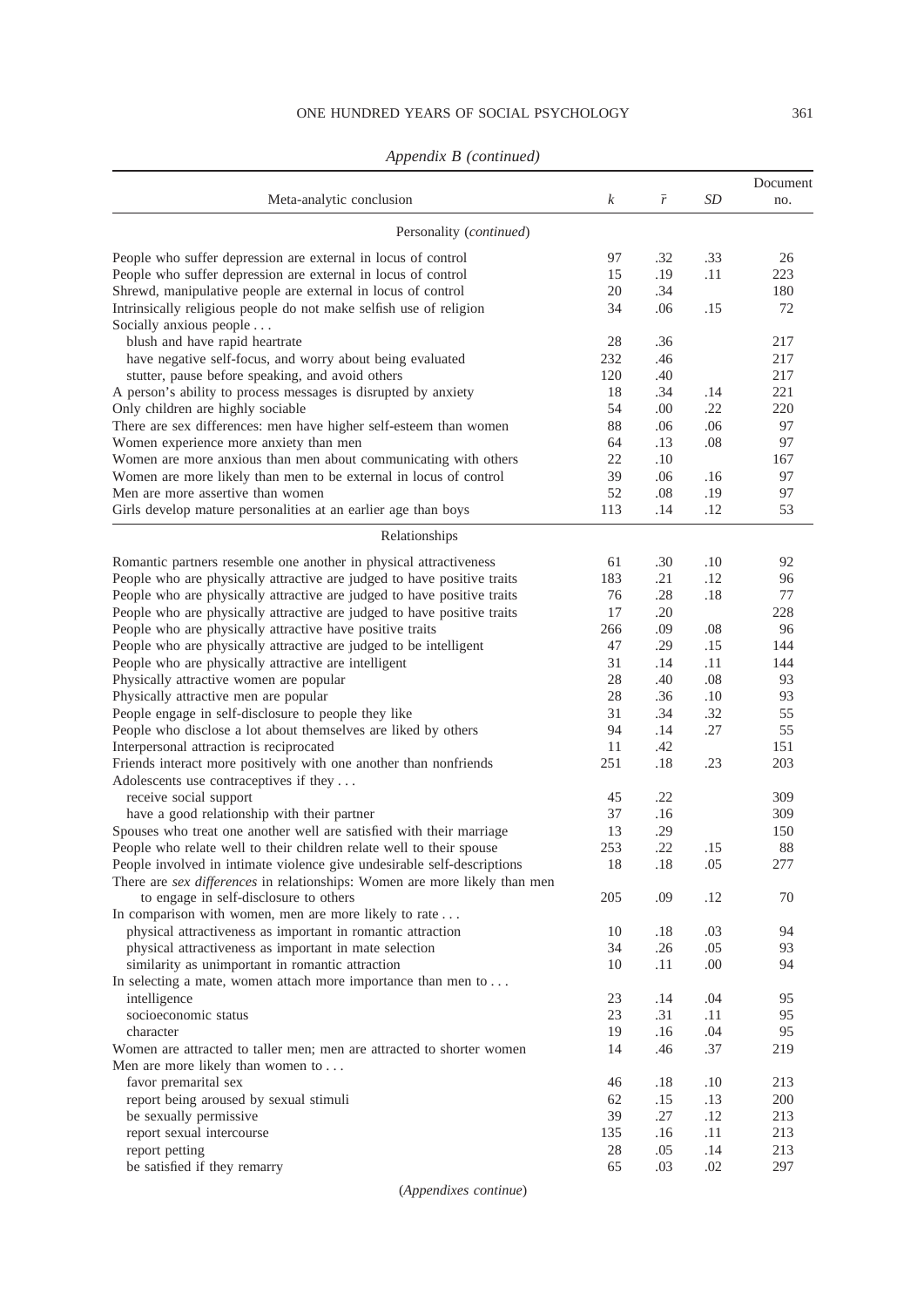*Appendix B (continued)*

| Meta-analytic conclusion | *k* | $\bar{r}$ | *SD* | Document no. |
|---|---|---|---|---|
| Personality (*continued*) | | | | |
| People who suffer depression are external in locus of control | 97 | .32 | .33 | 26 |
| People who suffer depression are external in locus of control | 15 | .19 | .11 | 223 |
| Shrewd, manipulative people are external in locus of control | 20 | .34 | | 180 |
| Intrinsically religious people do not make selfish use of religion | 34 | .06 | .15 | 72 |
| Socially anxious people . . . | | | | |
| blush and have rapid heartrate | 28 | .36 | | 217 |
| have negative self-focus, and worry about being evaluated | 232 | .46 | | 217 |
| stutter, pause before speaking, and avoid others | 120 | .40 | | 217 |
| A person's ability to process messages is disrupted by anxiety | 18 | .34 | .14 | 221 |
| Only children are highly sociable | 54 | .00 | .22 | 220 |
| There are sex differences: men have higher self-esteem than women | 88 | .06 | .06 | 97 |
| Women experience more anxiety than men | 64 | .13 | .08 | 97 |
| Women are more anxious than men about communicating with others | 22 | .10 | | 167 |
| Women are more likely than men to be external in locus of control | 39 | .06 | .16 | 97 |
| Men are more assertive than women | 52 | .08 | .19 | 97 |
| Girls develop mature personalities at an earlier age than boys | 113 | .14 | .12 | 53 |
| Relationships | | | | |
| Romantic partners resemble one another in physical attractiveness | 61 | .30 | .10 | 92 |
| People who are physically attractive are judged to have positive traits | 183 | .21 | .12 | 96 |
| People who are physically attractive are judged to have positive traits | 76 | .28 | .18 | 77 |
| People who are physically attractive are judged to have positive traits | 17 | .20 | | 228 |
| People who are physically attractive have positive traits | 266 | .09 | .08 | 96 |
| People who are physically attractive are judged to be intelligent | 47 | .29 | .15 | 144 |
| People who are physically attractive are intelligent | 31 | .14 | .11 | 144 |
| Physically attractive women are popular | 28 | .40 | .08 | 93 |
| Physically attractive men are popular | 28 | .36 | .10 | 93 |
| People engage in self-disclosure to people they like | 31 | .34 | .32 | 55 |
| People who disclose a lot about themselves are liked by others | 94 | .14 | .27 | 55 |
| Interpersonal attraction is reciprocated | 11 | .42 | | 151 |
| Friends interact more positively with one another than nonfriends | 251 | .18 | .23 | 203 |
| Adolescents use contraceptives if they . . . | | | | |
| receive social support | 45 | .22 | | 309 |
| have a good relationship with their partner | 37 | .16 | | 309 |
| Spouses who treat one another well are satisfied with their marriage | 13 | .29 | | 150 |
| People who relate well to their children relate well to their spouse | 253 | .22 | .15 | 88 |
| People involved in intimate violence give undesirable self-descriptions | 18 | .18 | .05 | 277 |
| There are *sex differences* in relationships: Women are more likely than men to engage in self-disclosure to others | 205 | .09 | .12 | 70 |
| In comparison with women, men are more likely to rate . . . | | | | |
| physical attractiveness as important in romantic attraction | 10 | .18 | .03 | 94 |
| physical attractiveness as important in mate selection | 34 | .26 | .05 | 93 |
| similarity as unimportant in romantic attraction | 10 | .11 | .00 | 94 |
| In selecting a mate, women attach more importance than men to . . . | | | | |
| intelligence | 23 | .14 | .04 | 95 |
| socioeconomic status | 23 | .31 | .11 | 95 |
| character | 19 | .16 | .04 | 95 |
| Women are attracted to taller men; men are attracted to shorter women | 14 | .46 | .37 | 219 |
| Men are more likely than women to . . . | | | | |
| favor premarital sex | 46 | .18 | .10 | 213 |
| report being aroused by sexual stimuli | 62 | .15 | .13 | 200 |
| be sexually permissive | 39 | .27 | .12 | 213 |
| report sexual intercourse | 135 | .16 | .11 | 213 |
| report petting | 28 | .05 | .14 | 213 |
| be satisfied if they remarry | 65 | .03 | .02 | 297 |

(*Appendixes continue*)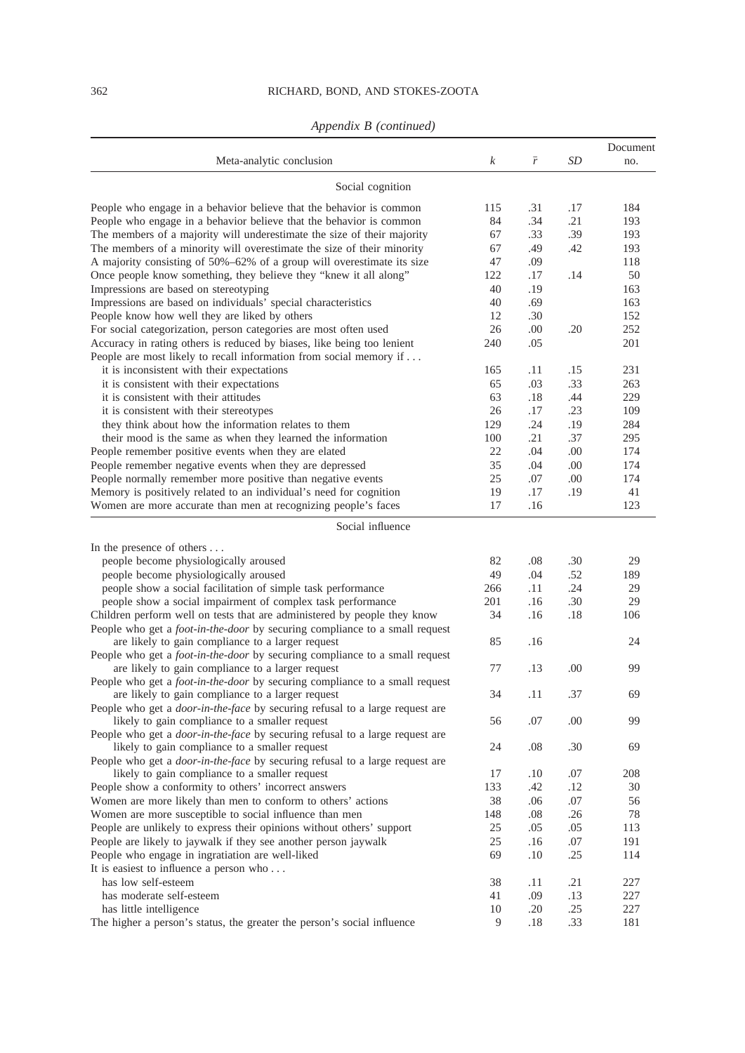*Appendix B (continued)*

| Meta-analytic conclusion | $k$ | $\bar{r}$ | $SD$ | Document no. |
|---|---|---|---|---|
| Social cognition | | | | |
| People who engage in a behavior believe that the behavior is common | 115 | .31 | .17 | 184 |
| People who engage in a behavior believe that the behavior is common | 84 | .34 | .21 | 193 |
| The members of a majority will underestimate the size of their majority | 67 | .33 | .39 | 193 |
| The members of a minority will overestimate the size of their minority | 67 | .49 | .42 | 193 |
| A majority consisting of 50%–62% of a group will overestimate its size | 47 | .09 | | 118 |
| Once people know something, they believe they "knew it all along" | 122 | .17 | .14 | 50 |
| Impressions are based on stereotyping | 40 | .19 | | 163 |
| Impressions are based on individuals' special characteristics | 40 | .69 | | 163 |
| People know how well they are liked by others | 12 | .30 | | 152 |
| For social categorization, person categories are most often used | 26 | .00 | .20 | 252 |
| Accuracy in rating others is reduced by biases, like being too lenient | 240 | .05 | | 201 |
| People are most likely to recall information from social memory if . . . | | | | |
| it is inconsistent with their expectations | 165 | .11 | .15 | 231 |
| it is consistent with their expectations | 65 | .03 | .33 | 263 |
| it is consistent with their attitudes | 63 | .18 | .44 | 229 |
| it is consistent with their stereotypes | 26 | .17 | .23 | 109 |
| they think about how the information relates to them | 129 | .24 | .19 | 284 |
| their mood is the same as when they learned the information | 100 | .21 | .37 | 295 |
| People remember positive events when they are elated | 22 | .04 | .00 | 174 |
| People remember negative events when they are depressed | 35 | .04 | .00 | 174 |
| People normally remember more positive than negative events | 25 | .07 | .00 | 174 |
| Memory is positively related to an individual's need for cognition | 19 | .17 | .19 | 41 |
| Women are more accurate than men at recognizing people's faces | 17 | .16 | | 123 |
| Social influence | | | | |
| In the presence of others . . . | | | | |
| people become physiologically aroused | 82 | .08 | .30 | 29 |
| people become physiologically aroused | 49 | .04 | .52 | 189 |
| people show a social facilitation of simple task performance | 266 | .11 | .24 | 29 |
| people show a social impairment of complex task performance | 201 | .16 | .30 | 29 |
| Children perform well on tests that are administered by people they know | 34 | .16 | .18 | 106 |
| People who get a *foot-in-the-door* by securing compliance to a small request are likely to gain compliance to a larger request | 85 | .16 | | 24 |
| People who get a *foot-in-the-door* by securing compliance to a small request are likely to gain compliance to a larger request | 77 | .13 | .00 | 99 |
| People who get a *foot-in-the-door* by securing compliance to a small request are likely to gain compliance to a larger request | 34 | .11 | .37 | 69 |
| People who get a *door-in-the-face* by securing refusal to a large request are likely to gain compliance to a smaller request | 56 | .07 | .00 | 99 |
| People who get a *door-in-the-face* by securing refusal to a large request are likely to gain compliance to a smaller request | 24 | .08 | .30 | 69 |
| People who get a *door-in-the-face* by securing refusal to a large request are likely to gain compliance to a smaller request | 17 | .10 | .07 | 208 |
| People show a conformity to others' incorrect answers | 133 | .42 | .12 | 30 |
| Women are more likely than men to conform to others' actions | 38 | .06 | .07 | 56 |
| Women are more susceptible to social influence than men | 148 | .08 | .26 | 78 |
| People are unlikely to express their opinions without others' support | 25 | .05 | .05 | 113 |
| People are likely to jaywalk if they see another person jaywalk | 25 | .16 | .07 | 191 |
| People who engage in ingratiation are well-liked | 69 | .10 | .25 | 114 |
| It is easiest to influence a person who . . . | | | | |
| has low self-esteem | 38 | .11 | .21 | 227 |
| has moderate self-esteem | 41 | .09 | .13 | 227 |
| has little intelligence | 10 | .20 | .25 | 227 |
| The higher a person's status, the greater the person's social influence | 9 | .18 | .33 | 181 |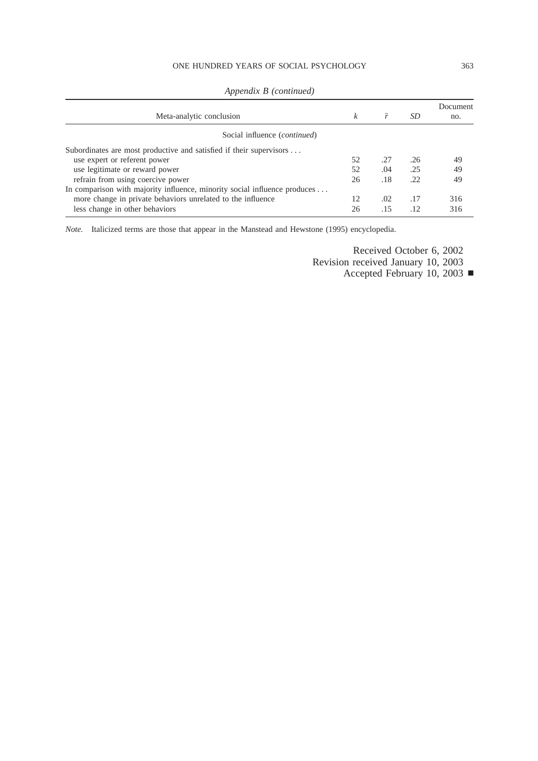*Appendix B (continued)*

| Meta-analytic conclusion | *k* | $\bar{r}$ | *SD* | Document no. |
|---|---|---|---|---|
| Social influence (*continued*) | | | | |
| Subordinates are most productive and satisfied if their supervisors . . . | | | | |
| use expert or referent power | 52 | .27 | .26 | 49 |
| use legitimate or reward power | 52 | .04 | .25 | 49 |
| refrain from using coercive power | 26 | .18 | .22 | 49 |
| In comparison with majority influence, minority social influence produces . . . | | | | |
| more change in private behaviors unrelated to the influence | 12 | .02 | .17 | 316 |
| less change in other behaviors | 26 | .15 | .12 | 316 |

*Note.* Italicized terms are those that appear in the Manstead and Hewstone (1995) encyclopedia.

Received October 6, 2002
Revision received January 10, 2003
Accepted February 10, 2003 ■